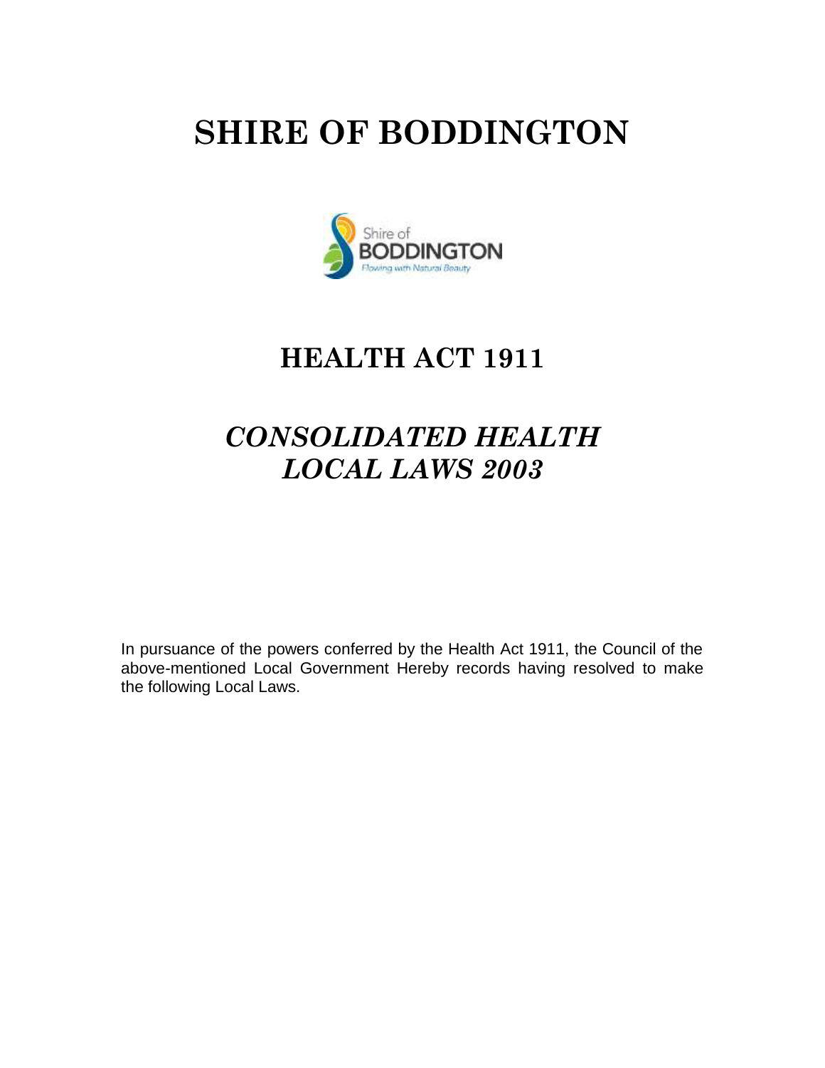# SHIRE OF BODDINGTON

## HEALTH ACT 1911

## *CONSOLIDATED HEALTH LOCAL LAWS 2003*

In pursuance of the powers conferred by the Health Act 1911, the Council of the above-mentioned Local Government Hereby records having resolved to make the following Local Laws.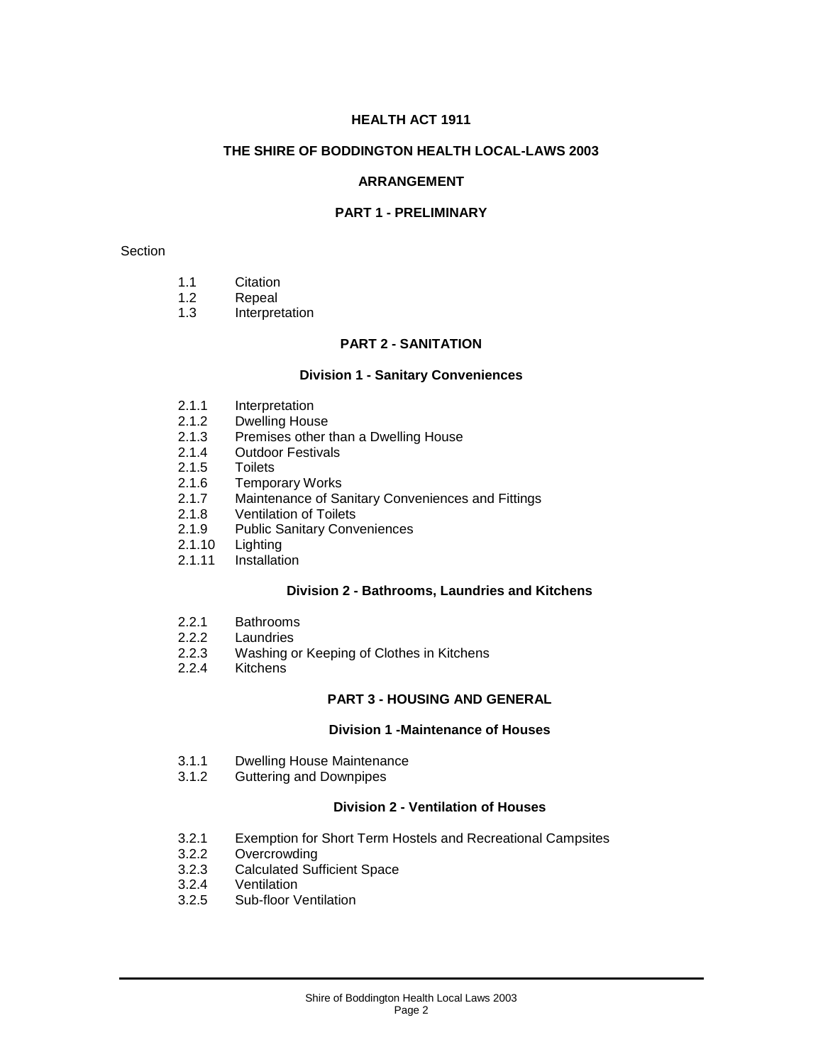# HEALTH ACT 1911

## THE SHIRE OF BODDINGTON HEALTH LOCAL-LAWS 2003

## ARRANGEMENT

## PART 1 - PRELIMINARY

Section

1.1 Citation
1.2 Repeal
1.3 Interpretation

## PART 2 - SANITATION

### Division 1 - Sanitary Conveniences

2.1.1 Interpretation
2.1.2 Dwelling House
2.1.3 Premises other than a Dwelling House
2.1.4 Outdoor Festivals
2.1.5 Toilets
2.1.6 Temporary Works
2.1.7 Maintenance of Sanitary Conveniences and Fittings
2.1.8 Ventilation of Toilets
2.1.9 Public Sanitary Conveniences
2.1.10 Lighting
2.1.11 Installation

### Division 2 - Bathrooms, Laundries and Kitchens

2.2.1 Bathrooms
2.2.2 Laundries
2.2.3 Washing or Keeping of Clothes in Kitchens
2.2.4 Kitchens

## PART 3 - HOUSING AND GENERAL

### Division 1 -Maintenance of Houses

3.1.1 Dwelling House Maintenance
3.1.2 Guttering and Downpipes

### Division 2 - Ventilation of Houses

3.2.1 Exemption for Short Term Hostels and Recreational Campsites
3.2.2 Overcrowding
3.2.3 Calculated Sufficient Space
3.2.4 Ventilation
3.2.5 Sub-floor Ventilation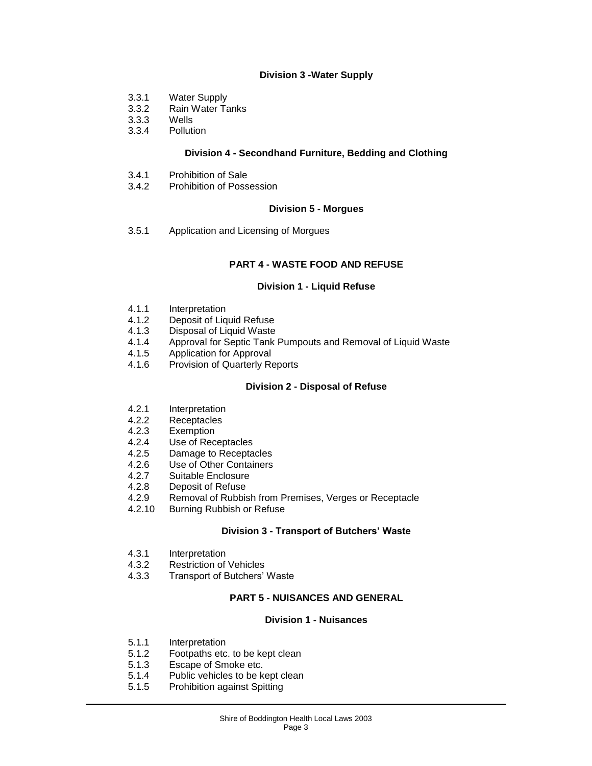### Division 3 -Water Supply

3.3.1 Water Supply
3.3.2 Rain Water Tanks
3.3.3 Wells
3.3.4 Pollution

### Division 4 - Secondhand Furniture, Bedding and Clothing

3.4.1 Prohibition of Sale
3.4.2 Prohibition of Possession

### Division 5 - Morgues

3.5.1 Application and Licensing of Morgues

## PART 4 - WASTE FOOD AND REFUSE

### Division 1 - Liquid Refuse

4.1.1 Interpretation
4.1.2 Deposit of Liquid Refuse
4.1.3 Disposal of Liquid Waste
4.1.4 Approval for Septic Tank Pumpouts and Removal of Liquid Waste
4.1.5 Application for Approval
4.1.6 Provision of Quarterly Reports

### Division 2 - Disposal of Refuse

4.2.1 Interpretation
4.2.2 Receptacles
4.2.3 Exemption
4.2.4 Use of Receptacles
4.2.5 Damage to Receptacles
4.2.6 Use of Other Containers
4.2.7 Suitable Enclosure
4.2.8 Deposit of Refuse
4.2.9 Removal of Rubbish from Premises, Verges or Receptacle
4.2.10 Burning Rubbish or Refuse

### Division 3 - Transport of Butchers' Waste

4.3.1 Interpretation
4.3.2 Restriction of Vehicles
4.3.3 Transport of Butchers' Waste

## PART 5 - NUISANCES AND GENERAL

### Division 1 - Nuisances

5.1.1 Interpretation
5.1.2 Footpaths etc. to be kept clean
5.1.3 Escape of Smoke etc.
5.1.4 Public vehicles to be kept clean
5.1.5 Prohibition against Spitting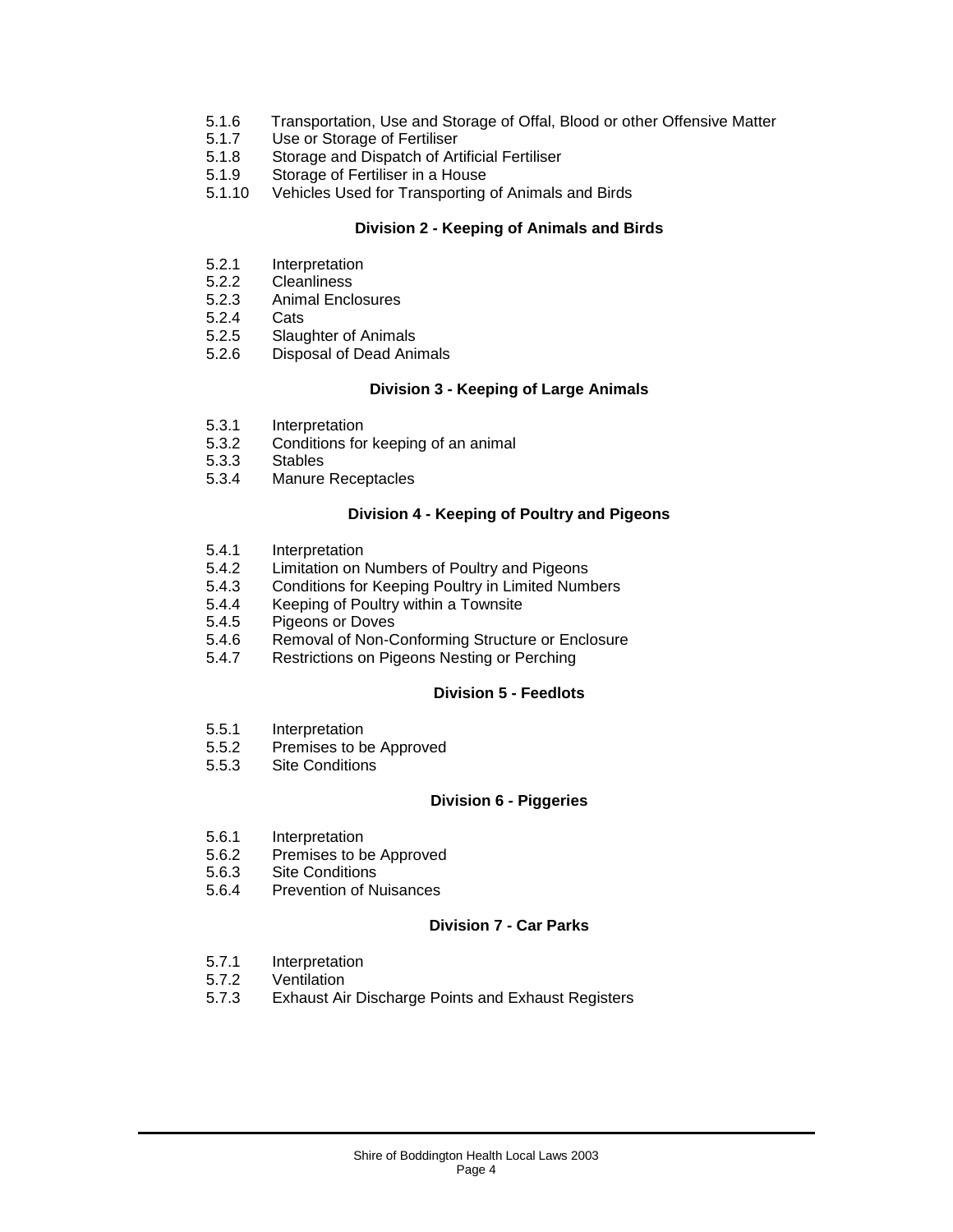5.1.6 Transportation, Use and Storage of Offal, Blood or other Offensive Matter
5.1.7 Use or Storage of Fertiliser
5.1.8 Storage and Dispatch of Artificial Fertiliser
5.1.9 Storage of Fertiliser in a House
5.1.10 Vehicles Used for Transporting of Animals and Birds

**Division 2 - Keeping of Animals and Birds**

5.2.1 Interpretation
5.2.2 Cleanliness
5.2.3 Animal Enclosures
5.2.4 Cats
5.2.5 Slaughter of Animals
5.2.6 Disposal of Dead Animals

**Division 3 - Keeping of Large Animals**

5.3.1 Interpretation
5.3.2 Conditions for keeping of an animal
5.3.3 Stables
5.3.4 Manure Receptacles

**Division 4 - Keeping of Poultry and Pigeons**

5.4.1 Interpretation
5.4.2 Limitation on Numbers of Poultry and Pigeons
5.4.3 Conditions for Keeping Poultry in Limited Numbers
5.4.4 Keeping of Poultry within a Townsite
5.4.5 Pigeons or Doves
5.4.6 Removal of Non-Conforming Structure or Enclosure
5.4.7 Restrictions on Pigeons Nesting or Perching

**Division 5 - Feedlots**

5.5.1 Interpretation
5.5.2 Premises to be Approved
5.5.3 Site Conditions

**Division 6 - Piggeries**

5.6.1 Interpretation
5.6.2 Premises to be Approved
5.6.3 Site Conditions
5.6.4 Prevention of Nuisances

**Division 7 - Car Parks**

5.7.1 Interpretation
5.7.2 Ventilation
5.7.3 Exhaust Air Discharge Points and Exhaust Registers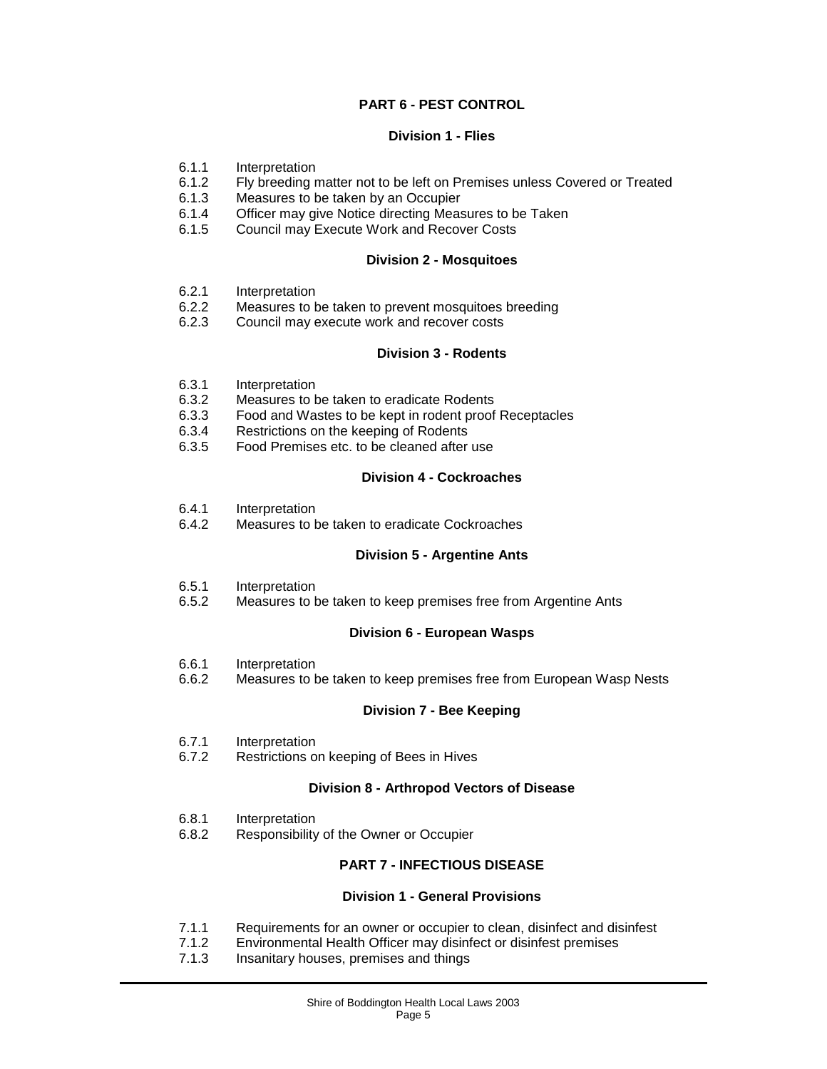## PART 6 - PEST CONTROL

### Division 1 - Flies

6.1.1 Interpretation
6.1.2 Fly breeding matter not to be left on Premises unless Covered or Treated
6.1.3 Measures to be taken by an Occupier
6.1.4 Officer may give Notice directing Measures to be Taken
6.1.5 Council may Execute Work and Recover Costs

### Division 2 - Mosquitoes

6.2.1 Interpretation
6.2.2 Measures to be taken to prevent mosquitoes breeding
6.2.3 Council may execute work and recover costs

### Division 3 - Rodents

6.3.1 Interpretation
6.3.2 Measures to be taken to eradicate Rodents
6.3.3 Food and Wastes to be kept in rodent proof Receptacles
6.3.4 Restrictions on the keeping of Rodents
6.3.5 Food Premises etc. to be cleaned after use

### Division 4 - Cockroaches

6.4.1 Interpretation
6.4.2 Measures to be taken to eradicate Cockroaches

### Division 5 - Argentine Ants

6.5.1 Interpretation
6.5.2 Measures to be taken to keep premises free from Argentine Ants

### Division 6 - European Wasps

6.6.1 Interpretation
6.6.2 Measures to be taken to keep premises free from European Wasp Nests

### Division 7 - Bee Keeping

6.7.1 Interpretation
6.7.2 Restrictions on keeping of Bees in Hives

### Division 8 - Arthropod Vectors of Disease

6.8.1 Interpretation
6.8.2 Responsibility of the Owner or Occupier

## PART 7 - INFECTIOUS DISEASE

### Division 1 - General Provisions

7.1.1 Requirements for an owner or occupier to clean, disinfect and disinfest
7.1.2 Environmental Health Officer may disinfect or disinfest premises
7.1.3 Insanitary houses, premises and things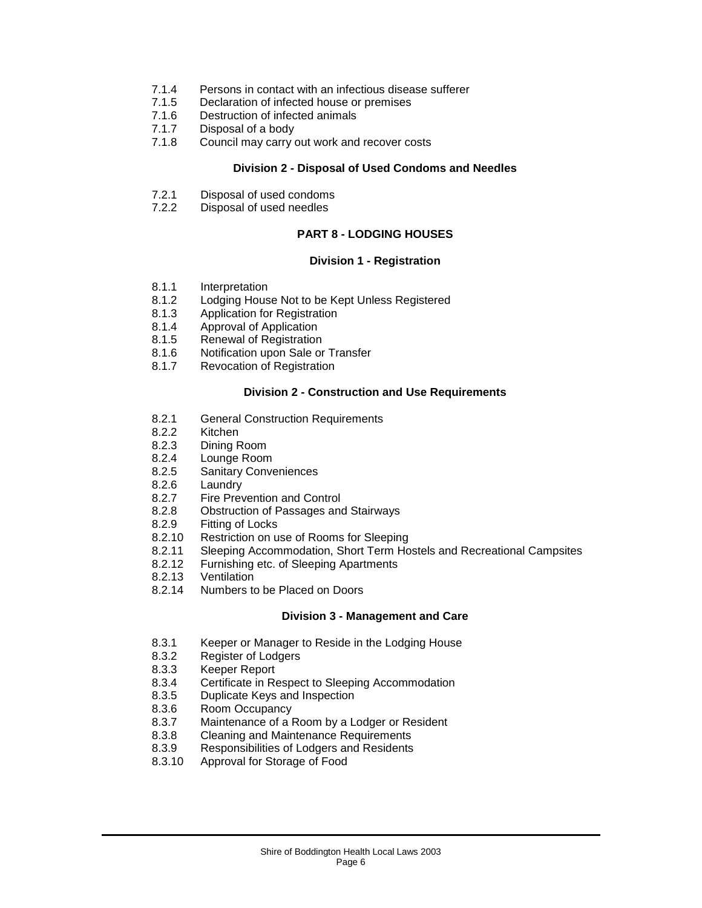7.1.4 Persons in contact with an infectious disease sufferer
7.1.5 Declaration of infected house or premises
7.1.6 Destruction of infected animals
7.1.7 Disposal of a body
7.1.8 Council may carry out work and recover costs

**Division 2 - Disposal of Used Condoms and Needles**

7.2.1 Disposal of used condoms
7.2.2 Disposal of used needles

**PART 8 - LODGING HOUSES**

**Division 1 - Registration**

8.1.1 Interpretation
8.1.2 Lodging House Not to be Kept Unless Registered
8.1.3 Application for Registration
8.1.4 Approval of Application
8.1.5 Renewal of Registration
8.1.6 Notification upon Sale or Transfer
8.1.7 Revocation of Registration

**Division 2 - Construction and Use Requirements**

8.2.1 General Construction Requirements
8.2.2 Kitchen
8.2.3 Dining Room
8.2.4 Lounge Room
8.2.5 Sanitary Conveniences
8.2.6 Laundry
8.2.7 Fire Prevention and Control
8.2.8 Obstruction of Passages and Stairways
8.2.9 Fitting of Locks
8.2.10 Restriction on use of Rooms for Sleeping
8.2.11 Sleeping Accommodation, Short Term Hostels and Recreational Campsites
8.2.12 Furnishing etc. of Sleeping Apartments
8.2.13 Ventilation
8.2.14 Numbers to be Placed on Doors

**Division 3 - Management and Care**

8.3.1 Keeper or Manager to Reside in the Lodging House
8.3.2 Register of Lodgers
8.3.3 Keeper Report
8.3.4 Certificate in Respect to Sleeping Accommodation
8.3.5 Duplicate Keys and Inspection
8.3.6 Room Occupancy
8.3.7 Maintenance of a Room by a Lodger or Resident
8.3.8 Cleaning and Maintenance Requirements
8.3.9 Responsibilities of Lodgers and Residents
8.3.10 Approval for Storage of Food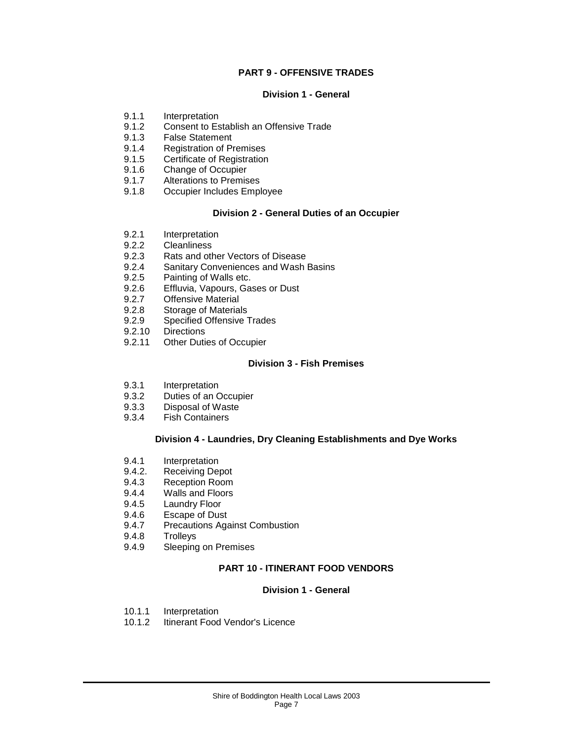## PART 9 - OFFENSIVE TRADES

### Division 1 - General

- 9.1.1 Interpretation
- 9.1.2 Consent to Establish an Offensive Trade
- 9.1.3 False Statement
- 9.1.4 Registration of Premises
- 9.1.5 Certificate of Registration
- 9.1.6 Change of Occupier
- 9.1.7 Alterations to Premises
- 9.1.8 Occupier Includes Employee

### Division 2 - General Duties of an Occupier

- 9.2.1 Interpretation
- 9.2.2 Cleanliness
- 9.2.3 Rats and other Vectors of Disease
- 9.2.4 Sanitary Conveniences and Wash Basins
- 9.2.5 Painting of Walls etc.
- 9.2.6 Effluvia, Vapours, Gases or Dust
- 9.2.7 Offensive Material
- 9.2.8 Storage of Materials
- 9.2.9 Specified Offensive Trades
- 9.2.10 Directions
- 9.2.11 Other Duties of Occupier

### Division 3 - Fish Premises

- 9.3.1 Interpretation
- 9.3.2 Duties of an Occupier
- 9.3.3 Disposal of Waste
- 9.3.4 Fish Containers

### Division 4 - Laundries, Dry Cleaning Establishments and Dye Works

- 9.4.1 Interpretation
- 9.4.2. Receiving Depot
- 9.4.3 Reception Room
- 9.4.4 Walls and Floors
- 9.4.5 Laundry Floor
- 9.4.6 Escape of Dust
- 9.4.7 Precautions Against Combustion
- 9.4.8 Trolleys
- 9.4.9 Sleeping on Premises

## PART 10 - ITINERANT FOOD VENDORS

### Division 1 - General

- 10.1.1 Interpretation
- 10.1.2 Itinerant Food Vendor's Licence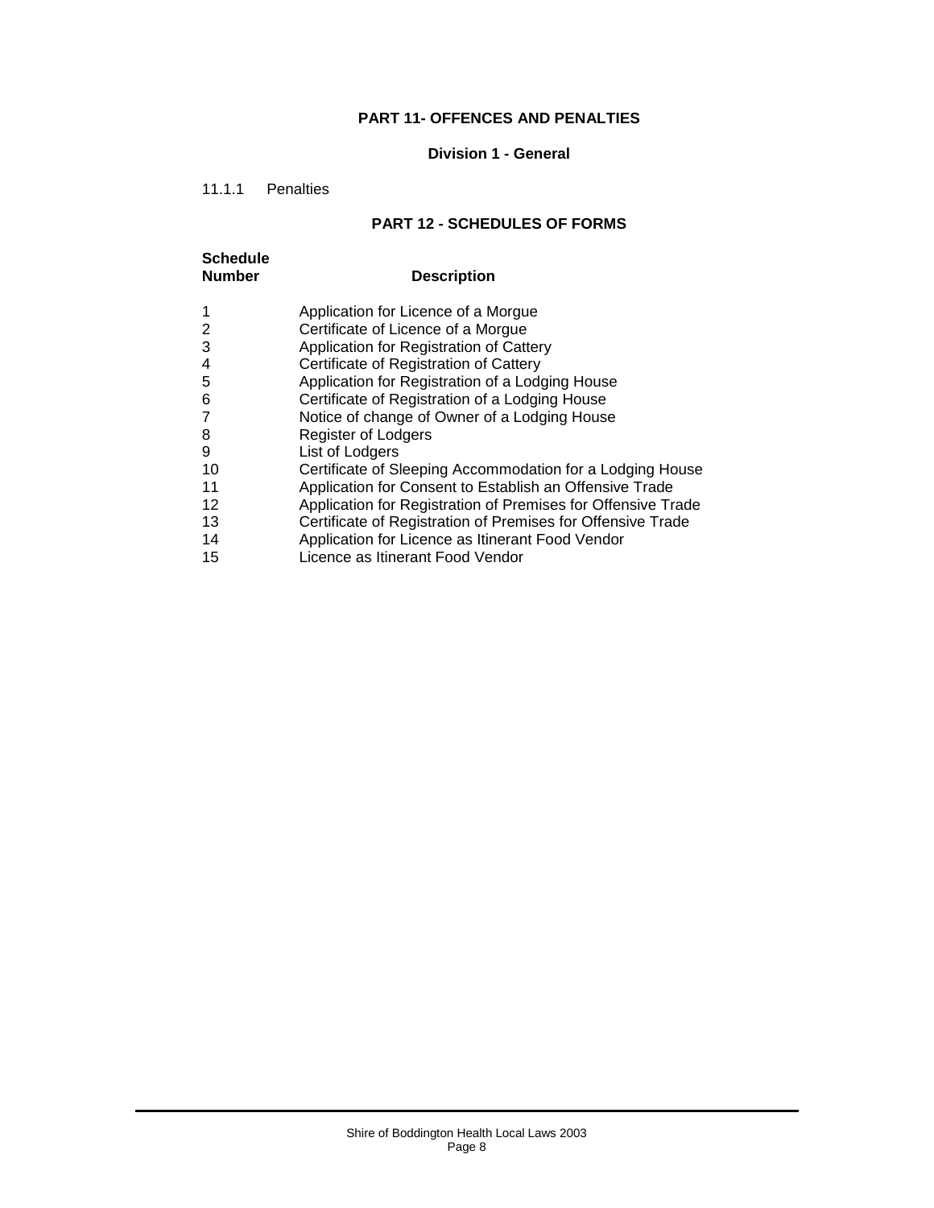## PART 11- OFFENCES AND PENALTIES

### Division 1 - General

11.1.1 Penalties

## PART 12 - SCHEDULES OF FORMS

| Schedule Number | Description |
|---|---|
| 1 | Application for Licence of a Morgue |
| 2 | Certificate of Licence of a Morgue |
| 3 | Application for Registration of Cattery |
| 4 | Certificate of Registration of Cattery |
| 5 | Application for Registration of a Lodging House |
| 6 | Certificate of Registration of a Lodging House |
| 7 | Notice of change of Owner of a Lodging House |
| 8 | Register of Lodgers |
| 9 | List of Lodgers |
| 10 | Certificate of Sleeping Accommodation for a Lodging House |
| 11 | Application for Consent to Establish an Offensive Trade |
| 12 | Application for Registration of Premises for Offensive Trade |
| 13 | Certificate of Registration of Premises for Offensive Trade |
| 14 | Application for Licence as Itinerant Food Vendor |
| 15 | Licence as Itinerant Food Vendor |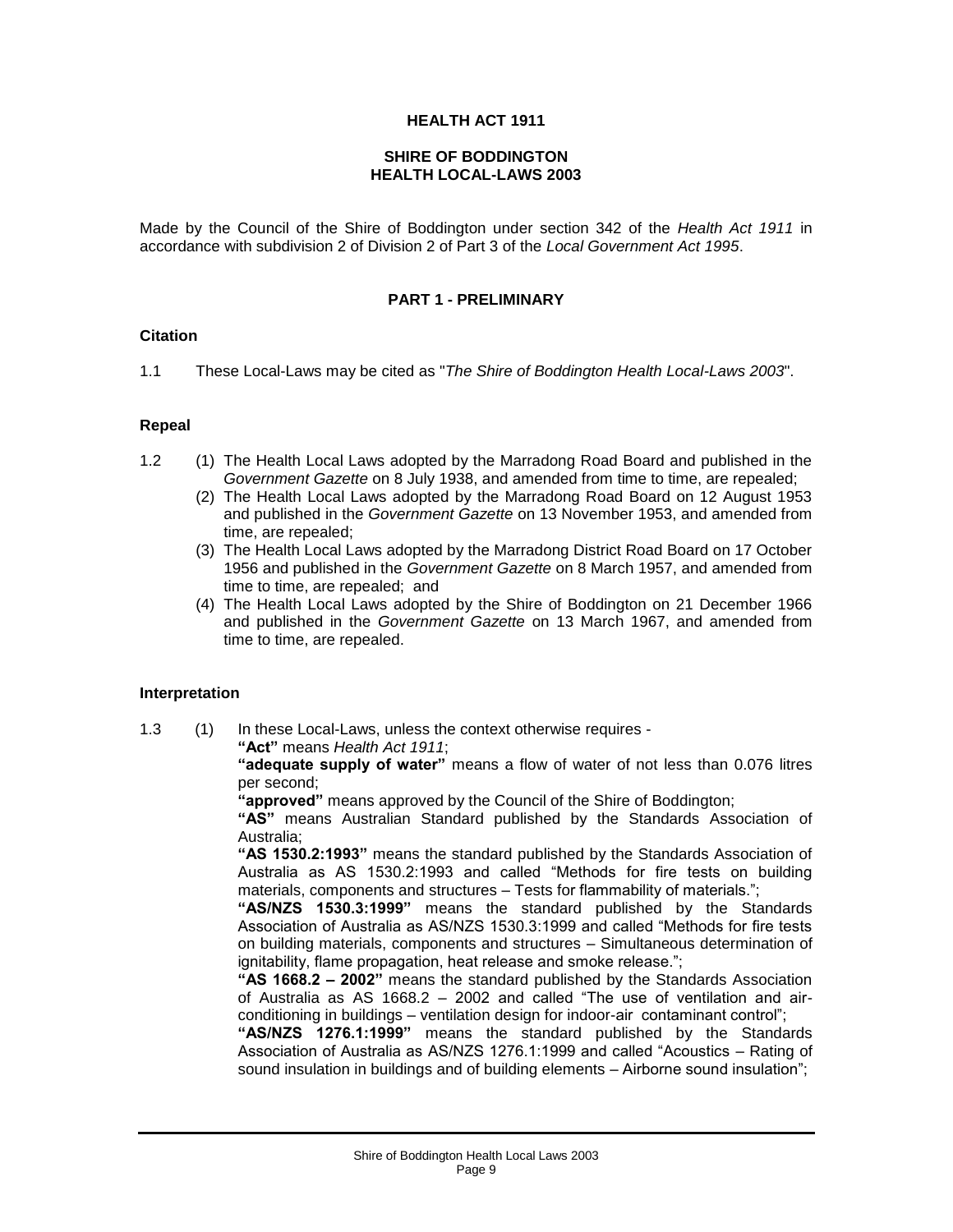**HEALTH ACT 1911**

**SHIRE OF BODDINGTON**
**HEALTH LOCAL-LAWS 2003**

Made by the Council of the Shire of Boddington under section 342 of the *Health Act 1911* in accordance with subdivision 2 of Division 2 of Part 3 of the *Local Government Act 1995*.

## PART 1 - PRELIMINARY

### Citation

1.1 These Local-Laws may be cited as "*The Shire of Boddington Health Local-Laws 2003*".

### Repeal

1.2 (1) The Health Local Laws adopted by the Marradong Road Board and published in the *Government Gazette* on 8 July 1938, and amended from time to time, are repealed;

(2) The Health Local Laws adopted by the Marradong Road Board on 12 August 1953 and published in the *Government Gazette* on 13 November 1953, and amended from time, are repealed;

(3) The Health Local Laws adopted by the Marradong District Road Board on 17 October 1956 and published in the *Government Gazette* on 8 March 1957, and amended from time to time, are repealed; and

(4) The Health Local Laws adopted by the Shire of Boddington on 21 December 1966 and published in the *Government Gazette* on 13 March 1967, and amended from time to time, are repealed.

### Interpretation

1.3 (1) In these Local-Laws, unless the context otherwise requires -

**"Act"** means *Health Act 1911*;

**"adequate supply of water"** means a flow of water of not less than 0.076 litres per second;

**"approved"** means approved by the Council of the Shire of Boddington;

**"AS"** means Australian Standard published by the Standards Association of Australia;

**"AS 1530.2:1993"** means the standard published by the Standards Association of Australia as AS 1530.2:1993 and called "Methods for fire tests on building materials, components and structures – Tests for flammability of materials.";

**"AS/NZS 1530.3:1999"** means the standard published by the Standards Association of Australia as AS/NZS 1530.3:1999 and called "Methods for fire tests on building materials, components and structures – Simultaneous determination of ignitability, flame propagation, heat release and smoke release.";

**"AS 1668.2 – 2002"** means the standard published by the Standards Association of Australia as AS 1668.2 – 2002 and called "The use of ventilation and air-conditioning in buildings – ventilation design for indoor-air contaminant control";

**"AS/NZS 1276.1:1999"** means the standard published by the Standards Association of Australia as AS/NZS 1276.1:1999 and called "Acoustics – Rating of sound insulation in buildings and of building elements – Airborne sound insulation";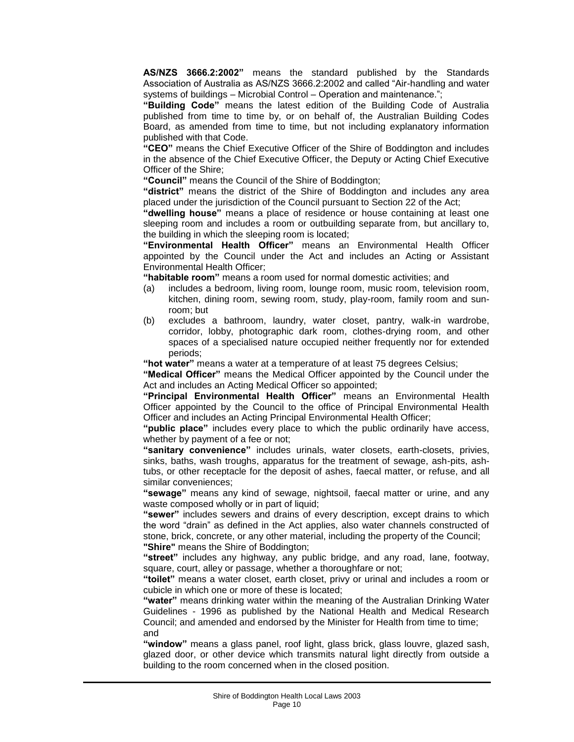**AS/NZS 3666.2:2002"** means the standard published by the Standards Association of Australia as AS/NZS 3666.2:2002 and called "Air-handling and water systems of buildings – Microbial Control – Operation and maintenance.";

**"Building Code"** means the latest edition of the Building Code of Australia published from time to time by, or on behalf of, the Australian Building Codes Board, as amended from time to time, but not including explanatory information published with that Code.

**"CEO"** means the Chief Executive Officer of the Shire of Boddington and includes in the absence of the Chief Executive Officer, the Deputy or Acting Chief Executive Officer of the Shire;

**"Council"** means the Council of the Shire of Boddington;

**"district"** means the district of the Shire of Boddington and includes any area placed under the jurisdiction of the Council pursuant to Section 22 of the Act;

**"dwelling house"** means a place of residence or house containing at least one sleeping room and includes a room or outbuilding separate from, but ancillary to, the building in which the sleeping room is located;

**"Environmental Health Officer"** means an Environmental Health Officer appointed by the Council under the Act and includes an Acting or Assistant Environmental Health Officer;

**"habitable room"** means a room used for normal domestic activities; and

(a) includes a bedroom, living room, lounge room, music room, television room, kitchen, dining room, sewing room, study, play-room, family room and sun-room; but

(b) excludes a bathroom, laundry, water closet, pantry, walk-in wardrobe, corridor, lobby, photographic dark room, clothes-drying room, and other spaces of a specialised nature occupied neither frequently nor for extended periods;

**"hot water"** means a water at a temperature of at least 75 degrees Celsius;

**"Medical Officer"** means the Medical Officer appointed by the Council under the Act and includes an Acting Medical Officer so appointed;

**"Principal Environmental Health Officer"** means an Environmental Health Officer appointed by the Council to the office of Principal Environmental Health Officer and includes an Acting Principal Environmental Health Officer;

**"public place"** includes every place to which the public ordinarily have access, whether by payment of a fee or not;

**"sanitary convenience"** includes urinals, water closets, earth-closets, privies, sinks, baths, wash troughs, apparatus for the treatment of sewage, ash-pits, ash-tubs, or other receptacle for the deposit of ashes, faecal matter, or refuse, and all similar conveniences;

**"sewage"** means any kind of sewage, nightsoil, faecal matter or urine, and any waste composed wholly or in part of liquid;

**"sewer"** includes sewers and drains of every description, except drains to which the word "drain" as defined in the Act applies, also water channels constructed of stone, brick, concrete, or any other material, including the property of the Council;

**"Shire"** means the Shire of Boddington;

**"street"** includes any highway, any public bridge, and any road, lane, footway, square, court, alley or passage, whether a thoroughfare or not;

**"toilet"** means a water closet, earth closet, privy or urinal and includes a room or cubicle in which one or more of these is located;

**"water"** means drinking water within the meaning of the Australian Drinking Water Guidelines - 1996 as published by the National Health and Medical Research Council; and amended and endorsed by the Minister for Health from time to time; and

**"window"** means a glass panel, roof light, glass brick, glass louvre, glazed sash, glazed door, or other device which transmits natural light directly from outside a building to the room concerned when in the closed position.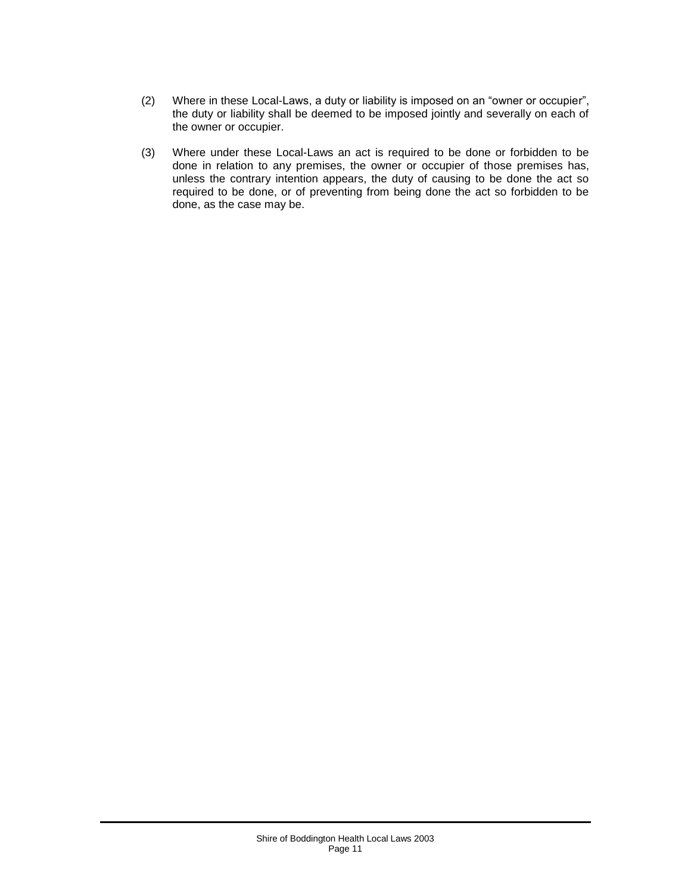(2) Where in these Local-Laws, a duty or liability is imposed on an “owner or occupier”, the duty or liability shall be deemed to be imposed jointly and severally on each of the owner or occupier.

(3) Where under these Local-Laws an act is required to be done or forbidden to be done in relation to any premises, the owner or occupier of those premises has, unless the contrary intention appears, the duty of causing to be done the act so required to be done, or of preventing from being done the act so forbidden to be done, as the case may be.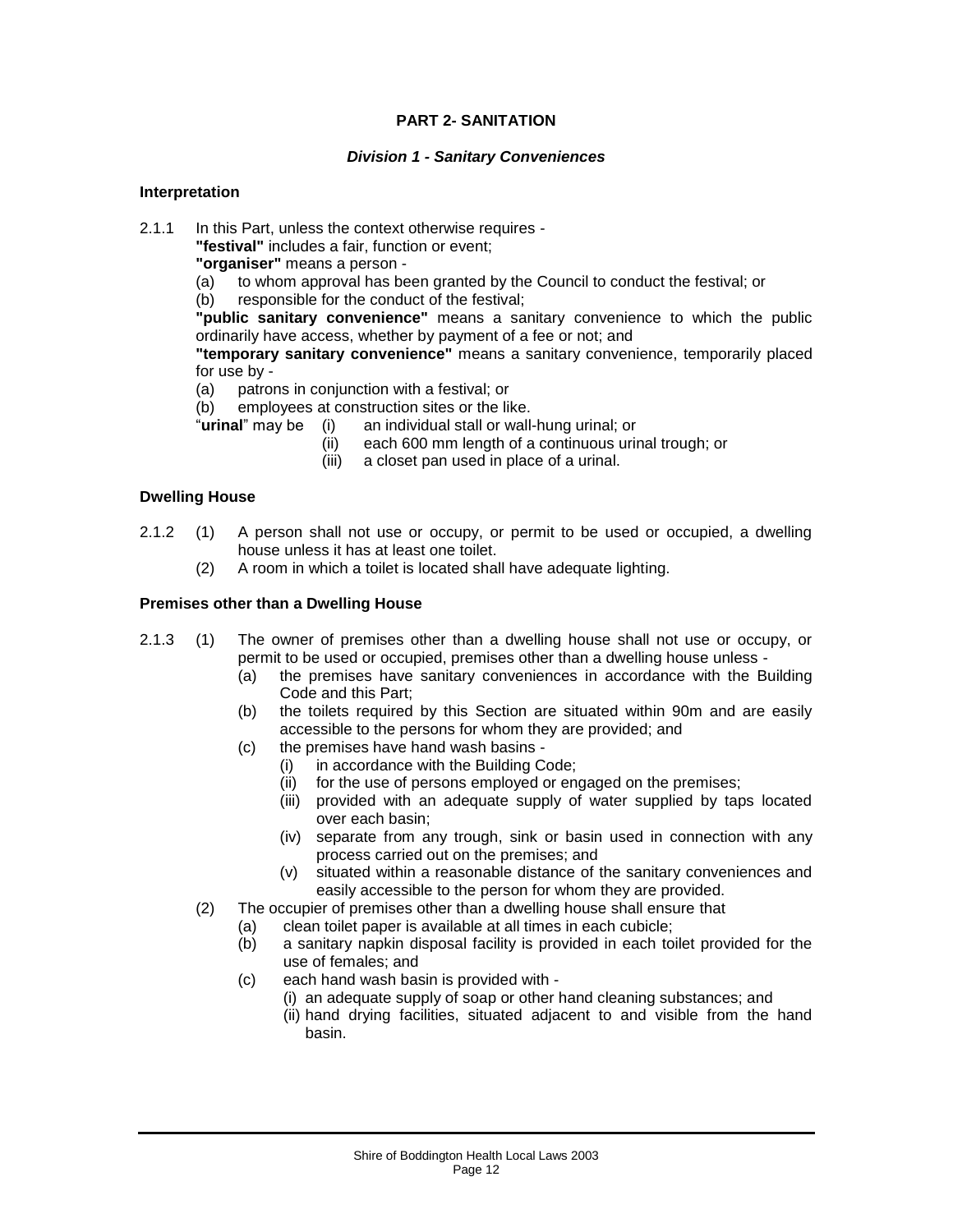# PART 2- SANITATION

## *Division 1 - Sanitary Conveniences*

**Interpretation**

2.1.1 In this Part, unless the context otherwise requires -

**"festival"** includes a fair, function or event;

**"organiser"** means a person -

(a) to whom approval has been granted by the Council to conduct the festival; or

(b) responsible for the conduct of the festival;

**"public sanitary convenience"** means a sanitary convenience to which the public ordinarily have access, whether by payment of a fee or not; and

**"temporary sanitary convenience"** means a sanitary convenience, temporarily placed for use by -

(a) patrons in conjunction with a festival; or

(b) employees at construction sites or the like.

"**urinal**" may be (i) an individual stall or wall-hung urinal; or

(ii) each 600 mm length of a continuous urinal trough; or

(iii) a closet pan used in place of a urinal.

**Dwelling House**

2.1.2 (1) A person shall not use or occupy, or permit to be used or occupied, a dwelling house unless it has at least one toilet.

(2) A room in which a toilet is located shall have adequate lighting.

**Premises other than a Dwelling House**

2.1.3 (1) The owner of premises other than a dwelling house shall not use or occupy, or permit to be used or occupied, premises other than a dwelling house unless -

(a) the premises have sanitary conveniences in accordance with the Building Code and this Part;

(b) the toilets required by this Section are situated within 90m and are easily accessible to the persons for whom they are provided; and

(c) the premises have hand wash basins -

(i) in accordance with the Building Code;

(ii) for the use of persons employed or engaged on the premises;

(iii) provided with an adequate supply of water supplied by taps located over each basin;

(iv) separate from any trough, sink or basin used in connection with any process carried out on the premises; and

(v) situated within a reasonable distance of the sanitary conveniences and easily accessible to the person for whom they are provided.

(2) The occupier of premises other than a dwelling house shall ensure that

(a) clean toilet paper is available at all times in each cubicle;

(b) a sanitary napkin disposal facility is provided in each toilet provided for the use of females; and

(c) each hand wash basin is provided with -

(i) an adequate supply of soap or other hand cleaning substances; and

(ii) hand drying facilities, situated adjacent to and visible from the hand basin.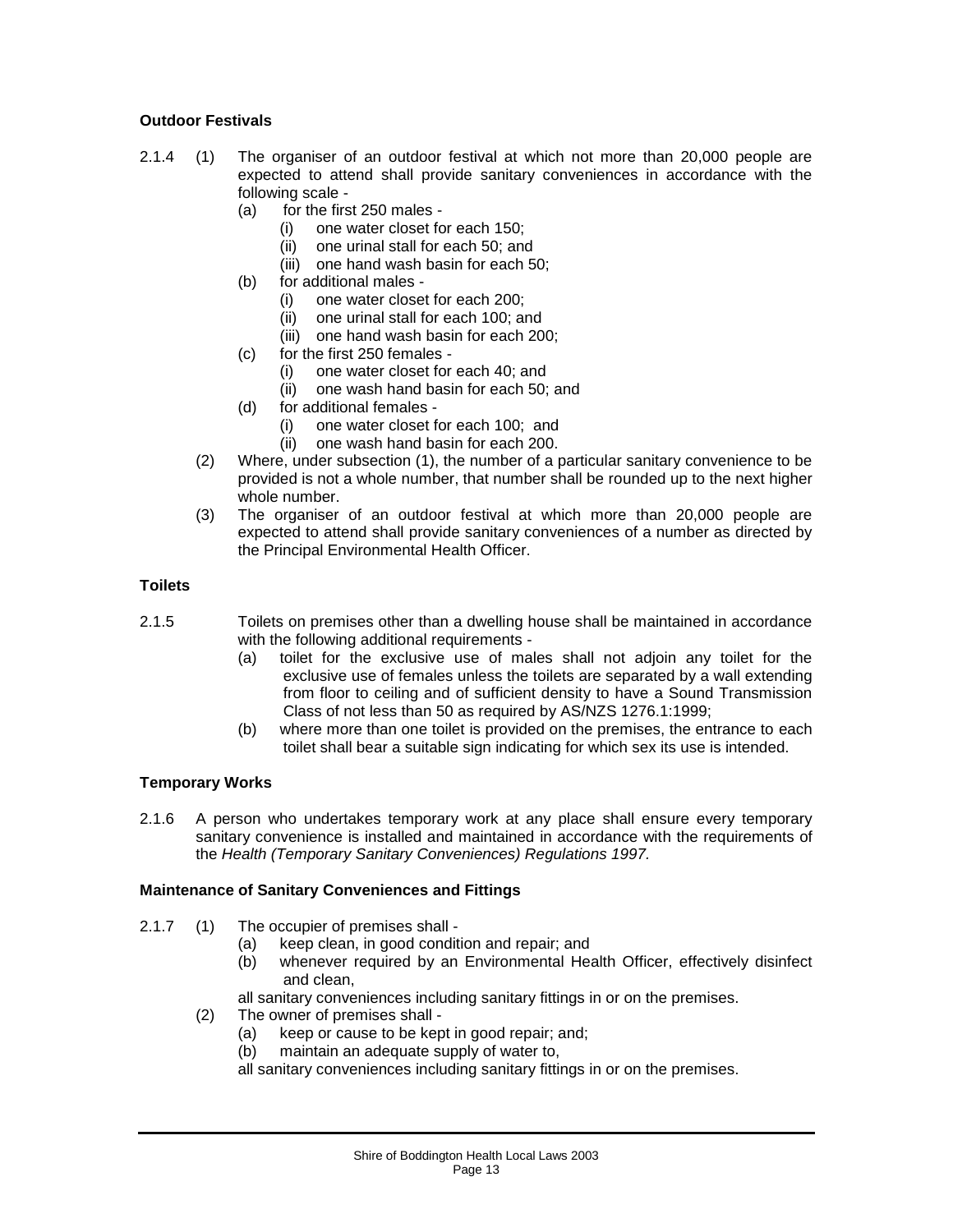**Outdoor Festivals**

2.1.4 (1) The organiser of an outdoor festival at which not more than 20,000 people are expected to attend shall provide sanitary conveniences in accordance with the following scale -

- (a) for the first 250 males -
  - (i) one water closet for each 150;
  - (ii) one urinal stall for each 50; and
  - (iii) one hand wash basin for each 50;
- (b) for additional males -
  - (i) one water closet for each 200;
  - (ii) one urinal stall for each 100; and
  - (iii) one hand wash basin for each 200;
- (c) for the first 250 females -
  - (i) one water closet for each 40; and
  - (ii) one wash hand basin for each 50; and
- (d) for additional females -
  - (i) one water closet for each 100; and
  - (ii) one wash hand basin for each 200.

(2) Where, under subsection (1), the number of a particular sanitary convenience to be provided is not a whole number, that number shall be rounded up to the next higher whole number.

(3) The organiser of an outdoor festival at which more than 20,000 people are expected to attend shall provide sanitary conveniences of a number as directed by the Principal Environmental Health Officer.

**Toilets**

2.1.5 Toilets on premises other than a dwelling house shall be maintained in accordance with the following additional requirements -

- (a) toilet for the exclusive use of males shall not adjoin any toilet for the exclusive use of females unless the toilets are separated by a wall extending from floor to ceiling and of sufficient density to have a Sound Transmission Class of not less than 50 as required by AS/NZS 1276.1:1999;
- (b) where more than one toilet is provided on the premises, the entrance to each toilet shall bear a suitable sign indicating for which sex its use is intended.

**Temporary Works**

2.1.6 A person who undertakes temporary work at any place shall ensure every temporary sanitary convenience is installed and maintained in accordance with the requirements of the *Health (Temporary Sanitary Conveniences) Regulations 1997.*

**Maintenance of Sanitary Conveniences and Fittings**

2.1.7 (1) The occupier of premises shall -

- (a) keep clean, in good condition and repair; and
- (b) whenever required by an Environmental Health Officer, effectively disinfect and clean,

all sanitary conveniences including sanitary fittings in or on the premises.

(2) The owner of premises shall -

- (a) keep or cause to be kept in good repair; and;
- (b) maintain an adequate supply of water to,

all sanitary conveniences including sanitary fittings in or on the premises.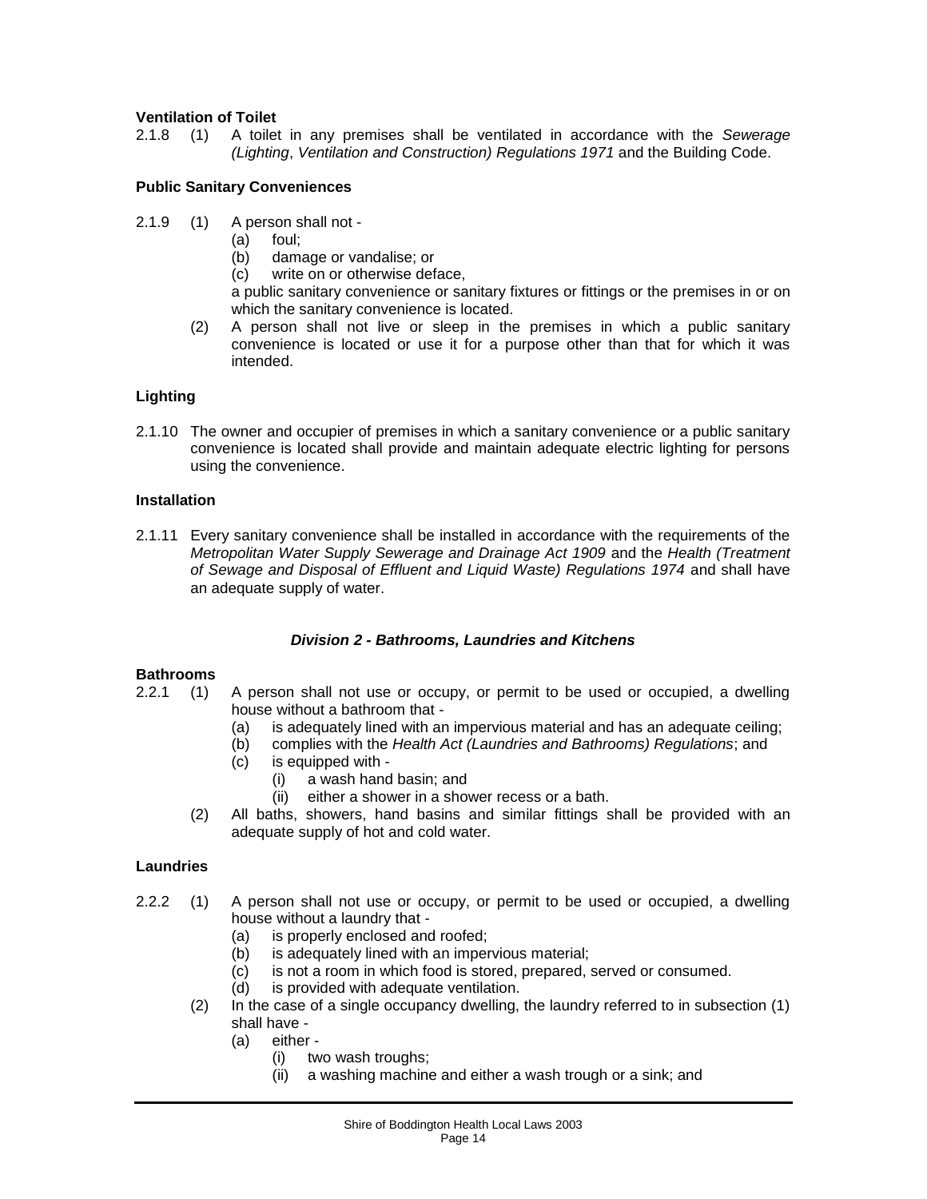**Ventilation of Toilet**

2.1.8 (1) A toilet in any premises shall be ventilated in accordance with the *Sewerage (Lighting*, *Ventilation and Construction) Regulations 1971* and the Building Code.

**Public Sanitary Conveniences**

2.1.9 (1) A person shall not -

(a) foul;

(b) damage or vandalise; or

(c) write on or otherwise deface,

a public sanitary convenience or sanitary fixtures or fittings or the premises in or on which the sanitary convenience is located.

(2) A person shall not live or sleep in the premises in which a public sanitary convenience is located or use it for a purpose other than that for which it was intended.

**Lighting**

2.1.10 The owner and occupier of premises in which a sanitary convenience or a public sanitary convenience is located shall provide and maintain adequate electric lighting for persons using the convenience.

**Installation**

2.1.11 Every sanitary convenience shall be installed in accordance with the requirements of the *Metropolitan Water Supply Sewerage and Drainage Act 1909* and the *Health (Treatment of Sewage and Disposal of Effluent and Liquid Waste) Regulations 1974* and shall have an adequate supply of water.

***Division 2 - Bathrooms, Laundries and Kitchens***

**Bathrooms**

2.2.1 (1) A person shall not use or occupy, or permit to be used or occupied, a dwelling house without a bathroom that -

(a) is adequately lined with an impervious material and has an adequate ceiling;

(b) complies with the *Health Act (Laundries and Bathrooms) Regulations*; and

(c) is equipped with -

(i) a wash hand basin; and

(ii) either a shower in a shower recess or a bath.

(2) All baths, showers, hand basins and similar fittings shall be provided with an adequate supply of hot and cold water.

**Laundries**

2.2.2 (1) A person shall not use or occupy, or permit to be used or occupied, a dwelling house without a laundry that -

(a) is properly enclosed and roofed;

(b) is adequately lined with an impervious material;

(c) is not a room in which food is stored, prepared, served or consumed.

(d) is provided with adequate ventilation.

(2) In the case of a single occupancy dwelling, the laundry referred to in subsection (1) shall have -

(a) either -

(i) two wash troughs;

(ii) a washing machine and either a wash trough or a sink; and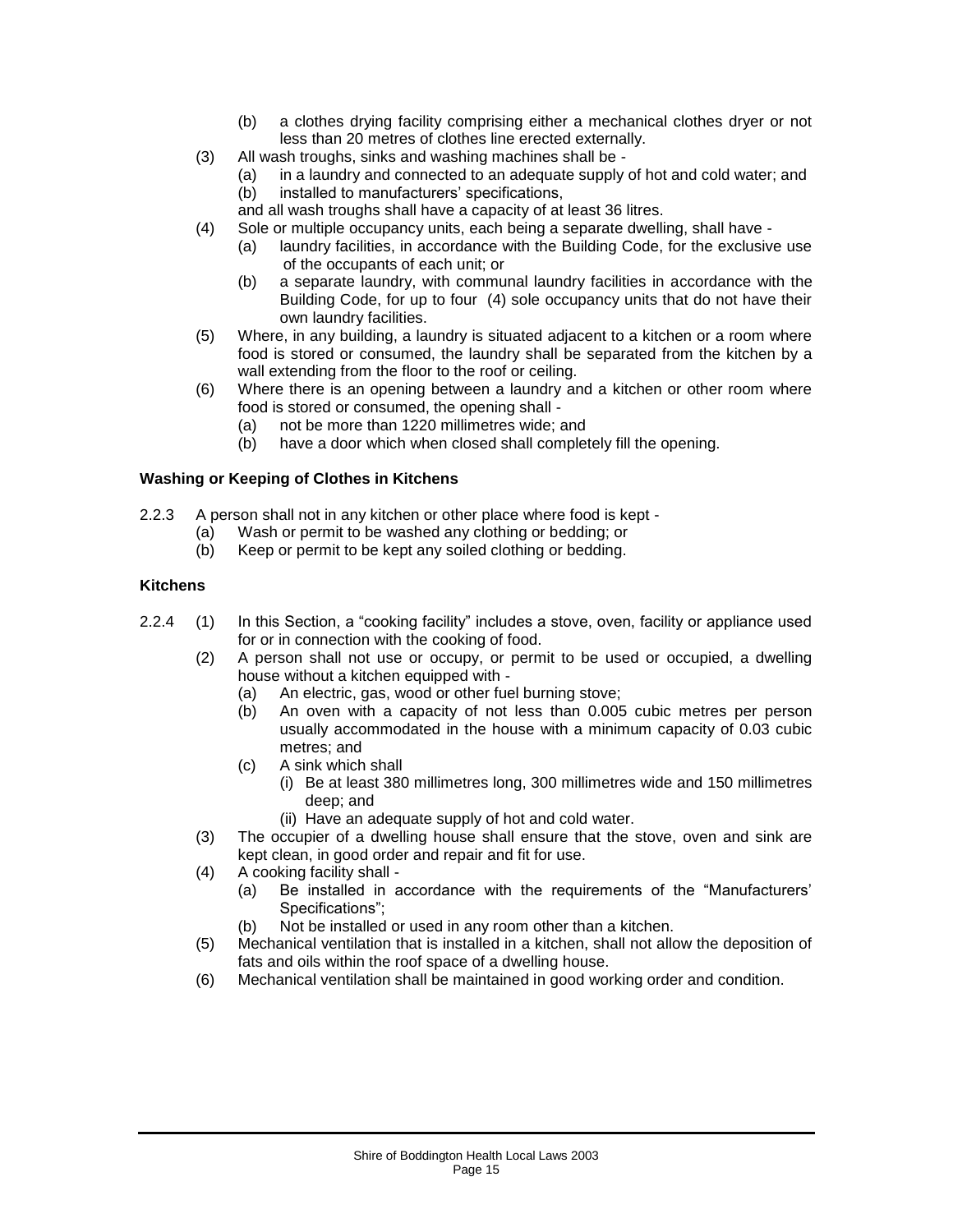(b) a clothes drying facility comprising either a mechanical clothes dryer or not less than 20 metres of clothes line erected externally.

(3) All wash troughs, sinks and washing machines shall be -

(a) in a laundry and connected to an adequate supply of hot and cold water; and

(b) installed to manufacturers' specifications,

and all wash troughs shall have a capacity of at least 36 litres.

(4) Sole or multiple occupancy units, each being a separate dwelling, shall have -

(a) laundry facilities, in accordance with the Building Code, for the exclusive use of the occupants of each unit; or

(b) a separate laundry, with communal laundry facilities in accordance with the Building Code, for up to four (4) sole occupancy units that do not have their own laundry facilities.

(5) Where, in any building, a laundry is situated adjacent to a kitchen or a room where food is stored or consumed, the laundry shall be separated from the kitchen by a wall extending from the floor to the roof or ceiling.

(6) Where there is an opening between a laundry and a kitchen or other room where food is stored or consumed, the opening shall -

(a) not be more than 1220 millimetres wide; and

(b) have a door which when closed shall completely fill the opening.

**Washing or Keeping of Clothes in Kitchens**

2.2.3 A person shall not in any kitchen or other place where food is kept -

(a) Wash or permit to be washed any clothing or bedding; or

(b) Keep or permit to be kept any soiled clothing or bedding.

**Kitchens**

2.2.4 (1) In this Section, a "cooking facility" includes a stove, oven, facility or appliance used for or in connection with the cooking of food.

(2) A person shall not use or occupy, or permit to be used or occupied, a dwelling house without a kitchen equipped with -

(a) An electric, gas, wood or other fuel burning stove;

(b) An oven with a capacity of not less than 0.005 cubic metres per person usually accommodated in the house with a minimum capacity of 0.03 cubic metres; and

(c) A sink which shall

(i) Be at least 380 millimetres long, 300 millimetres wide and 150 millimetres deep; and

(ii) Have an adequate supply of hot and cold water.

(3) The occupier of a dwelling house shall ensure that the stove, oven and sink are kept clean, in good order and repair and fit for use.

(4) A cooking facility shall -

(a) Be installed in accordance with the requirements of the "Manufacturers' Specifications";

(b) Not be installed or used in any room other than a kitchen.

(5) Mechanical ventilation that is installed in a kitchen, shall not allow the deposition of fats and oils within the roof space of a dwelling house.

(6) Mechanical ventilation shall be maintained in good working order and condition.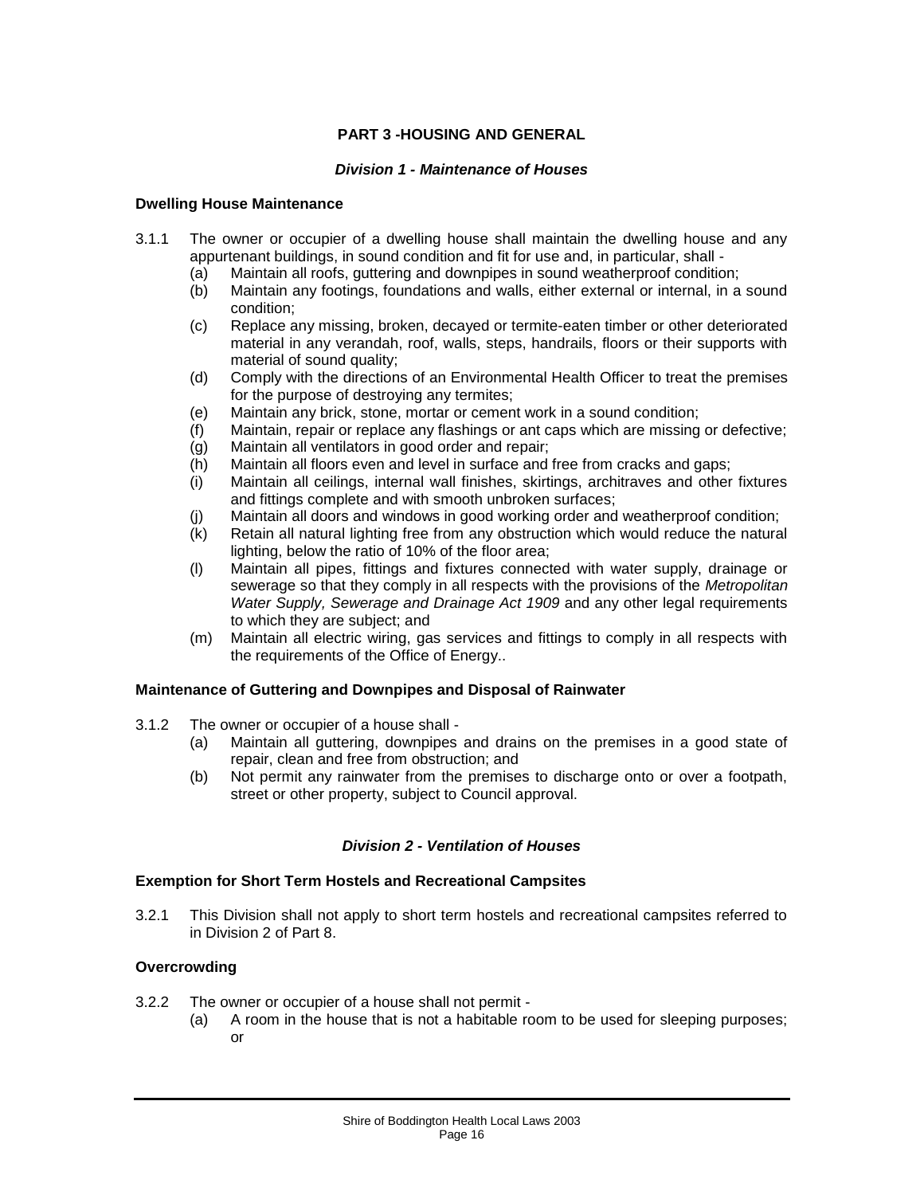## PART 3 -HOUSING AND GENERAL

### *Division 1 - Maintenance of Houses*

**Dwelling House Maintenance**

3.1.1 The owner or occupier of a dwelling house shall maintain the dwelling house and any appurtenant buildings, in sound condition and fit for use and, in particular, shall -

- (a) Maintain all roofs, guttering and downpipes in sound weatherproof condition;
- (b) Maintain any footings, foundations and walls, either external or internal, in a sound condition;
- (c) Replace any missing, broken, decayed or termite-eaten timber or other deteriorated material in any verandah, roof, walls, steps, handrails, floors or their supports with material of sound quality;
- (d) Comply with the directions of an Environmental Health Officer to treat the premises for the purpose of destroying any termites;
- (e) Maintain any brick, stone, mortar or cement work in a sound condition;
- (f) Maintain, repair or replace any flashings or ant caps which are missing or defective;
- (g) Maintain all ventilators in good order and repair;
- (h) Maintain all floors even and level in surface and free from cracks and gaps;
- (i) Maintain all ceilings, internal wall finishes, skirtings, architraves and other fixtures and fittings complete and with smooth unbroken surfaces;
- (j) Maintain all doors and windows in good working order and weatherproof condition;
- (k) Retain all natural lighting free from any obstruction which would reduce the natural lighting, below the ratio of 10% of the floor area;
- (l) Maintain all pipes, fittings and fixtures connected with water supply, drainage or sewerage so that they comply in all respects with the provisions of the *Metropolitan Water Supply, Sewerage and Drainage Act 1909* and any other legal requirements to which they are subject; and
- (m) Maintain all electric wiring, gas services and fittings to comply in all respects with the requirements of the Office of Energy..

**Maintenance of Guttering and Downpipes and Disposal of Rainwater**

3.1.2 The owner or occupier of a house shall -

- (a) Maintain all guttering, downpipes and drains on the premises in a good state of repair, clean and free from obstruction; and
- (b) Not permit any rainwater from the premises to discharge onto or over a footpath, street or other property, subject to Council approval.

### *Division 2 - Ventilation of Houses*

**Exemption for Short Term Hostels and Recreational Campsites**

3.2.1 This Division shall not apply to short term hostels and recreational campsites referred to in Division 2 of Part 8.

**Overcrowding**

3.2.2 The owner or occupier of a house shall not permit -

- (a) A room in the house that is not a habitable room to be used for sleeping purposes; or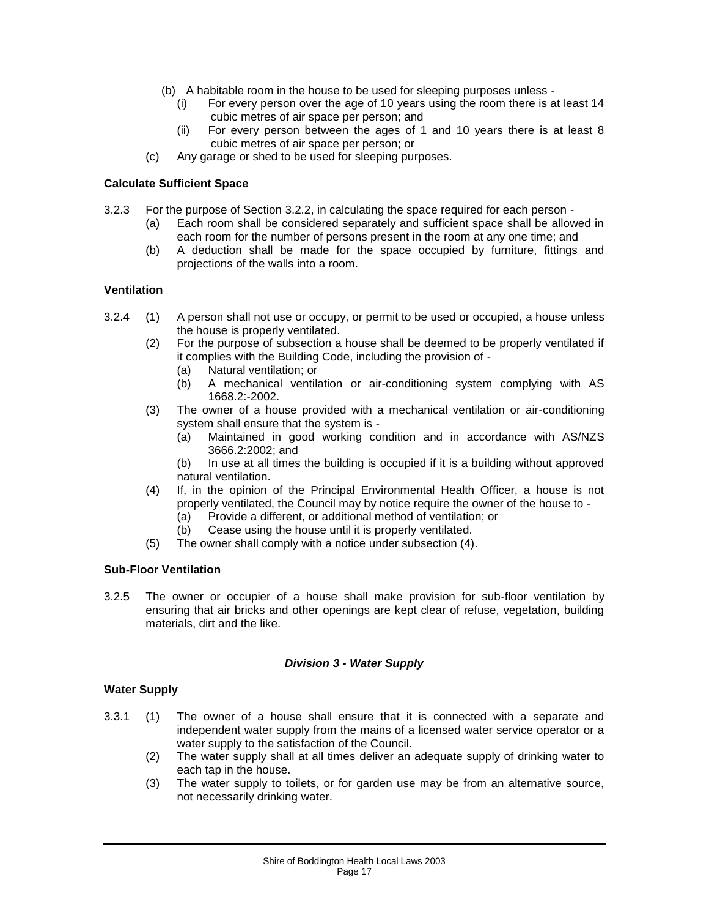(b) A habitable room in the house to be used for sleeping purposes unless -
  (i) For every person over the age of 10 years using the room there is at least 14 cubic metres of air space per person; and
  (ii) For every person between the ages of 1 and 10 years there is at least 8 cubic metres of air space per person; or

(c) Any garage or shed to be used for sleeping purposes.

**Calculate Sufficient Space**

3.2.3 For the purpose of Section 3.2.2, in calculating the space required for each person -
  (a) Each room shall be considered separately and sufficient space shall be allowed in each room for the number of persons present in the room at any one time; and
  (b) A deduction shall be made for the space occupied by furniture, fittings and projections of the walls into a room.

**Ventilation**

3.2.4 (1) A person shall not use or occupy, or permit to be used or occupied, a house unless the house is properly ventilated.
  (2) For the purpose of subsection a house shall be deemed to be properly ventilated if it complies with the Building Code, including the provision of -
    (a) Natural ventilation; or
    (b) A mechanical ventilation or air-conditioning system complying with AS 1668.2:-2002.
  (3) The owner of a house provided with a mechanical ventilation or air-conditioning system shall ensure that the system is -
    (a) Maintained in good working condition and in accordance with AS/NZS 3666.2:2002; and
    (b) In use at all times the building is occupied if it is a building without approved natural ventilation.
  (4) If, in the opinion of the Principal Environmental Health Officer, a house is not properly ventilated, the Council may by notice require the owner of the house to -
    (a) Provide a different, or additional method of ventilation; or
    (b) Cease using the house until it is properly ventilated.
  (5) The owner shall comply with a notice under subsection (4).

**Sub-Floor Ventilation**

3.2.5 The owner or occupier of a house shall make provision for sub-floor ventilation by ensuring that air bricks and other openings are kept clear of refuse, vegetation, building materials, dirt and the like.

### *Division 3 - Water Supply*

**Water Supply**

3.3.1 (1) The owner of a house shall ensure that it is connected with a separate and independent water supply from the mains of a licensed water service operator or a water supply to the satisfaction of the Council.
  (2) The water supply shall at all times deliver an adequate supply of drinking water to each tap in the house.
  (3) The water supply to toilets, or for garden use may be from an alternative source, not necessarily drinking water.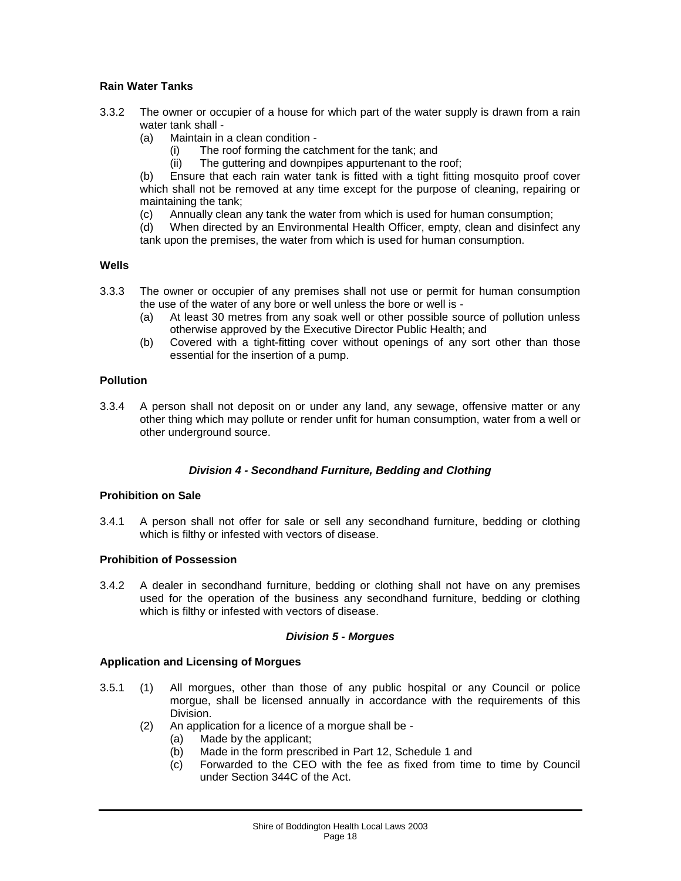**Rain Water Tanks**

3.3.2 The owner or occupier of a house for which part of the water supply is drawn from a rain water tank shall -

- (a) Maintain in a clean condition -
    - (i) The roof forming the catchment for the tank; and
    - (ii) The guttering and downpipes appurtenant to the roof;
- (b) Ensure that each rain water tank is fitted with a tight fitting mosquito proof cover which shall not be removed at any time except for the purpose of cleaning, repairing or maintaining the tank;
- (c) Annually clean any tank the water from which is used for human consumption;
- (d) When directed by an Environmental Health Officer, empty, clean and disinfect any tank upon the premises, the water from which is used for human consumption.

**Wells**

3.3.3 The owner or occupier of any premises shall not use or permit for human consumption the use of the water of any bore or well unless the bore or well is -

- (a) At least 30 metres from any soak well or other possible source of pollution unless otherwise approved by the Executive Director Public Health; and
- (b) Covered with a tight-fitting cover without openings of any sort other than those essential for the insertion of a pump.

**Pollution**

3.3.4 A person shall not deposit on or under any land, any sewage, offensive matter or any other thing which may pollute or render unfit for human consumption, water from a well or other underground source.

### *Division 4 - Secondhand Furniture, Bedding and Clothing*

**Prohibition on Sale**

3.4.1 A person shall not offer for sale or sell any secondhand furniture, bedding or clothing which is filthy or infested with vectors of disease.

**Prohibition of Possession**

3.4.2 A dealer in secondhand furniture, bedding or clothing shall not have on any premises used for the operation of the business any secondhand furniture, bedding or clothing which is filthy or infested with vectors of disease.

### *Division 5 - Morgues*

**Application and Licensing of Morgues**

3.5.1 (1) All morgues, other than those of any public hospital or any Council or police morgue, shall be licensed annually in accordance with the requirements of this Division.

(2) An application for a licence of a morgue shall be -

- (a) Made by the applicant;
- (b) Made in the form prescribed in Part 12, Schedule 1 and
- (c) Forwarded to the CEO with the fee as fixed from time to time by Council under Section 344C of the Act.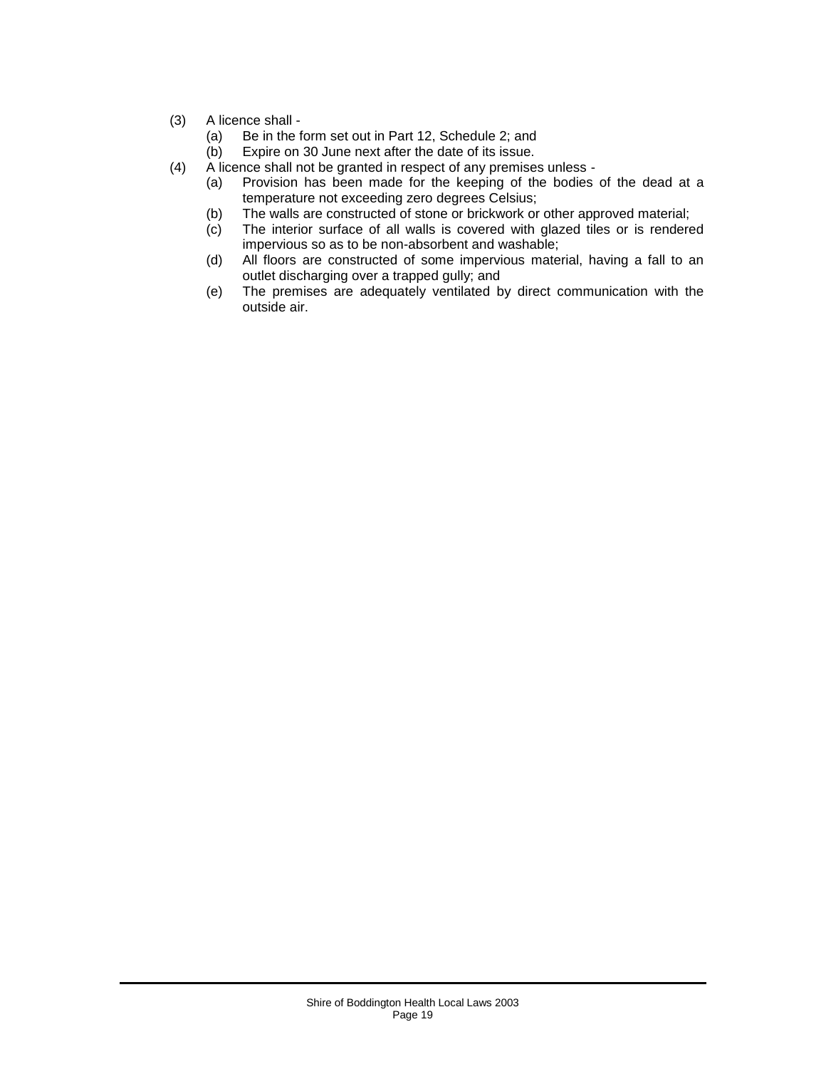(3) A licence shall -
    (a) Be in the form set out in Part 12, Schedule 2; and
    (b) Expire on 30 June next after the date of its issue.

(4) A licence shall not be granted in respect of any premises unless -
    (a) Provision has been made for the keeping of the bodies of the dead at a temperature not exceeding zero degrees Celsius;
    (b) The walls are constructed of stone or brickwork or other approved material;
    (c) The interior surface of all walls is covered with glazed tiles or is rendered impervious so as to be non-absorbent and washable;
    (d) All floors are constructed of some impervious material, having a fall to an outlet discharging over a trapped gully; and
    (e) The premises are adequately ventilated by direct communication with the outside air.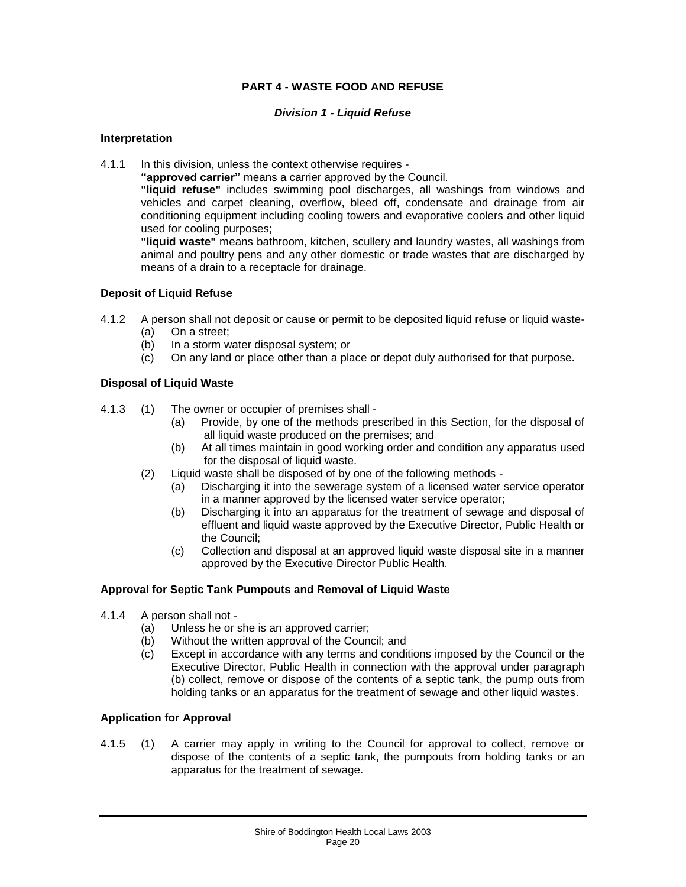## PART 4 - WASTE FOOD AND REFUSE

### *Division 1 - Liquid Refuse*

**Interpretation**

4.1.1 In this division, unless the context otherwise requires -

**"approved carrier"** means a carrier approved by the Council.

**"liquid refuse"** includes swimming pool discharges, all washings from windows and vehicles and carpet cleaning, overflow, bleed off, condensate and drainage from air conditioning equipment including cooling towers and evaporative coolers and other liquid used for cooling purposes;

**"liquid waste"** means bathroom, kitchen, scullery and laundry wastes, all washings from animal and poultry pens and any other domestic or trade wastes that are discharged by means of a drain to a receptacle for drainage.

**Deposit of Liquid Refuse**

4.1.2 A person shall not deposit or cause or permit to be deposited liquid refuse or liquid waste-

(a) On a street;

(b) In a storm water disposal system; or

(c) On any land or place other than a place or depot duly authorised for that purpose.

**Disposal of Liquid Waste**

4.1.3 (1) The owner or occupier of premises shall -

(a) Provide, by one of the methods prescribed in this Section, for the disposal of all liquid waste produced on the premises; and

(b) At all times maintain in good working order and condition any apparatus used for the disposal of liquid waste.

(2) Liquid waste shall be disposed of by one of the following methods -

(a) Discharging it into the sewerage system of a licensed water service operator in a manner approved by the licensed water service operator;

(b) Discharging it into an apparatus for the treatment of sewage and disposal of effluent and liquid waste approved by the Executive Director, Public Health or the Council;

(c) Collection and disposal at an approved liquid waste disposal site in a manner approved by the Executive Director Public Health.

**Approval for Septic Tank Pumpouts and Removal of Liquid Waste**

4.1.4 A person shall not -

(a) Unless he or she is an approved carrier;

(b) Without the written approval of the Council; and

(c) Except in accordance with any terms and conditions imposed by the Council or the Executive Director, Public Health in connection with the approval under paragraph (b) collect, remove or dispose of the contents of a septic tank, the pump outs from holding tanks or an apparatus for the treatment of sewage and other liquid wastes.

**Application for Approval**

4.1.5 (1) A carrier may apply in writing to the Council for approval to collect, remove or dispose of the contents of a septic tank, the pumpouts from holding tanks or an apparatus for the treatment of sewage.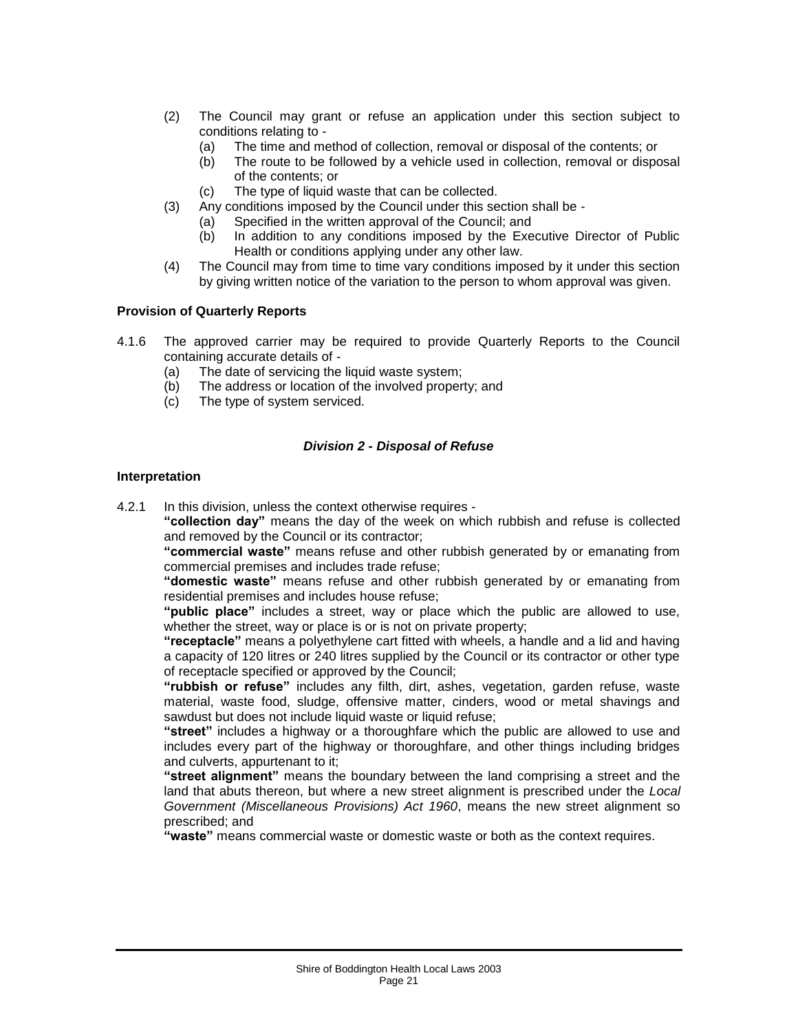(2) The Council may grant or refuse an application under this section subject to conditions relating to -
   - (a) The time and method of collection, removal or disposal of the contents; or
   - (b) The route to be followed by a vehicle used in collection, removal or disposal of the contents; or
   - (c) The type of liquid waste that can be collected.

(3) Any conditions imposed by the Council under this section shall be -
   - (a) Specified in the written approval of the Council; and
   - (b) In addition to any conditions imposed by the Executive Director of Public Health or conditions applying under any other law.

(4) The Council may from time to time vary conditions imposed by it under this section by giving written notice of the variation to the person to whom approval was given.

**Provision of Quarterly Reports**

4.1.6 The approved carrier may be required to provide Quarterly Reports to the Council containing accurate details of -
   - (a) The date of servicing the liquid waste system;
   - (b) The address or location of the involved property; and
   - (c) The type of system serviced.

### *Division 2 - Disposal of Refuse*

**Interpretation**

4.2.1 In this division, unless the context otherwise requires -

**"collection day"** means the day of the week on which rubbish and refuse is collected and removed by the Council or its contractor;

**"commercial waste"** means refuse and other rubbish generated by or emanating from commercial premises and includes trade refuse;

**"domestic waste"** means refuse and other rubbish generated by or emanating from residential premises and includes house refuse;

**"public place"** includes a street, way or place which the public are allowed to use, whether the street, way or place is or is not on private property;

**"receptacle"** means a polyethylene cart fitted with wheels, a handle and a lid and having a capacity of 120 litres or 240 litres supplied by the Council or its contractor or other type of receptacle specified or approved by the Council;

**"rubbish or refuse"** includes any filth, dirt, ashes, vegetation, garden refuse, waste material, waste food, sludge, offensive matter, cinders, wood or metal shavings and sawdust but does not include liquid waste or liquid refuse;

**"street"** includes a highway or a thoroughfare which the public are allowed to use and includes every part of the highway or thoroughfare, and other things including bridges and culverts, appurtenant to it;

**"street alignment"** means the boundary between the land comprising a street and the land that abuts thereon, but where a new street alignment is prescribed under the *Local Government (Miscellaneous Provisions) Act 1960*, means the new street alignment so prescribed; and

**"waste"** means commercial waste or domestic waste or both as the context requires.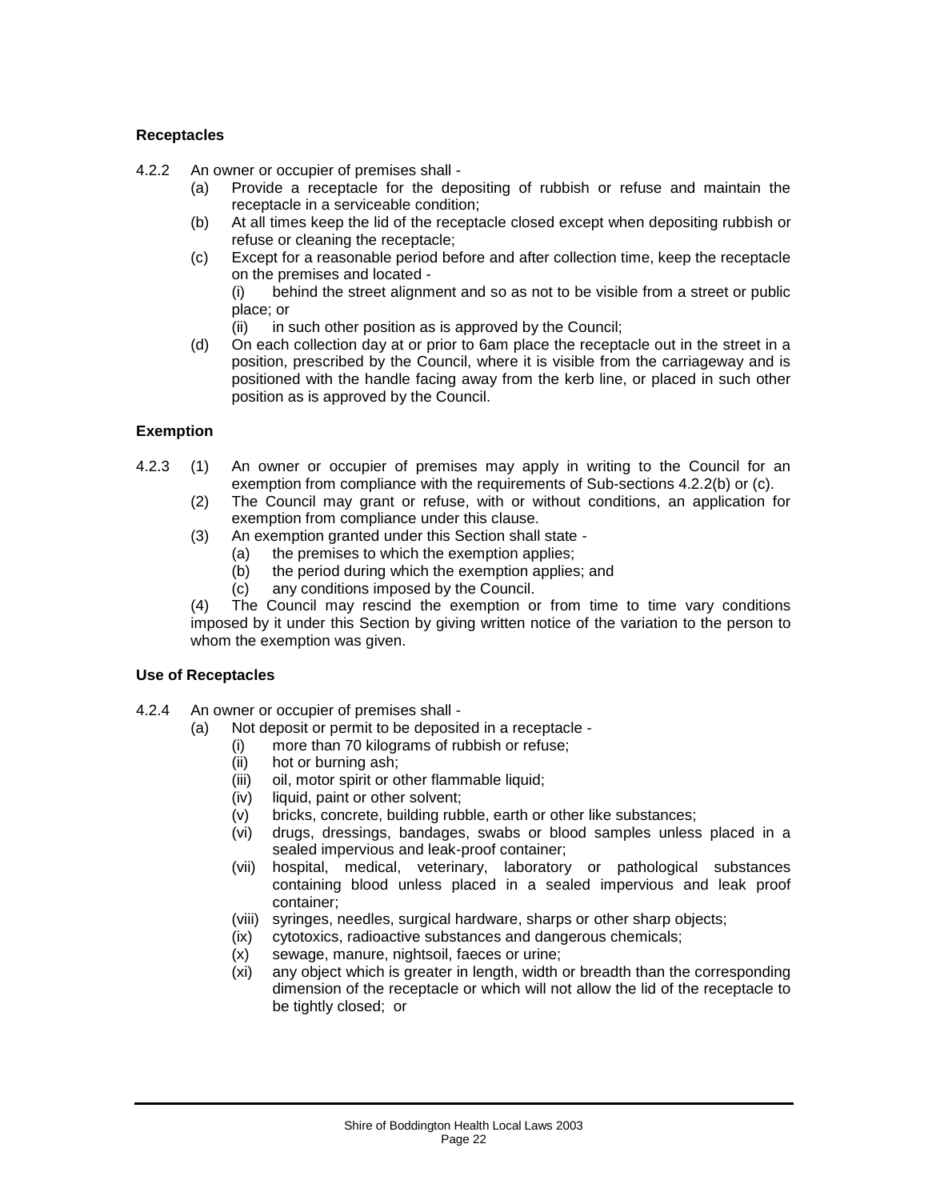**Receptacles**

4.2.2 An owner or occupier of premises shall -

(a) Provide a receptacle for the depositing of rubbish or refuse and maintain the receptacle in a serviceable condition;

(b) At all times keep the lid of the receptacle closed except when depositing rubbish or refuse or cleaning the receptacle;

(c) Except for a reasonable period before and after collection time, keep the receptacle on the premises and located -

(i) behind the street alignment and so as not to be visible from a street or public place; or

(ii) in such other position as is approved by the Council;

(d) On each collection day at or prior to 6am place the receptacle out in the street in a position, prescribed by the Council, where it is visible from the carriageway and is positioned with the handle facing away from the kerb line, or placed in such other position as is approved by the Council.

**Exemption**

4.2.3 (1) An owner or occupier of premises may apply in writing to the Council for an exemption from compliance with the requirements of Sub-sections 4.2.2(b) or (c).

(2) The Council may grant or refuse, with or without conditions, an application for exemption from compliance under this clause.

(3) An exemption granted under this Section shall state -

(a) the premises to which the exemption applies;

(b) the period during which the exemption applies; and

(c) any conditions imposed by the Council.

(4) The Council may rescind the exemption or from time to time vary conditions imposed by it under this Section by giving written notice of the variation to the person to whom the exemption was given.

**Use of Receptacles**

4.2.4 An owner or occupier of premises shall -

(a) Not deposit or permit to be deposited in a receptacle -

(i) more than 70 kilograms of rubbish or refuse;

(ii) hot or burning ash;

(iii) oil, motor spirit or other flammable liquid;

(iv) liquid, paint or other solvent;

(v) bricks, concrete, building rubble, earth or other like substances;

(vi) drugs, dressings, bandages, swabs or blood samples unless placed in a sealed impervious and leak-proof container;

(vii) hospital, medical, veterinary, laboratory or pathological substances containing blood unless placed in a sealed impervious and leak proof container;

(viii) syringes, needles, surgical hardware, sharps or other sharp objects;

(ix) cytotoxics, radioactive substances and dangerous chemicals;

(x) sewage, manure, nightsoil, faeces or urine;

(xi) any object which is greater in length, width or breadth than the corresponding dimension of the receptacle or which will not allow the lid of the receptacle to be tightly closed; or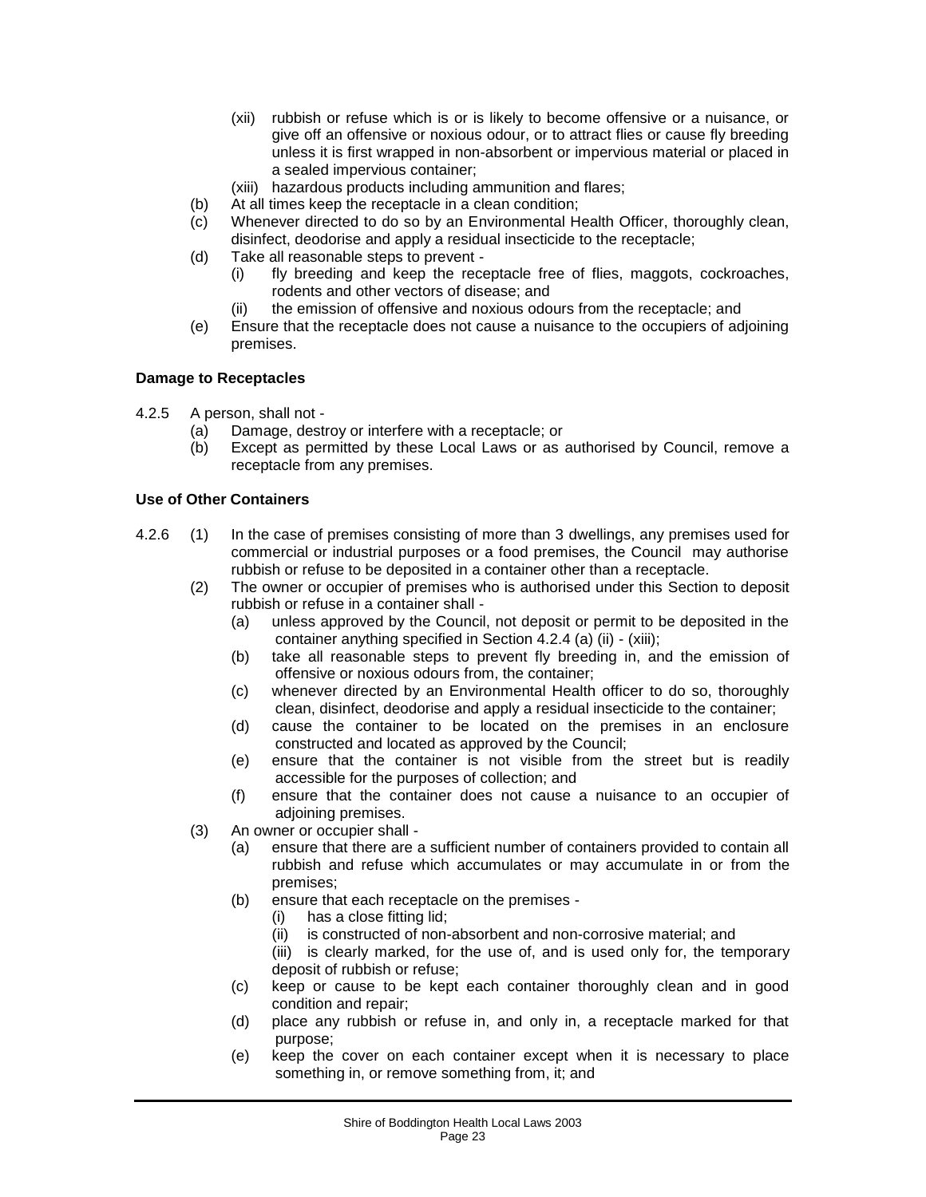- (xii) rubbish or refuse which is or is likely to become offensive or a nuisance, or give off an offensive or noxious odour, or to attract flies or cause fly breeding unless it is first wrapped in non-absorbent or impervious material or placed in a sealed impervious container;
- (xiii) hazardous products including ammunition and flares;

(b) At all times keep the receptacle in a clean condition;

(c) Whenever directed to do so by an Environmental Health Officer, thoroughly clean, disinfect, deodorise and apply a residual insecticide to the receptacle;

(d) Take all reasonable steps to prevent -
- (i) fly breeding and keep the receptacle free of flies, maggots, cockroaches, rodents and other vectors of disease; and
- (ii) the emission of offensive and noxious odours from the receptacle; and

(e) Ensure that the receptacle does not cause a nuisance to the occupiers of adjoining premises.

**Damage to Receptacles**

4.2.5 A person, shall not -

(a) Damage, destroy or interfere with a receptacle; or

(b) Except as permitted by these Local Laws or as authorised by Council, remove a receptacle from any premises.

**Use of Other Containers**

4.2.6 (1) In the case of premises consisting of more than 3 dwellings, any premises used for commercial or industrial purposes or a food premises, the Council may authorise rubbish or refuse to be deposited in a container other than a receptacle.

(2) The owner or occupier of premises who is authorised under this Section to deposit rubbish or refuse in a container shall -
- (a) unless approved by the Council, not deposit or permit to be deposited in the container anything specified in Section 4.2.4 (a) (ii) - (xiii);
- (b) take all reasonable steps to prevent fly breeding in, and the emission of offensive or noxious odours from, the container;
- (c) whenever directed by an Environmental Health officer to do so, thoroughly clean, disinfect, deodorise and apply a residual insecticide to the container;
- (d) cause the container to be located on the premises in an enclosure constructed and located as approved by the Council;
- (e) ensure that the container is not visible from the street but is readily accessible for the purposes of collection; and
- (f) ensure that the container does not cause a nuisance to an occupier of adjoining premises.

(3) An owner or occupier shall -
- (a) ensure that there are a sufficient number of containers provided to contain all rubbish and refuse which accumulates or may accumulate in or from the premises;
- (b) ensure that each receptacle on the premises -
  - (i) has a close fitting lid;
  - (ii) is constructed of non-absorbent and non-corrosive material; and
  - (iii) is clearly marked, for the use of, and is used only for, the temporary deposit of rubbish or refuse;
- (c) keep or cause to be kept each container thoroughly clean and in good condition and repair;
- (d) place any rubbish or refuse in, and only in, a receptacle marked for that purpose;
- (e) keep the cover on each container except when it is necessary to place something in, or remove something from, it; and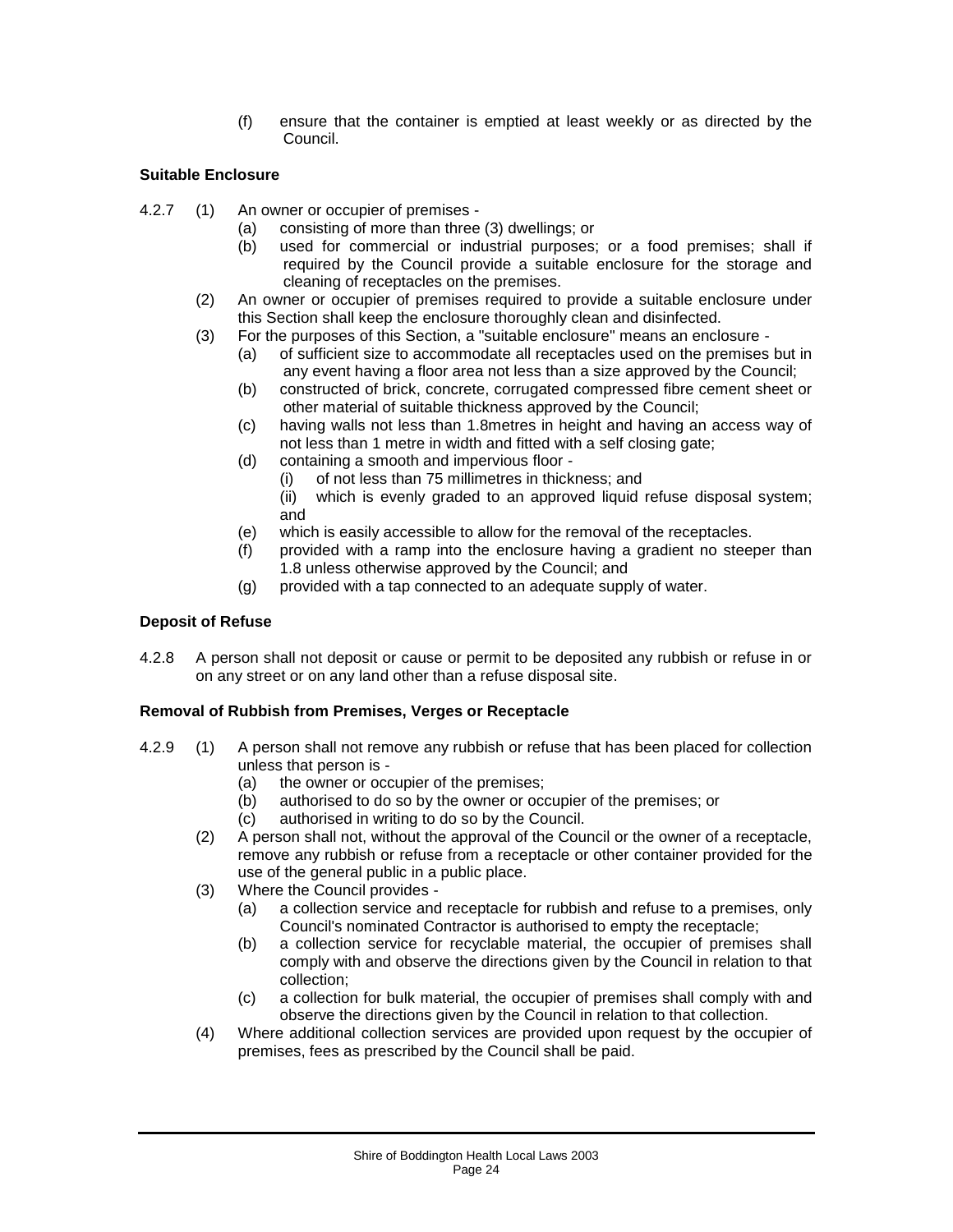(f) ensure that the container is emptied at least weekly or as directed by the Council.

**Suitable Enclosure**

4.2.7 (1) An owner or occupier of premises -

(a) consisting of more than three (3) dwellings; or

(b) used for commercial or industrial purposes; or a food premises; shall if required by the Council provide a suitable enclosure for the storage and cleaning of receptacles on the premises.

(2) An owner or occupier of premises required to provide a suitable enclosure under this Section shall keep the enclosure thoroughly clean and disinfected.

(3) For the purposes of this Section, a "suitable enclosure" means an enclosure -

(a) of sufficient size to accommodate all receptacles used on the premises but in any event having a floor area not less than a size approved by the Council;

(b) constructed of brick, concrete, corrugated compressed fibre cement sheet or other material of suitable thickness approved by the Council;

(c) having walls not less than 1.8metres in height and having an access way of not less than 1 metre in width and fitted with a self closing gate;

(d) containing a smooth and impervious floor -

(i) of not less than 75 millimetres in thickness; and

(ii) which is evenly graded to an approved liquid refuse disposal system; and

(e) which is easily accessible to allow for the removal of the receptacles.

(f) provided with a ramp into the enclosure having a gradient no steeper than 1.8 unless otherwise approved by the Council; and

(g) provided with a tap connected to an adequate supply of water.

**Deposit of Refuse**

4.2.8 A person shall not deposit or cause or permit to be deposited any rubbish or refuse in or on any street or on any land other than a refuse disposal site.

**Removal of Rubbish from Premises, Verges or Receptacle**

4.2.9 (1) A person shall not remove any rubbish or refuse that has been placed for collection unless that person is -

(a) the owner or occupier of the premises;

(b) authorised to do so by the owner or occupier of the premises; or

(c) authorised in writing to do so by the Council.

(2) A person shall not, without the approval of the Council or the owner of a receptacle, remove any rubbish or refuse from a receptacle or other container provided for the use of the general public in a public place.

(3) Where the Council provides -

(a) a collection service and receptacle for rubbish and refuse to a premises, only Council's nominated Contractor is authorised to empty the receptacle;

(b) a collection service for recyclable material, the occupier of premises shall comply with and observe the directions given by the Council in relation to that collection;

(c) a collection for bulk material, the occupier of premises shall comply with and observe the directions given by the Council in relation to that collection.

(4) Where additional collection services are provided upon request by the occupier of premises, fees as prescribed by the Council shall be paid.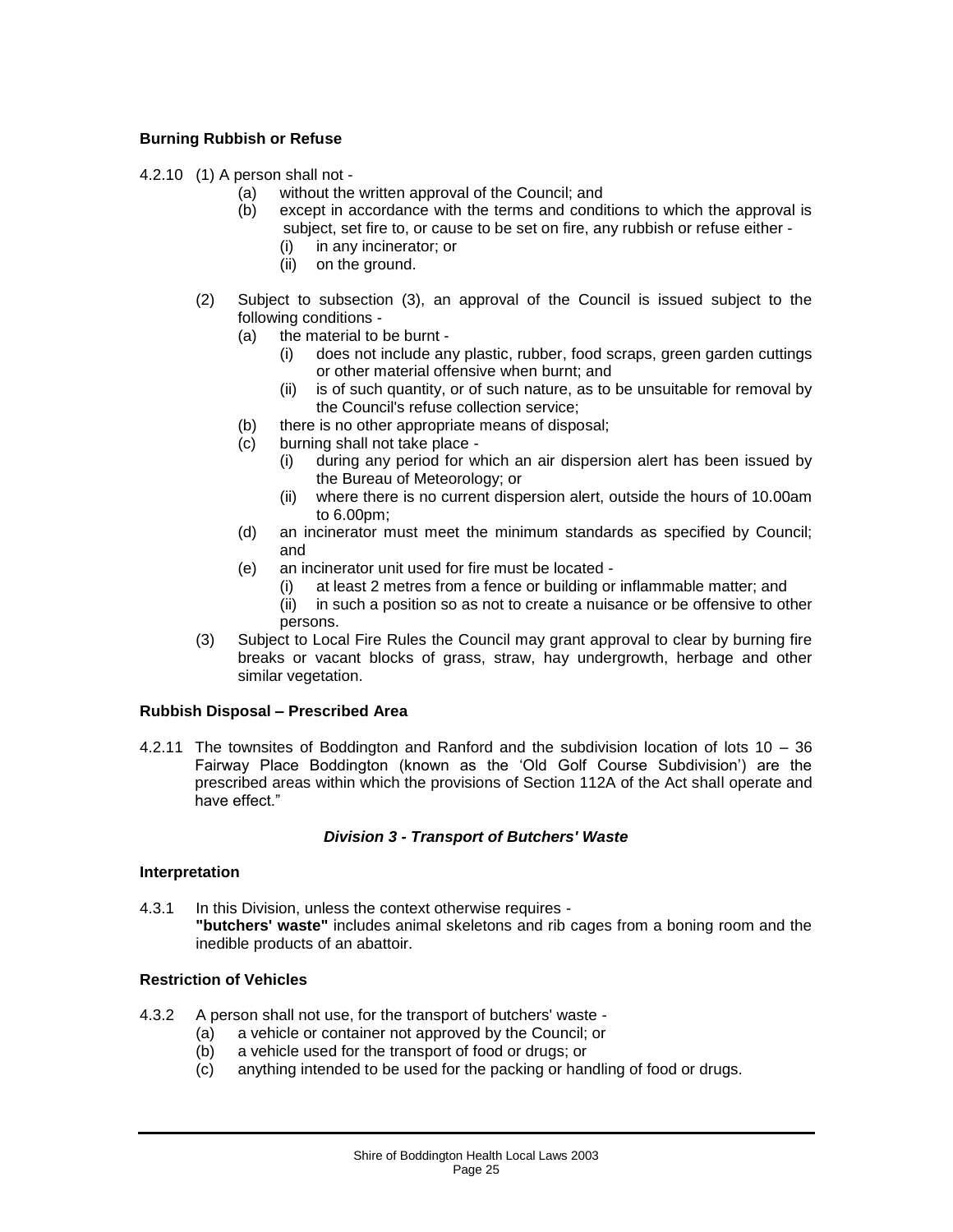**Burning Rubbish or Refuse**

4.2.10 (1) A person shall not -

(a) without the written approval of the Council; and

(b) except in accordance with the terms and conditions to which the approval is subject, set fire to, or cause to be set on fire, any rubbish or refuse either -

(i) in any incinerator; or

(ii) on the ground.

(2) Subject to subsection (3), an approval of the Council is issued subject to the following conditions -

(a) the material to be burnt -

(i) does not include any plastic, rubber, food scraps, green garden cuttings or other material offensive when burnt; and

(ii) is of such quantity, or of such nature, as to be unsuitable for removal by the Council's refuse collection service;

(b) there is no other appropriate means of disposal;

(c) burning shall not take place -

(i) during any period for which an air dispersion alert has been issued by the Bureau of Meteorology; or

(ii) where there is no current dispersion alert, outside the hours of 10.00am to 6.00pm;

(d) an incinerator must meet the minimum standards as specified by Council; and

(e) an incinerator unit used for fire must be located -

(i) at least 2 metres from a fence or building or inflammable matter; and

(ii) in such a position so as not to create a nuisance or be offensive to other persons.

(3) Subject to Local Fire Rules the Council may grant approval to clear by burning fire breaks or vacant blocks of grass, straw, hay undergrowth, herbage and other similar vegetation.

**Rubbish Disposal – Prescribed Area**

4.2.11 The townsites of Boddington and Ranford and the subdivision location of lots 10 – 36 Fairway Place Boddington (known as the 'Old Golf Course Subdivision') are the prescribed areas within which the provisions of Section 112A of the Act shall operate and have effect."

***Division 3 - Transport of Butchers' Waste***

**Interpretation**

4.3.1 In this Division, unless the context otherwise requires -
**"butchers' waste"** includes animal skeletons and rib cages from a boning room and the inedible products of an abattoir.

**Restriction of Vehicles**

4.3.2 A person shall not use, for the transport of butchers' waste -

(a) a vehicle or container not approved by the Council; or

(b) a vehicle used for the transport of food or drugs; or

(c) anything intended to be used for the packing or handling of food or drugs.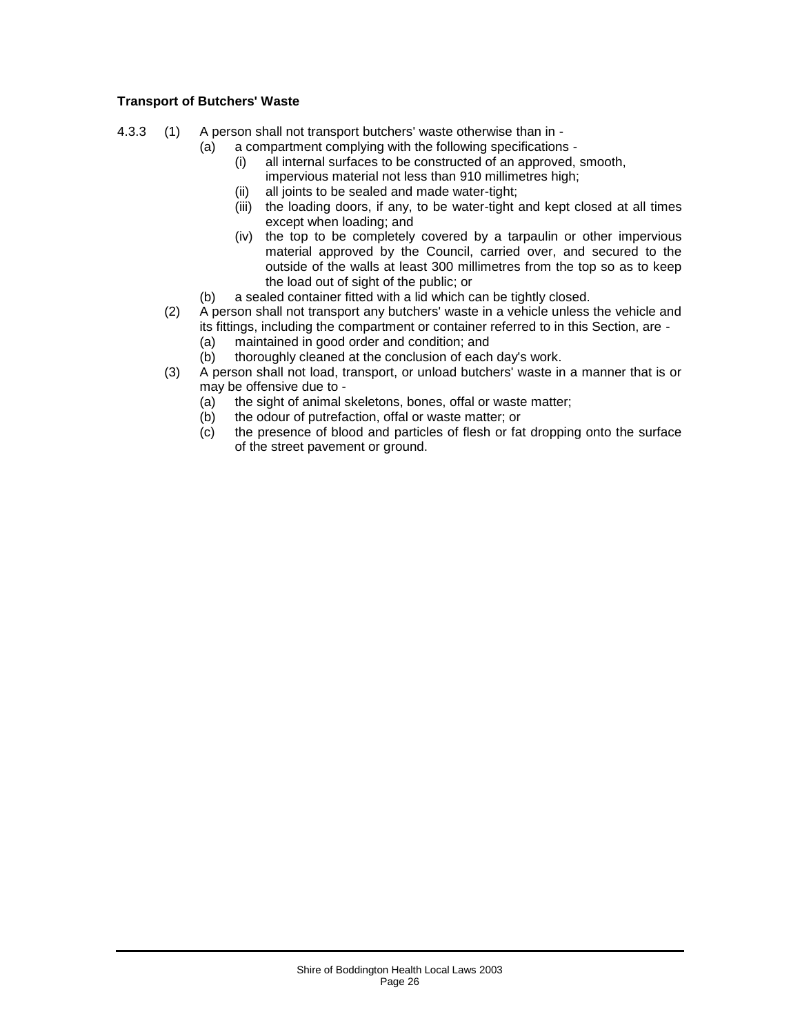**Transport of Butchers' Waste**

4.3.3 (1) A person shall not transport butchers' waste otherwise than in -

(a) a compartment complying with the following specifications -

(i) all internal surfaces to be constructed of an approved, smooth, impervious material not less than 910 millimetres high;

(ii) all joints to be sealed and made water-tight;

(iii) the loading doors, if any, to be water-tight and kept closed at all times except when loading; and

(iv) the top to be completely covered by a tarpaulin or other impervious material approved by the Council, carried over, and secured to the outside of the walls at least 300 millimetres from the top so as to keep the load out of sight of the public; or

(b) a sealed container fitted with a lid which can be tightly closed.

(2) A person shall not transport any butchers' waste in a vehicle unless the vehicle and its fittings, including the compartment or container referred to in this Section, are -

(a) maintained in good order and condition; and

(b) thoroughly cleaned at the conclusion of each day's work.

(3) A person shall not load, transport, or unload butchers' waste in a manner that is or may be offensive due to -

(a) the sight of animal skeletons, bones, offal or waste matter;

(b) the odour of putrefaction, offal or waste matter; or

(c) the presence of blood and particles of flesh or fat dropping onto the surface of the street pavement or ground.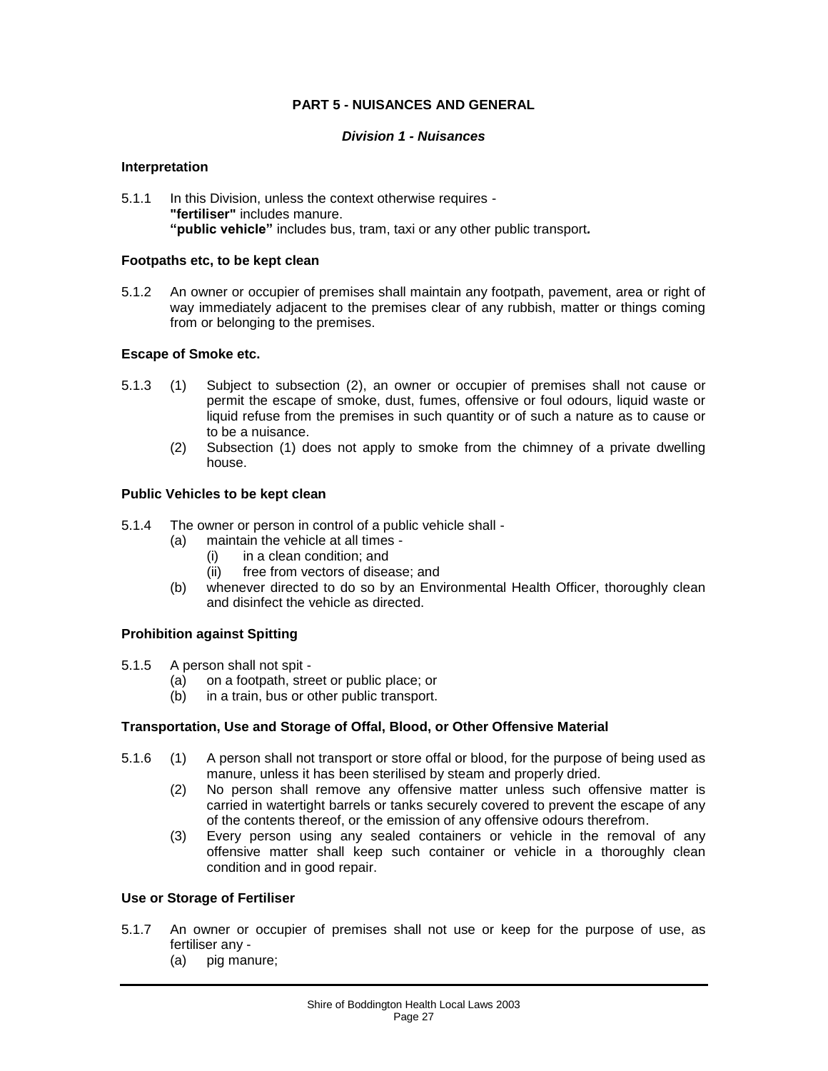## PART 5 - NUISANCES AND GENERAL

### *Division 1 - Nuisances*

**Interpretation**

5.1.1 In this Division, unless the context otherwise requires -
**"fertiliser"** includes manure.
**"public vehicle"** includes bus, tram, taxi or any other public transport**.**

**Footpaths etc, to be kept clean**

5.1.2 An owner or occupier of premises shall maintain any footpath, pavement, area or right of way immediately adjacent to the premises clear of any rubbish, matter or things coming from or belonging to the premises.

**Escape of Smoke etc.**

5.1.3 (1) Subject to subsection (2), an owner or occupier of premises shall not cause or permit the escape of smoke, dust, fumes, offensive or foul odours, liquid waste or liquid refuse from the premises in such quantity or of such a nature as to cause or to be a nuisance.

(2) Subsection (1) does not apply to smoke from the chimney of a private dwelling house.

**Public Vehicles to be kept clean**

5.1.4 The owner or person in control of a public vehicle shall -

(a) maintain the vehicle at all times -
  (i) in a clean condition; and
  (ii) free from vectors of disease; and

(b) whenever directed to do so by an Environmental Health Officer, thoroughly clean and disinfect the vehicle as directed.

**Prohibition against Spitting**

5.1.5 A person shall not spit -

(a) on a footpath, street or public place; or

(b) in a train, bus or other public transport.

**Transportation, Use and Storage of Offal, Blood, or Other Offensive Material**

5.1.6 (1) A person shall not transport or store offal or blood, for the purpose of being used as manure, unless it has been sterilised by steam and properly dried.

(2) No person shall remove any offensive matter unless such offensive matter is carried in watertight barrels or tanks securely covered to prevent the escape of any of the contents thereof, or the emission of any offensive odours therefrom.

(3) Every person using any sealed containers or vehicle in the removal of any offensive matter shall keep such container or vehicle in a thoroughly clean condition and in good repair.

**Use or Storage of Fertiliser**

5.1.7 An owner or occupier of premises shall not use or keep for the purpose of use, as fertiliser any -

(a) pig manure;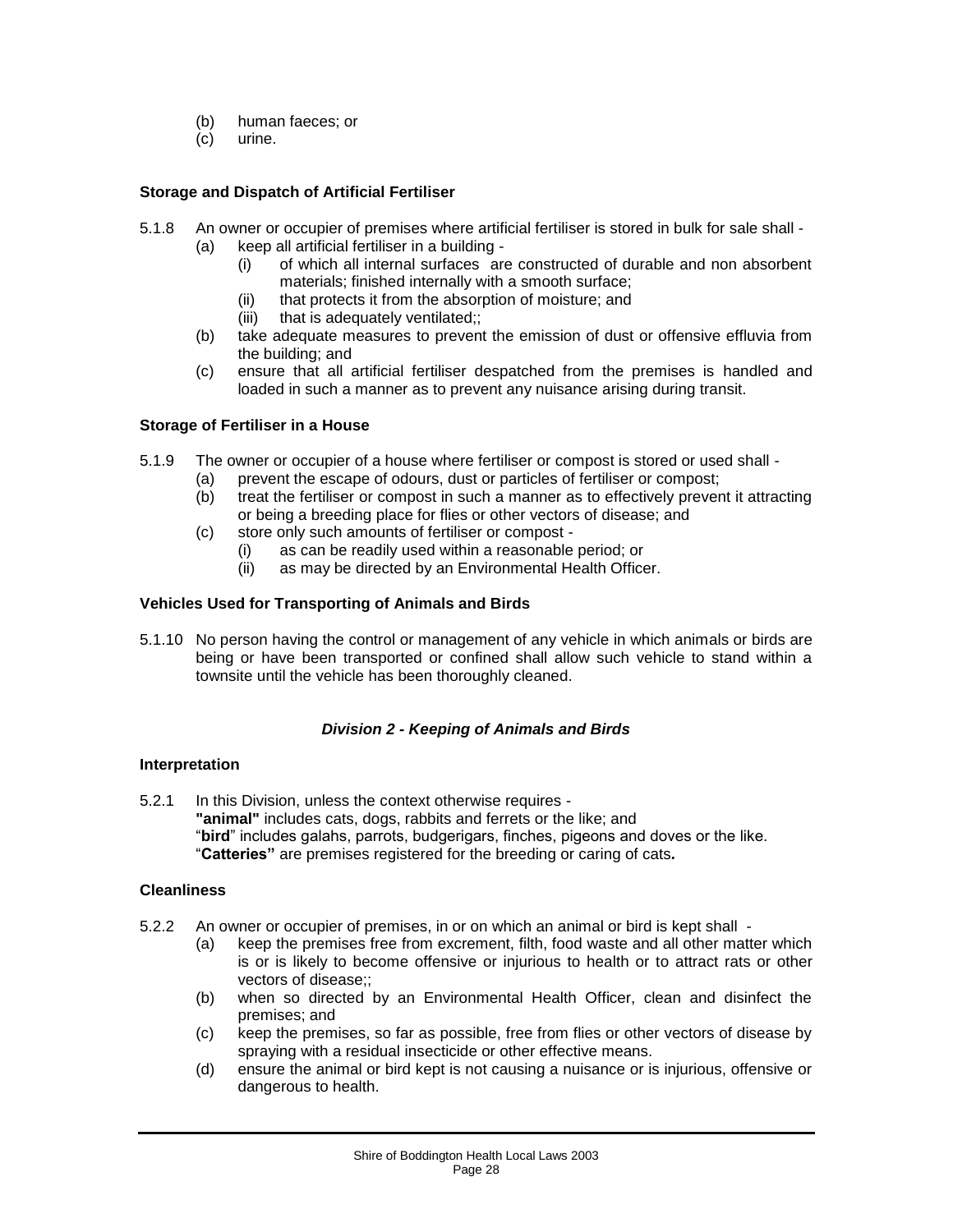(b) human faeces; or
(c) urine.

**Storage and Dispatch of Artificial Fertiliser**

5.1.8 An owner or occupier of premises where artificial fertiliser is stored in bulk for sale shall -

(a) keep all artificial fertiliser in a building -

(i) of which all internal surfaces are constructed of durable and non absorbent materials; finished internally with a smooth surface;

(ii) that protects it from the absorption of moisture; and

(iii) that is adequately ventilated;;

(b) take adequate measures to prevent the emission of dust or offensive effluvia from the building; and

(c) ensure that all artificial fertiliser despatched from the premises is handled and loaded in such a manner as to prevent any nuisance arising during transit.

**Storage of Fertiliser in a House**

5.1.9 The owner or occupier of a house where fertiliser or compost is stored or used shall -

(a) prevent the escape of odours, dust or particles of fertiliser or compost;

(b) treat the fertiliser or compost in such a manner as to effectively prevent it attracting or being a breeding place for flies or other vectors of disease; and

(c) store only such amounts of fertiliser or compost -

(i) as can be readily used within a reasonable period; or

(ii) as may be directed by an Environmental Health Officer.

**Vehicles Used for Transporting of Animals and Birds**

5.1.10 No person having the control or management of any vehicle in which animals or birds are being or have been transported or confined shall allow such vehicle to stand within a townsite until the vehicle has been thoroughly cleaned.

### *Division 2 - Keeping of Animals and Birds*

**Interpretation**

5.2.1 In this Division, unless the context otherwise requires -

**"animal"** includes cats, dogs, rabbits and ferrets or the like; and

"**bird**" includes galahs, parrots, budgerigars, finches, pigeons and doves or the like.

"**Catteries"** are premises registered for the breeding or caring of cats**.**

**Cleanliness**

5.2.2 An owner or occupier of premises, in or on which an animal or bird is kept shall -

(a) keep the premises free from excrement, filth, food waste and all other matter which is or is likely to become offensive or injurious to health or to attract rats or other vectors of disease;;

(b) when so directed by an Environmental Health Officer, clean and disinfect the premises; and

(c) keep the premises, so far as possible, free from flies or other vectors of disease by spraying with a residual insecticide or other effective means.

(d) ensure the animal or bird kept is not causing a nuisance or is injurious, offensive or dangerous to health.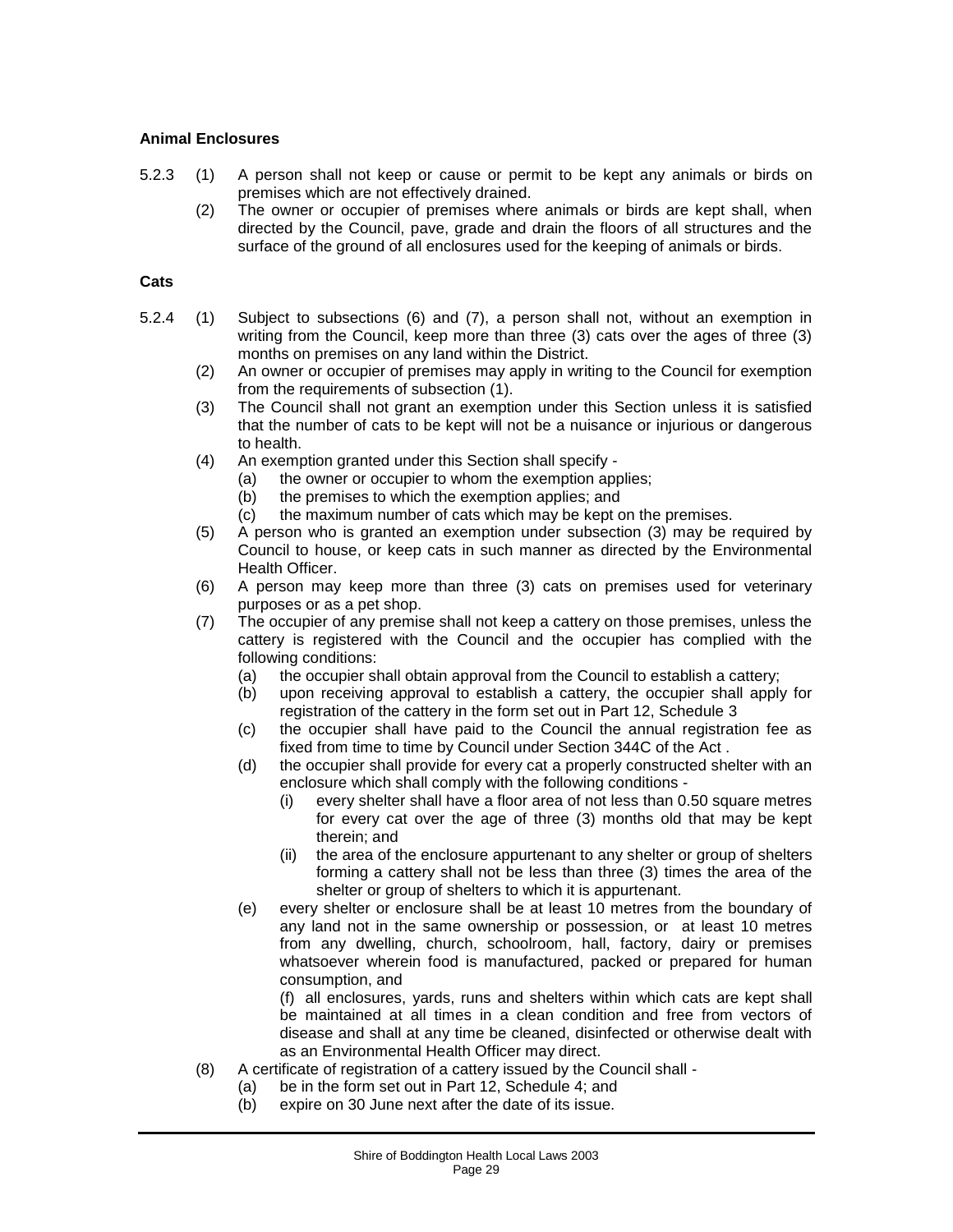**Animal Enclosures**

5.2.3 (1) A person shall not keep or cause or permit to be kept any animals or birds on premises which are not effectively drained.

(2) The owner or occupier of premises where animals or birds are kept shall, when directed by the Council, pave, grade and drain the floors of all structures and the surface of the ground of all enclosures used for the keeping of animals or birds.

**Cats**

5.2.4 (1) Subject to subsections (6) and (7), a person shall not, without an exemption in writing from the Council, keep more than three (3) cats over the ages of three (3) months on premises on any land within the District.

(2) An owner or occupier of premises may apply in writing to the Council for exemption from the requirements of subsection (1).

(3) The Council shall not grant an exemption under this Section unless it is satisfied that the number of cats to be kept will not be a nuisance or injurious or dangerous to health.

(4) An exemption granted under this Section shall specify -

(a) the owner or occupier to whom the exemption applies;

(b) the premises to which the exemption applies; and

(c) the maximum number of cats which may be kept on the premises.

(5) A person who is granted an exemption under subsection (3) may be required by Council to house, or keep cats in such manner as directed by the Environmental Health Officer.

(6) A person may keep more than three (3) cats on premises used for veterinary purposes or as a pet shop.

(7) The occupier of any premise shall not keep a cattery on those premises, unless the cattery is registered with the Council and the occupier has complied with the following conditions:

(a) the occupier shall obtain approval from the Council to establish a cattery;

(b) upon receiving approval to establish a cattery, the occupier shall apply for registration of the cattery in the form set out in Part 12, Schedule 3

(c) the occupier shall have paid to the Council the annual registration fee as fixed from time to time by Council under Section 344C of the Act .

(d) the occupier shall provide for every cat a properly constructed shelter with an enclosure which shall comply with the following conditions -

(i) every shelter shall have a floor area of not less than 0.50 square metres for every cat over the age of three (3) months old that may be kept therein; and

(ii) the area of the enclosure appurtenant to any shelter or group of shelters forming a cattery shall not be less than three (3) times the area of the shelter or group of shelters to which it is appurtenant.

(e) every shelter or enclosure shall be at least 10 metres from the boundary of any land not in the same ownership or possession, or at least 10 metres from any dwelling, church, schoolroom, hall, factory, dairy or premises whatsoever wherein food is manufactured, packed or prepared for human consumption, and

(f) all enclosures, yards, runs and shelters within which cats are kept shall be maintained at all times in a clean condition and free from vectors of disease and shall at any time be cleaned, disinfected or otherwise dealt with as an Environmental Health Officer may direct.

(8) A certificate of registration of a cattery issued by the Council shall -

(a) be in the form set out in Part 12, Schedule 4; and

(b) expire on 30 June next after the date of its issue.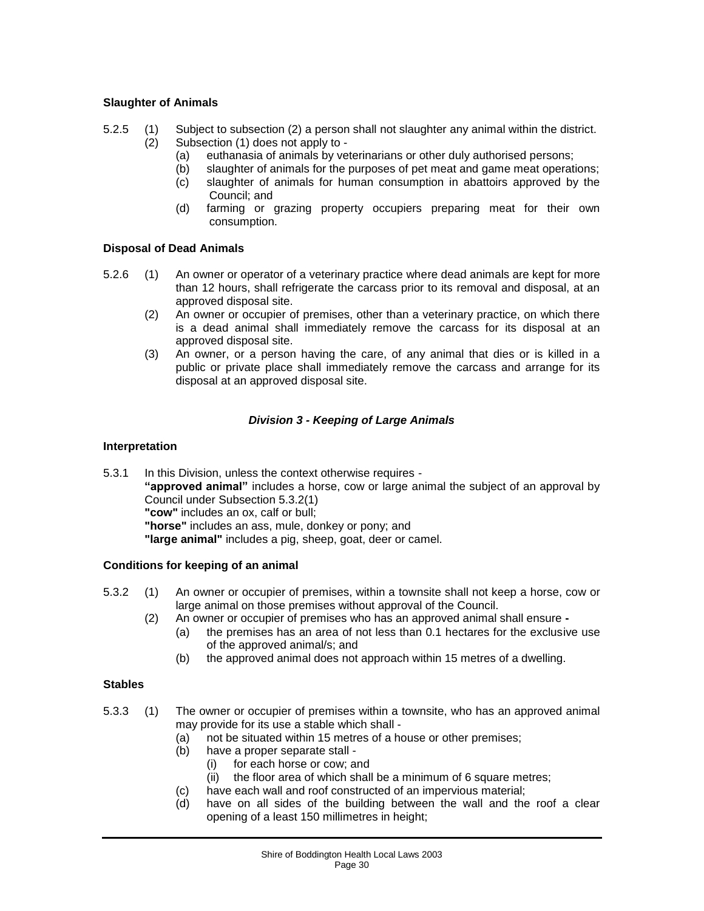**Slaughter of Animals**

5.2.5 (1) Subject to subsection (2) a person shall not slaughter any animal within the district.

(2) Subsection (1) does not apply to -

(a) euthanasia of animals by veterinarians or other duly authorised persons;

(b) slaughter of animals for the purposes of pet meat and game meat operations;

(c) slaughter of animals for human consumption in abattoirs approved by the Council; and

(d) farming or grazing property occupiers preparing meat for their own consumption.

**Disposal of Dead Animals**

5.2.6 (1) An owner or operator of a veterinary practice where dead animals are kept for more than 12 hours, shall refrigerate the carcass prior to its removal and disposal, at an approved disposal site.

(2) An owner or occupier of premises, other than a veterinary practice, on which there is a dead animal shall immediately remove the carcass for its disposal at an approved disposal site.

(3) An owner, or a person having the care, of any animal that dies or is killed in a public or private place shall immediately remove the carcass and arrange for its disposal at an approved disposal site.

## *Division 3 - Keeping of Large Animals*

**Interpretation**

5.3.1 In this Division, unless the context otherwise requires -

**"approved animal"** includes a horse, cow or large animal the subject of an approval by Council under Subsection 5.3.2(1)

**"cow"** includes an ox, calf or bull;

**"horse"** includes an ass, mule, donkey or pony; and

**"large animal"** includes a pig, sheep, goat, deer or camel.

**Conditions for keeping of an animal**

5.3.2 (1) An owner or occupier of premises, within a townsite shall not keep a horse, cow or large animal on those premises without approval of the Council.

(2) An owner or occupier of premises who has an approved animal shall ensure **-**

(a) the premises has an area of not less than 0.1 hectares for the exclusive use of the approved animal/s; and

(b) the approved animal does not approach within 15 metres of a dwelling.

**Stables**

5.3.3 (1) The owner or occupier of premises within a townsite, who has an approved animal may provide for its use a stable which shall -

(a) not be situated within 15 metres of a house or other premises;

(b) have a proper separate stall -

(i) for each horse or cow; and

(ii) the floor area of which shall be a minimum of 6 square metres;

(c) have each wall and roof constructed of an impervious material;

(d) have on all sides of the building between the wall and the roof a clear opening of a least 150 millimetres in height;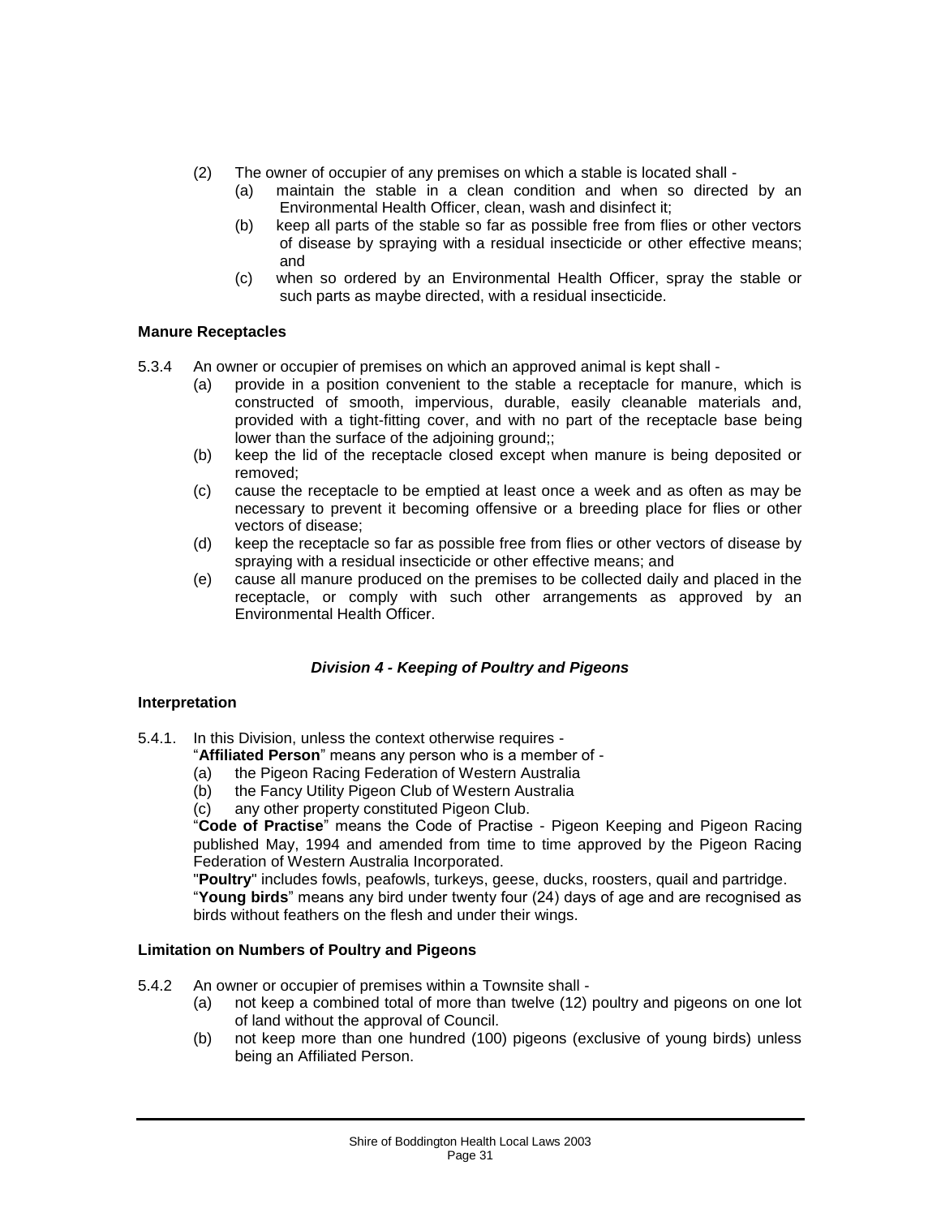(2) The owner of occupier of any premises on which a stable is located shall -

(a) maintain the stable in a clean condition and when so directed by an Environmental Health Officer, clean, wash and disinfect it;

(b) keep all parts of the stable so far as possible free from flies or other vectors of disease by spraying with a residual insecticide or other effective means; and

(c) when so ordered by an Environmental Health Officer, spray the stable or such parts as maybe directed, with a residual insecticide.

**Manure Receptacles**

5.3.4 An owner or occupier of premises on which an approved animal is kept shall -

(a) provide in a position convenient to the stable a receptacle for manure, which is constructed of smooth, impervious, durable, easily cleanable materials and, provided with a tight-fitting cover, and with no part of the receptacle base being lower than the surface of the adjoining ground;;

(b) keep the lid of the receptacle closed except when manure is being deposited or removed;

(c) cause the receptacle to be emptied at least once a week and as often as may be necessary to prevent it becoming offensive or a breeding place for flies or other vectors of disease;

(d) keep the receptacle so far as possible free from flies or other vectors of disease by spraying with a residual insecticide or other effective means; and

(e) cause all manure produced on the premises to be collected daily and placed in the receptacle, or comply with such other arrangements as approved by an Environmental Health Officer.

### *Division 4 - Keeping of Poultry and Pigeons*

**Interpretation**

5.4.1. In this Division, unless the context otherwise requires -

"**Affiliated Person**" means any person who is a member of -

(a) the Pigeon Racing Federation of Western Australia

(b) the Fancy Utility Pigeon Club of Western Australia

(c) any other property constituted Pigeon Club.

"**Code of Practise**" means the Code of Practise - Pigeon Keeping and Pigeon Racing published May, 1994 and amended from time to time approved by the Pigeon Racing Federation of Western Australia Incorporated.

"**Poultry**" includes fowls, peafowls, turkeys, geese, ducks, roosters, quail and partridge.

"**Young birds**" means any bird under twenty four (24) days of age and are recognised as birds without feathers on the flesh and under their wings.

**Limitation on Numbers of Poultry and Pigeons**

5.4.2 An owner or occupier of premises within a Townsite shall -

(a) not keep a combined total of more than twelve (12) poultry and pigeons on one lot of land without the approval of Council.

(b) not keep more than one hundred (100) pigeons (exclusive of young birds) unless being an Affiliated Person.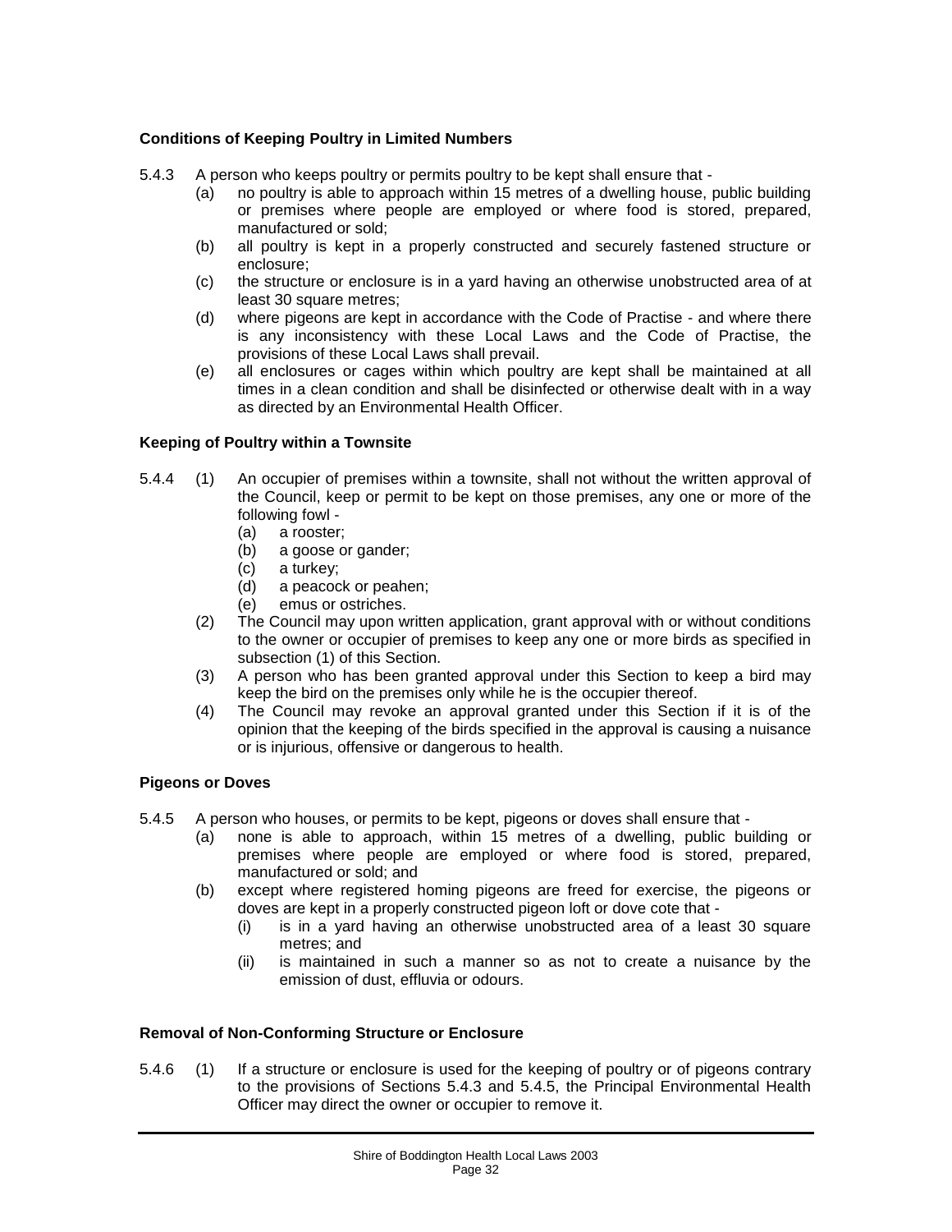**Conditions of Keeping Poultry in Limited Numbers**

5.4.3 A person who keeps poultry or permits poultry to be kept shall ensure that -

(a) no poultry is able to approach within 15 metres of a dwelling house, public building or premises where people are employed or where food is stored, prepared, manufactured or sold;

(b) all poultry is kept in a properly constructed and securely fastened structure or enclosure;

(c) the structure or enclosure is in a yard having an otherwise unobstructed area of at least 30 square metres;

(d) where pigeons are kept in accordance with the Code of Practise - and where there is any inconsistency with these Local Laws and the Code of Practise, the provisions of these Local Laws shall prevail.

(e) all enclosures or cages within which poultry are kept shall be maintained at all times in a clean condition and shall be disinfected or otherwise dealt with in a way as directed by an Environmental Health Officer.

**Keeping of Poultry within a Townsite**

5.4.4 (1) An occupier of premises within a townsite, shall not without the written approval of the Council, keep or permit to be kept on those premises, any one or more of the following fowl -

(a) a rooster;

(b) a goose or gander;

(c) a turkey;

(d) a peacock or peahen;

(e) emus or ostriches.

(2) The Council may upon written application, grant approval with or without conditions to the owner or occupier of premises to keep any one or more birds as specified in subsection (1) of this Section.

(3) A person who has been granted approval under this Section to keep a bird may keep the bird on the premises only while he is the occupier thereof.

(4) The Council may revoke an approval granted under this Section if it is of the opinion that the keeping of the birds specified in the approval is causing a nuisance or is injurious, offensive or dangerous to health.

**Pigeons or Doves**

5.4.5 A person who houses, or permits to be kept, pigeons or doves shall ensure that -

(a) none is able to approach, within 15 metres of a dwelling, public building or premises where people are employed or where food is stored, prepared, manufactured or sold; and

(b) except where registered homing pigeons are freed for exercise, the pigeons or doves are kept in a properly constructed pigeon loft or dove cote that -

(i) is in a yard having an otherwise unobstructed area of a least 30 square metres; and

(ii) is maintained in such a manner so as not to create a nuisance by the emission of dust, effluvia or odours.

**Removal of Non-Conforming Structure or Enclosure**

5.4.6 (1) If a structure or enclosure is used for the keeping of poultry or of pigeons contrary to the provisions of Sections 5.4.3 and 5.4.5, the Principal Environmental Health Officer may direct the owner or occupier to remove it.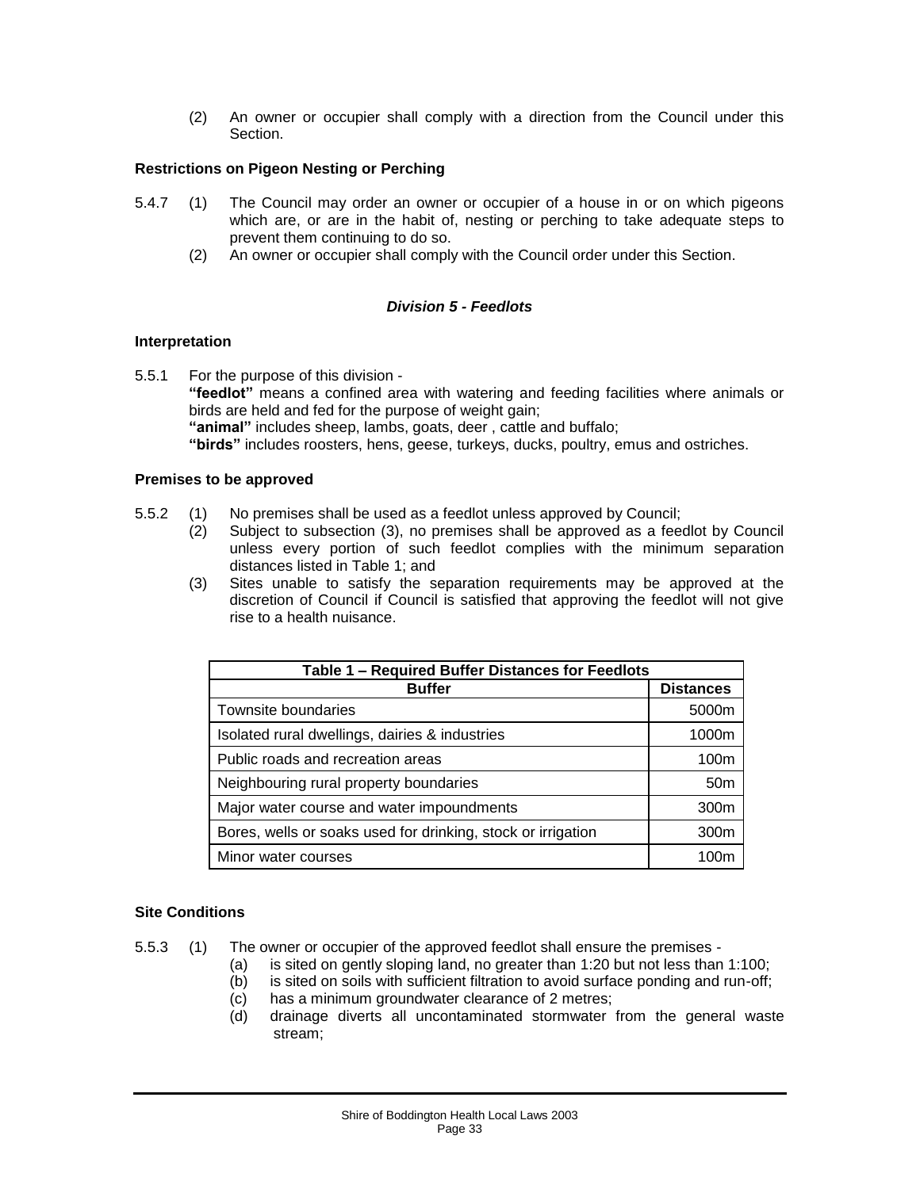(2) An owner or occupier shall comply with a direction from the Council under this Section.

**Restrictions on Pigeon Nesting or Perching**

5.4.7 (1) The Council may order an owner or occupier of a house in or on which pigeons which are, or are in the habit of, nesting or perching to take adequate steps to prevent them continuing to do so.

(2) An owner or occupier shall comply with the Council order under this Section.

### *Division 5 - Feedlots*

**Interpretation**

5.5.1 For the purpose of this division -

**"feedlot"** means a confined area with watering and feeding facilities where animals or birds are held and fed for the purpose of weight gain;

**"animal"** includes sheep, lambs, goats, deer , cattle and buffalo;

**"birds"** includes roosters, hens, geese, turkeys, ducks, poultry, emus and ostriches.

**Premises to be approved**

5.5.2 (1) No premises shall be used as a feedlot unless approved by Council;

(2) Subject to subsection (3), no premises shall be approved as a feedlot by Council unless every portion of such feedlot complies with the minimum separation distances listed in Table 1; and

(3) Sites unable to satisfy the separation requirements may be approved at the discretion of Council if Council is satisfied that approving the feedlot will not give rise to a health nuisance.

| Table 1 – Required Buffer Distances for Feedlots | |
|---|---|
| **Buffer** | **Distances** |
| Townsite boundaries | 5000m |
| Isolated rural dwellings, dairies & industries | 1000m |
| Public roads and recreation areas | 100m |
| Neighbouring rural property boundaries | 50m |
| Major water course and water impoundments | 300m |
| Bores, wells or soaks used for drinking, stock or irrigation | 300m |
| Minor water courses | 100m |

**Site Conditions**

5.5.3 (1) The owner or occupier of the approved feedlot shall ensure the premises -

(a) is sited on gently sloping land, no greater than 1:20 but not less than 1:100;

(b) is sited on soils with sufficient filtration to avoid surface ponding and run-off;

(c) has a minimum groundwater clearance of 2 metres;

(d) drainage diverts all uncontaminated stormwater from the general waste stream;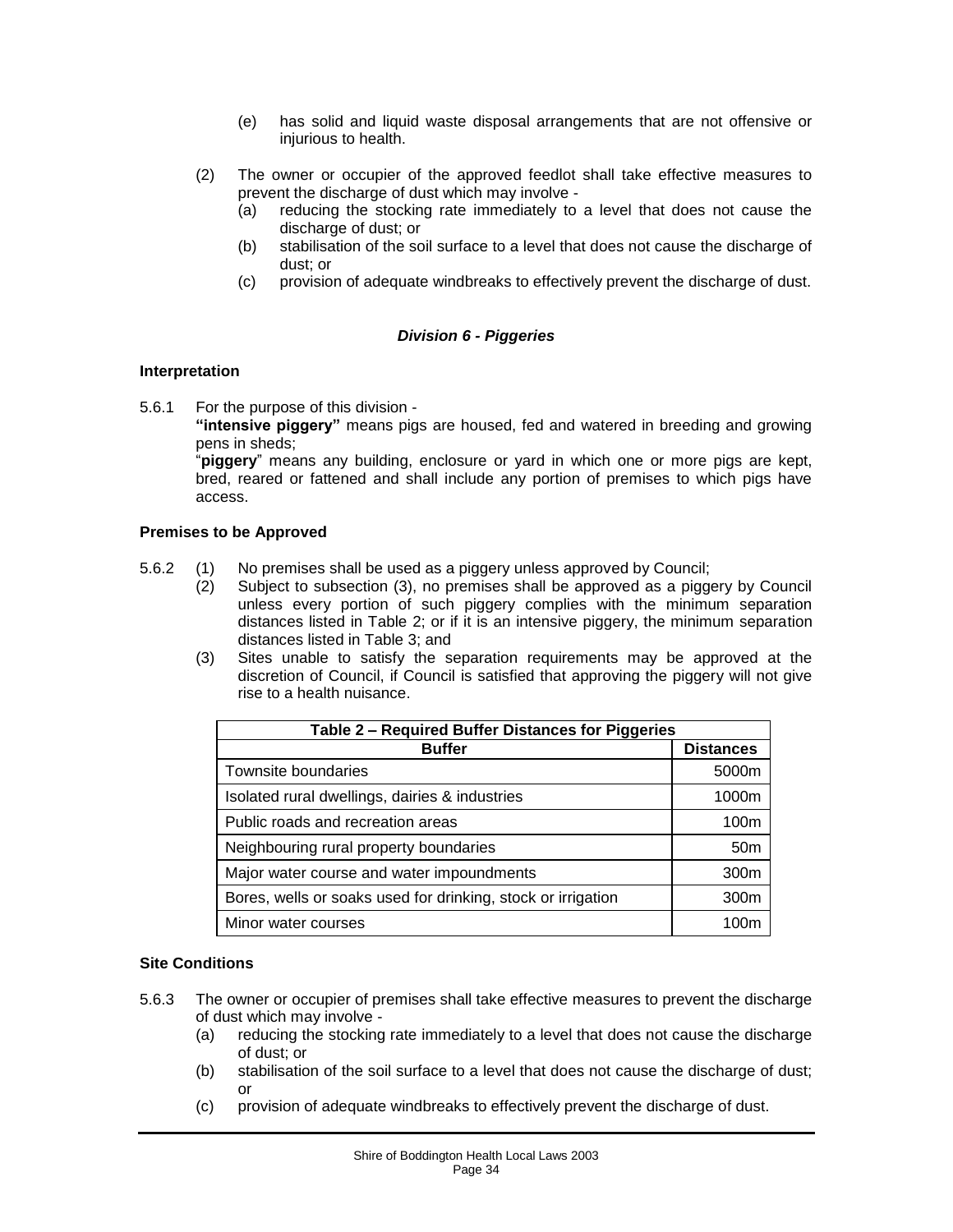(e) has solid and liquid waste disposal arrangements that are not offensive or injurious to health.

(2) The owner or occupier of the approved feedlot shall take effective measures to prevent the discharge of dust which may involve -

(a) reducing the stocking rate immediately to a level that does not cause the discharge of dust; or

(b) stabilisation of the soil surface to a level that does not cause the discharge of dust; or

(c) provision of adequate windbreaks to effectively prevent the discharge of dust.

### *Division 6 - Piggeries*

**Interpretation**

5.6.1 For the purpose of this division -

**"intensive piggery"** means pigs are housed, fed and watered in breeding and growing pens in sheds;

"**piggery**" means any building, enclosure or yard in which one or more pigs are kept, bred, reared or fattened and shall include any portion of premises to which pigs have access.

**Premises to be Approved**

5.6.2 (1) No premises shall be used as a piggery unless approved by Council;

(2) Subject to subsection (3), no premises shall be approved as a piggery by Council unless every portion of such piggery complies with the minimum separation distances listed in Table 2; or if it is an intensive piggery, the minimum separation distances listed in Table 3; and

(3) Sites unable to satisfy the separation requirements may be approved at the discretion of Council, if Council is satisfied that approving the piggery will not give rise to a health nuisance.

**Table 2 – Required Buffer Distances for Piggeries**

| Buffer | Distances |
|---|---|
| Townsite boundaries | 5000m |
| Isolated rural dwellings, dairies & industries | 1000m |
| Public roads and recreation areas | 100m |
| Neighbouring rural property boundaries | 50m |
| Major water course and water impoundments | 300m |
| Bores, wells or soaks used for drinking, stock or irrigation | 300m |
| Minor water courses | 100m |

**Site Conditions**

5.6.3 The owner or occupier of premises shall take effective measures to prevent the discharge of dust which may involve -

(a) reducing the stocking rate immediately to a level that does not cause the discharge of dust; or

(b) stabilisation of the soil surface to a level that does not cause the discharge of dust; or

(c) provision of adequate windbreaks to effectively prevent the discharge of dust.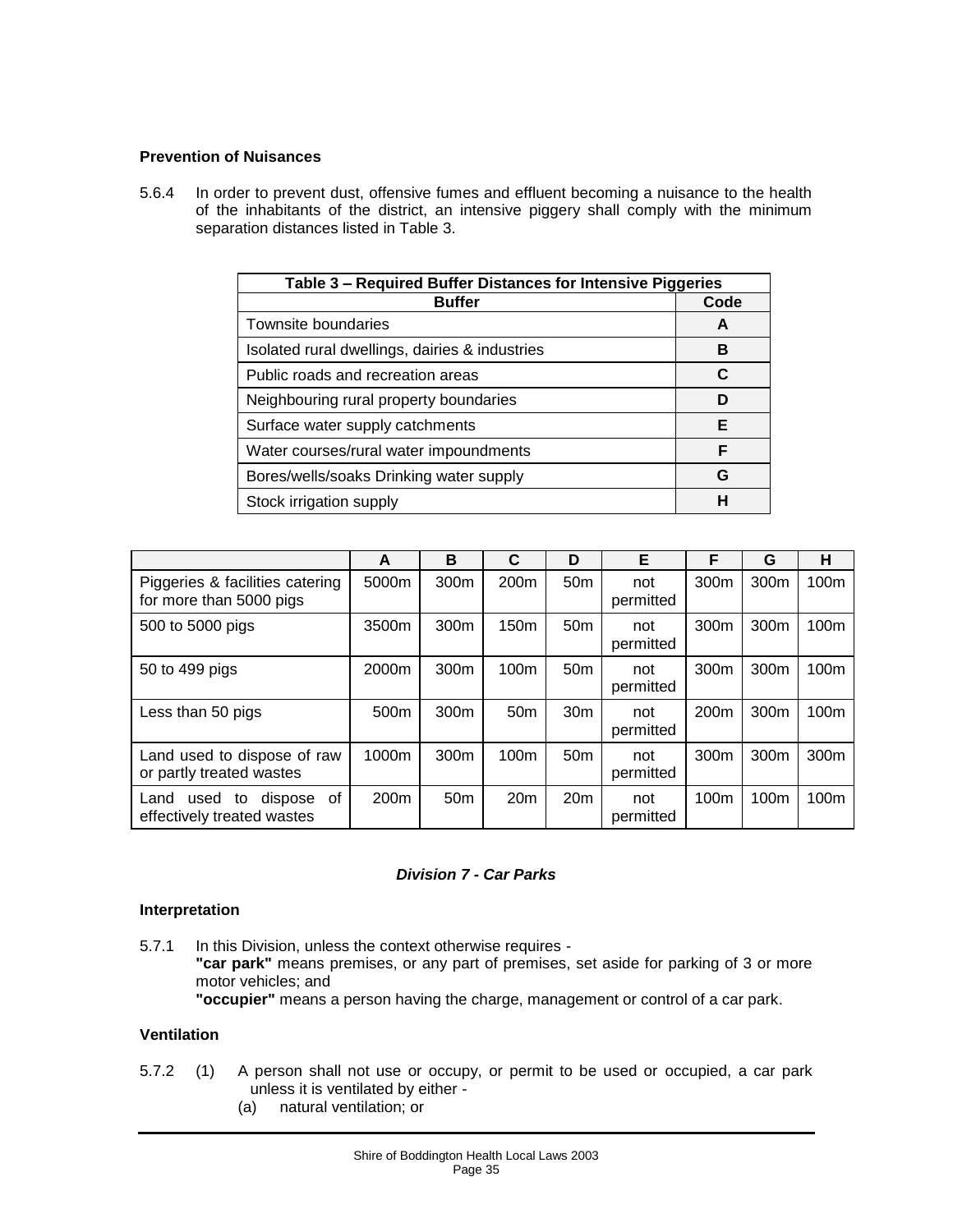### Prevention of Nuisances

5.6.4 In order to prevent dust, offensive fumes and effluent becoming a nuisance to the health of the inhabitants of the district, an intensive piggery shall comply with the minimum separation distances listed in Table 3.

| Table 3 – Required Buffer Distances for Intensive Piggeries | |
|---|---|
| **Buffer** | **Code** |
| Townsite boundaries | **A** |
| Isolated rural dwellings, dairies & industries | **B** |
| Public roads and recreation areas | **C** |
| Neighbouring rural property boundaries | **D** |
| Surface water supply catchments | **E** |
| Water courses/rural water impoundments | **F** |
| Bores/wells/soaks Drinking water supply | **G** |
| Stock irrigation supply | **H** |

| | A | B | C | D | E | F | G | H |
|---|---|---|---|---|---|---|---|---|
| Piggeries & facilities catering for more than 5000 pigs | 5000m | 300m | 200m | 50m | not permitted | 300m | 300m | 100m |
| 500 to 5000 pigs | 3500m | 300m | 150m | 50m | not permitted | 300m | 300m | 100m |
| 50 to 499 pigs | 2000m | 300m | 100m | 50m | not permitted | 300m | 300m | 100m |
| Less than 50 pigs | 500m | 300m | 50m | 30m | not permitted | 200m | 300m | 100m |
| Land used to dispose of raw or partly treated wastes | 1000m | 300m | 100m | 50m | not permitted | 300m | 300m | 300m |
| Land used to dispose of effectively treated wastes | 200m | 50m | 20m | 20m | not permitted | 100m | 100m | 100m |

## *Division 7 - Car Parks*

### Interpretation

5.7.1 In this Division, unless the context otherwise requires -
**"car park"** means premises, or any part of premises, set aside for parking of 3 or more motor vehicles; and
**"occupier"** means a person having the charge, management or control of a car park.

### Ventilation

5.7.2 (1) A person shall not use or occupy, or permit to be used or occupied, a car park unless it is ventilated by either -

(a) natural ventilation; or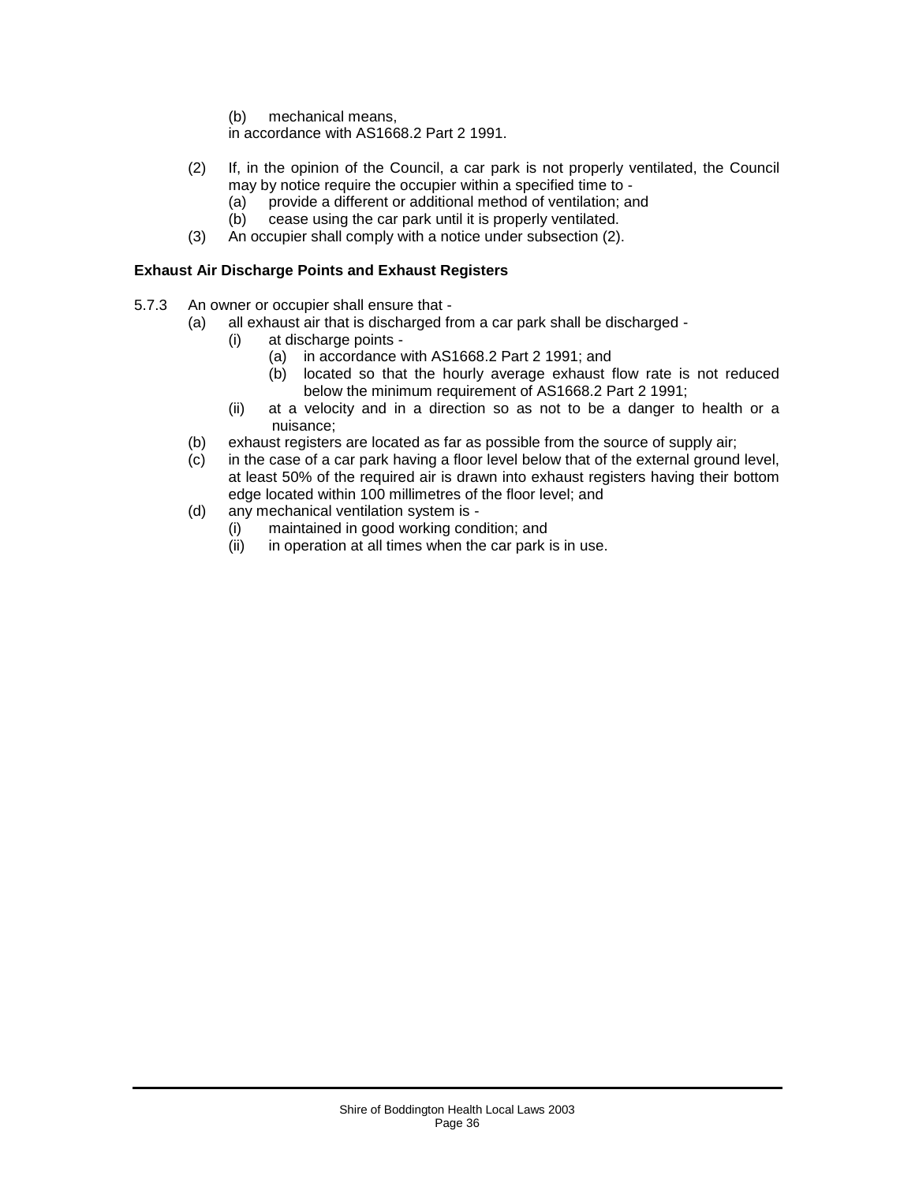(b) mechanical means,

in accordance with AS1668.2 Part 2 1991.

(2) If, in the opinion of the Council, a car park is not properly ventilated, the Council may by notice require the occupier within a specified time to -
   - (a) provide a different or additional method of ventilation; and
   - (b) cease using the car park until it is properly ventilated.

(3) An occupier shall comply with a notice under subsection (2).

**Exhaust Air Discharge Points and Exhaust Registers**

5.7.3 An owner or occupier shall ensure that -

- (a) all exhaust air that is discharged from a car park shall be discharged -
  - (i) at discharge points -
    - (a) in accordance with AS1668.2 Part 2 1991; and
    - (b) located so that the hourly average exhaust flow rate is not reduced below the minimum requirement of AS1668.2 Part 2 1991;
  - (ii) at a velocity and in a direction so as not to be a danger to health or a nuisance;
- (b) exhaust registers are located as far as possible from the source of supply air;
- (c) in the case of a car park having a floor level below that of the external ground level, at least 50% of the required air is drawn into exhaust registers having their bottom edge located within 100 millimetres of the floor level; and
- (d) any mechanical ventilation system is -
  - (i) maintained in good working condition; and
  - (ii) in operation at all times when the car park is in use.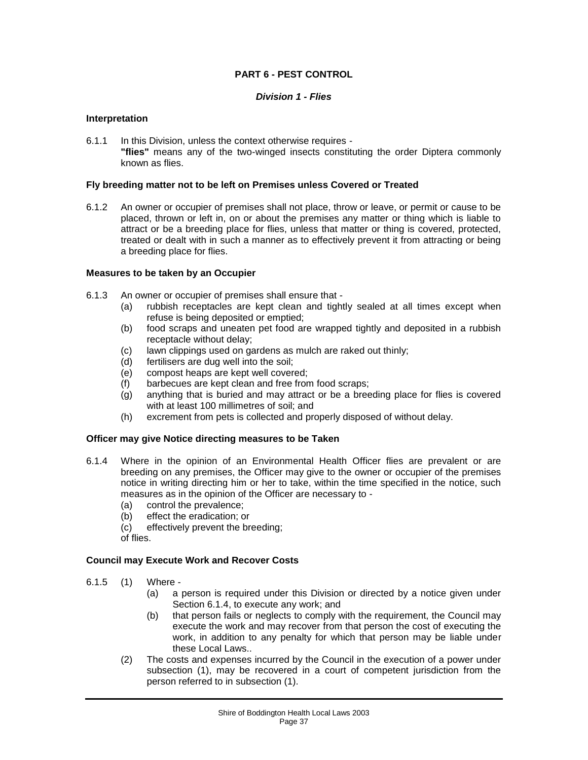# PART 6 - PEST CONTROL

## *Division 1 - Flies*

### Interpretation

6.1.1 In this Division, unless the context otherwise requires -
**"flies"** means any of the two-winged insects constituting the order Diptera commonly known as flies.

### Fly breeding matter not to be left on Premises unless Covered or Treated

6.1.2 An owner or occupier of premises shall not place, throw or leave, or permit or cause to be placed, thrown or left in, on or about the premises any matter or thing which is liable to attract or be a breeding place for flies, unless that matter or thing is covered, protected, treated or dealt with in such a manner as to effectively prevent it from attracting or being a breeding place for flies.

### Measures to be taken by an Occupier

6.1.3 An owner or occupier of premises shall ensure that -

- (a) rubbish receptacles are kept clean and tightly sealed at all times except when refuse is being deposited or emptied;
- (b) food scraps and uneaten pet food are wrapped tightly and deposited in a rubbish receptacle without delay;
- (c) lawn clippings used on gardens as mulch are raked out thinly;
- (d) fertilisers are dug well into the soil;
- (e) compost heaps are kept well covered;
- (f) barbecues are kept clean and free from food scraps;
- (g) anything that is buried and may attract or be a breeding place for flies is covered with at least 100 millimetres of soil; and
- (h) excrement from pets is collected and properly disposed of without delay.

### Officer may give Notice directing measures to be Taken

6.1.4 Where in the opinion of an Environmental Health Officer flies are prevalent or are breeding on any premises, the Officer may give to the owner or occupier of the premises notice in writing directing him or her to take, within the time specified in the notice, such measures as in the opinion of the Officer are necessary to -

- (a) control the prevalence;
- (b) effect the eradication; or
- (c) effectively prevent the breeding;

of flies.

### Council may Execute Work and Recover Costs

6.1.5 (1) Where -

- (a) a person is required under this Division or directed by a notice given under Section 6.1.4, to execute any work; and
- (b) that person fails or neglects to comply with the requirement, the Council may execute the work and may recover from that person the cost of executing the work, in addition to any penalty for which that person may be liable under these Local Laws..

(2) The costs and expenses incurred by the Council in the execution of a power under subsection (1), may be recovered in a court of competent jurisdiction from the person referred to in subsection (1).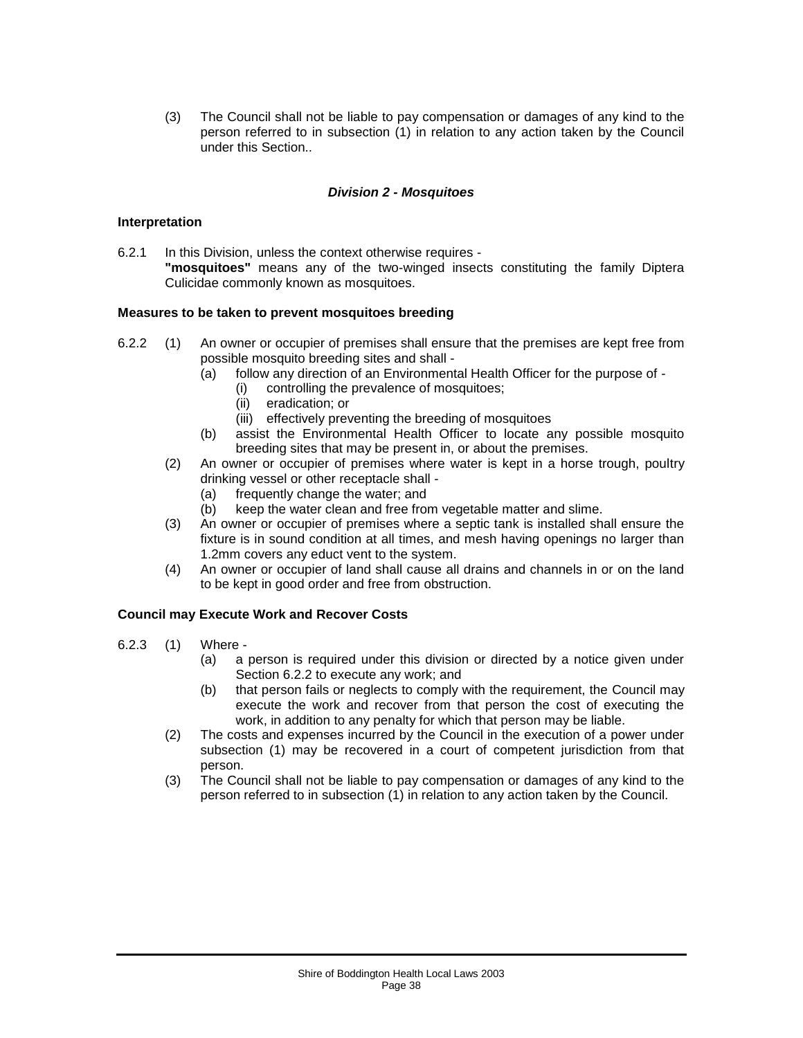(3) The Council shall not be liable to pay compensation or damages of any kind to the person referred to in subsection (1) in relation to any action taken by the Council under this Section..

### *Division 2 - Mosquitoes*

**Interpretation**

6.2.1 In this Division, unless the context otherwise requires -
**"mosquitoes"** means any of the two-winged insects constituting the family Diptera Culicidae commonly known as mosquitoes.

**Measures to be taken to prevent mosquitoes breeding**

6.2.2 (1) An owner or occupier of premises shall ensure that the premises are kept free from possible mosquito breeding sites and shall -
- (a) follow any direction of an Environmental Health Officer for the purpose of -
  - (i) controlling the prevalence of mosquitoes;
  - (ii) eradication; or
  - (iii) effectively preventing the breeding of mosquitoes
- (b) assist the Environmental Health Officer to locate any possible mosquito breeding sites that may be present in, or about the premises.

(2) An owner or occupier of premises where water is kept in a horse trough, poultry drinking vessel or other receptacle shall -
- (a) frequently change the water; and
- (b) keep the water clean and free from vegetable matter and slime.

(3) An owner or occupier of premises where a septic tank is installed shall ensure the fixture is in sound condition at all times, and mesh having openings no larger than 1.2mm covers any educt vent to the system.

(4) An owner or occupier of land shall cause all drains and channels in or on the land to be kept in good order and free from obstruction.

**Council may Execute Work and Recover Costs**

6.2.3 (1) Where -
- (a) a person is required under this division or directed by a notice given under Section 6.2.2 to execute any work; and
- (b) that person fails or neglects to comply with the requirement, the Council may execute the work and recover from that person the cost of executing the work, in addition to any penalty for which that person may be liable.

(2) The costs and expenses incurred by the Council in the execution of a power under subsection (1) may be recovered in a court of competent jurisdiction from that person.

(3) The Council shall not be liable to pay compensation or damages of any kind to the person referred to in subsection (1) in relation to any action taken by the Council.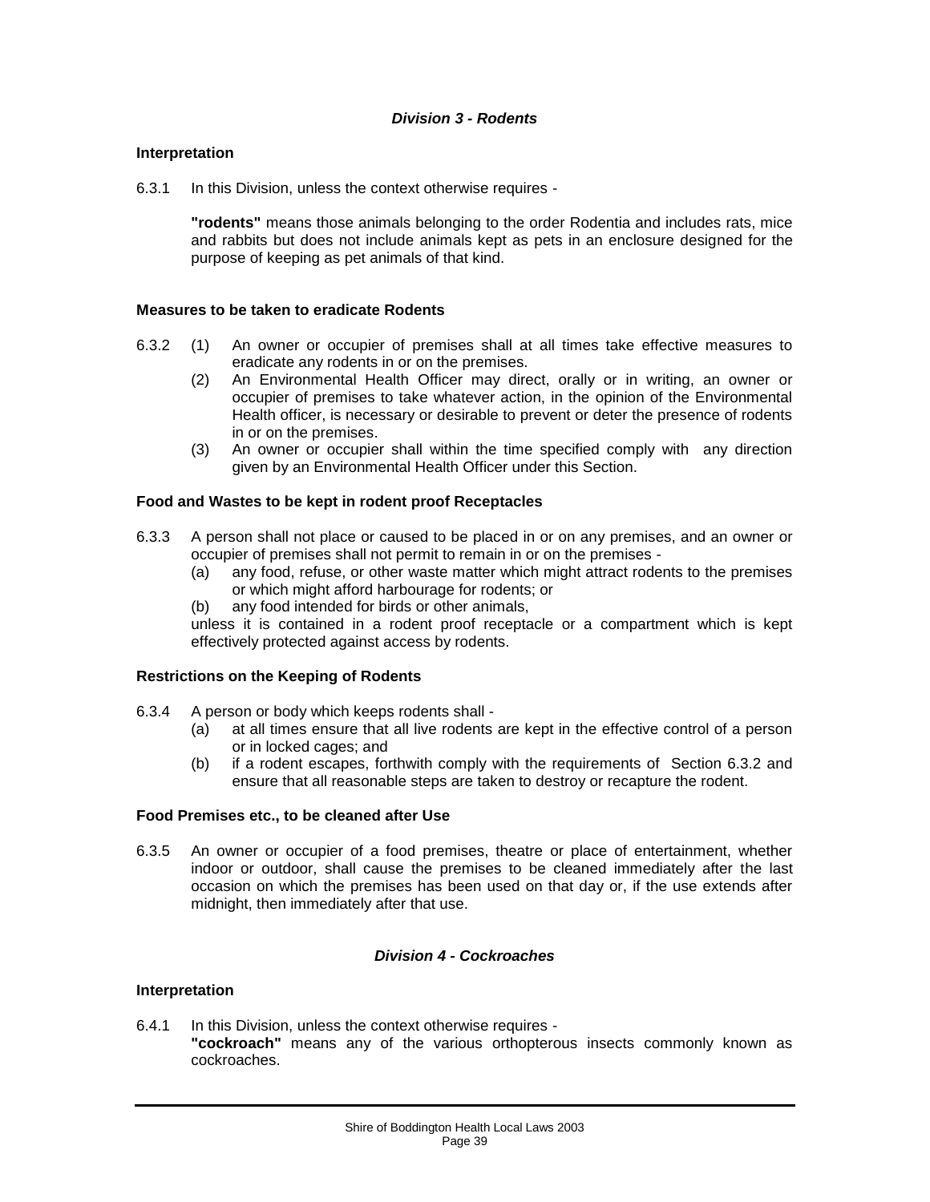### *Division 3 - Rodents*

**Interpretation**

6.3.1 In this Division, unless the context otherwise requires -

**"rodents"** means those animals belonging to the order Rodentia and includes rats, mice and rabbits but does not include animals kept as pets in an enclosure designed for the purpose of keeping as pet animals of that kind.

**Measures to be taken to eradicate Rodents**

6.3.2 (1) An owner or occupier of premises shall at all times take effective measures to eradicate any rodents in or on the premises.

(2) An Environmental Health Officer may direct, orally or in writing, an owner or occupier of premises to take whatever action, in the opinion of the Environmental Health officer, is necessary or desirable to prevent or deter the presence of rodents in or on the premises.

(3) An owner or occupier shall within the time specified comply with any direction given by an Environmental Health Officer under this Section.

**Food and Wastes to be kept in rodent proof Receptacles**

6.3.3 A person shall not place or caused to be placed in or on any premises, and an owner or occupier of premises shall not permit to remain in or on the premises -

(a) any food, refuse, or other waste matter which might attract rodents to the premises or which might afford harbourage for rodents; or

(b) any food intended for birds or other animals,

unless it is contained in a rodent proof receptacle or a compartment which is kept effectively protected against access by rodents.

**Restrictions on the Keeping of Rodents**

6.3.4 A person or body which keeps rodents shall -

(a) at all times ensure that all live rodents are kept in the effective control of a person or in locked cages; and

(b) if a rodent escapes, forthwith comply with the requirements of Section 6.3.2 and ensure that all reasonable steps are taken to destroy or recapture the rodent.

**Food Premises etc., to be cleaned after Use**

6.3.5 An owner or occupier of a food premises, theatre or place of entertainment, whether indoor or outdoor, shall cause the premises to be cleaned immediately after the last occasion on which the premises has been used on that day or, if the use extends after midnight, then immediately after that use.

### *Division 4 - Cockroaches*

**Interpretation**

6.4.1 In this Division, unless the context otherwise requires -

**"cockroach"** means any of the various orthopterous insects commonly known as cockroaches.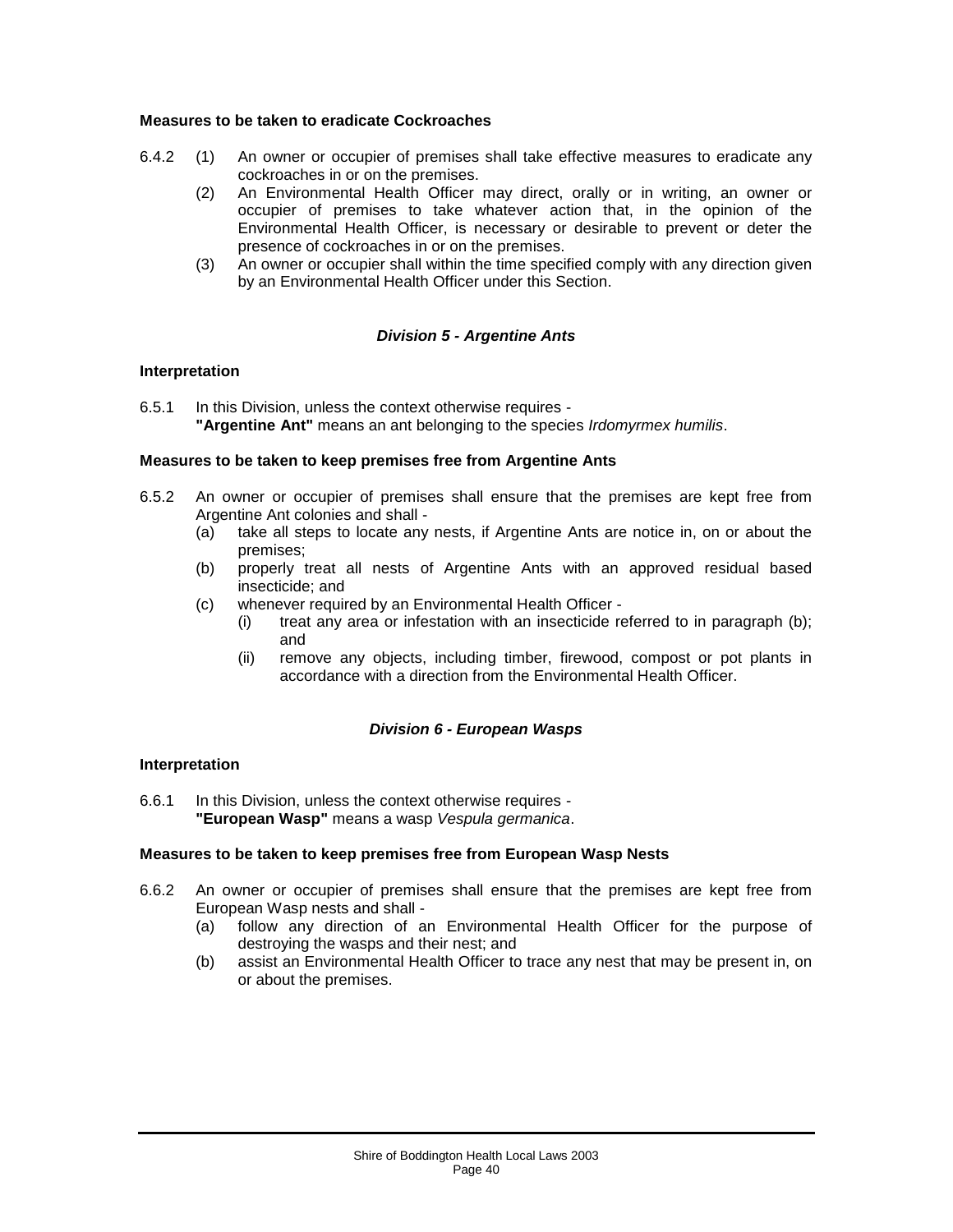**Measures to be taken to eradicate Cockroaches**

6.4.2 (1) An owner or occupier of premises shall take effective measures to eradicate any cockroaches in or on the premises.

(2) An Environmental Health Officer may direct, orally or in writing, an owner or occupier of premises to take whatever action that, in the opinion of the Environmental Health Officer, is necessary or desirable to prevent or deter the presence of cockroaches in or on the premises.

(3) An owner or occupier shall within the time specified comply with any direction given by an Environmental Health Officer under this Section.

### *Division 5 - Argentine Ants*

**Interpretation**

6.5.1 In this Division, unless the context otherwise requires -
**"Argentine Ant"** means an ant belonging to the species *Irdomyrmex humilis*.

**Measures to be taken to keep premises free from Argentine Ants**

6.5.2 An owner or occupier of premises shall ensure that the premises are kept free from Argentine Ant colonies and shall -

(a) take all steps to locate any nests, if Argentine Ants are notice in, on or about the premises;

(b) properly treat all nests of Argentine Ants with an approved residual based insecticide; and

(c) whenever required by an Environmental Health Officer -

(i) treat any area or infestation with an insecticide referred to in paragraph (b); and

(ii) remove any objects, including timber, firewood, compost or pot plants in accordance with a direction from the Environmental Health Officer.

### *Division 6 - European Wasps*

**Interpretation**

6.6.1 In this Division, unless the context otherwise requires -
**"European Wasp"** means a wasp *Vespula germanica*.

**Measures to be taken to keep premises free from European Wasp Nests**

6.6.2 An owner or occupier of premises shall ensure that the premises are kept free from European Wasp nests and shall -

(a) follow any direction of an Environmental Health Officer for the purpose of destroying the wasps and their nest; and

(b) assist an Environmental Health Officer to trace any nest that may be present in, on or about the premises.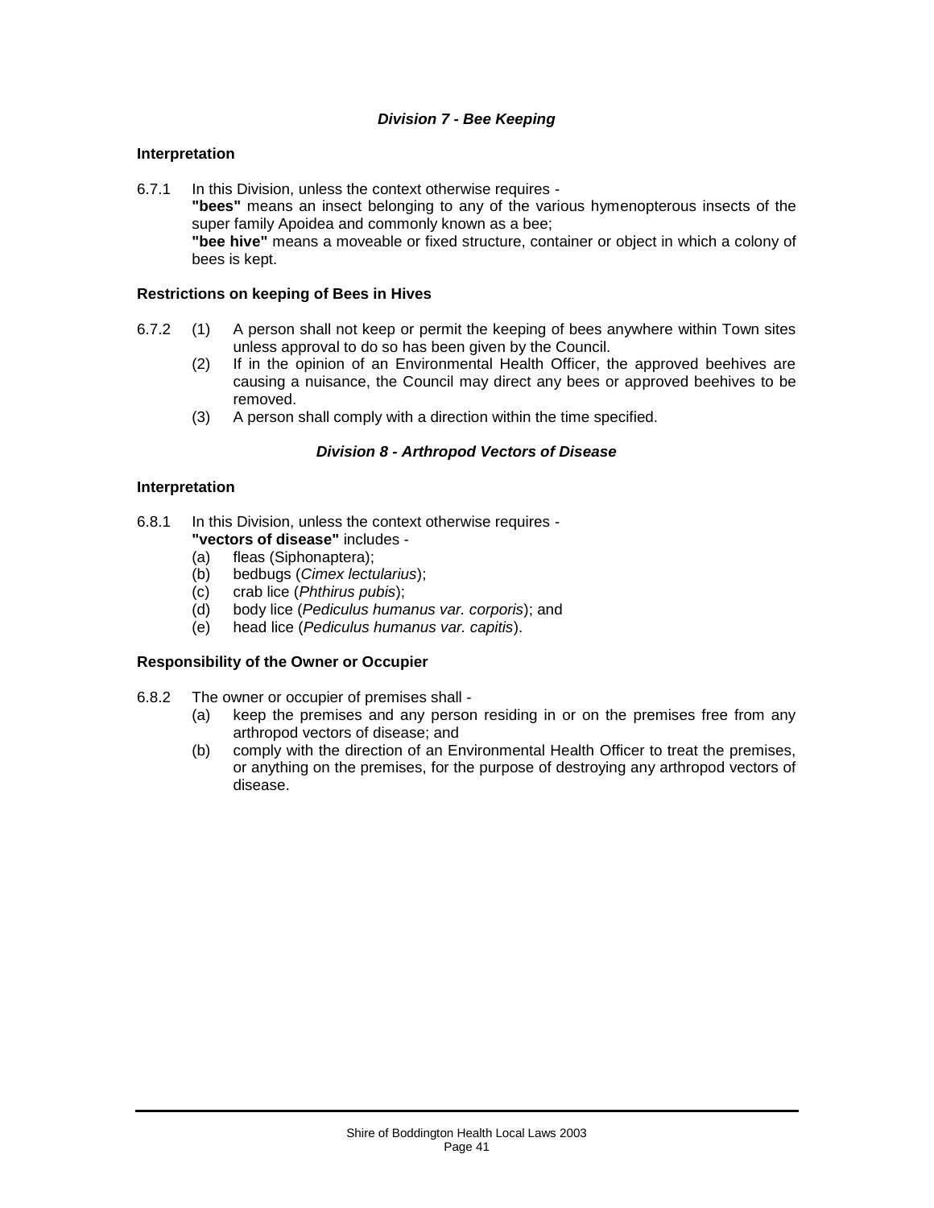### *Division 7 - Bee Keeping*

**Interpretation**

6.7.1 In this Division, unless the context otherwise requires -

**"bees"** means an insect belonging to any of the various hymenopterous insects of the super family Apoidea and commonly known as a bee;

**"bee hive"** means a moveable or fixed structure, container or object in which a colony of bees is kept.

**Restrictions on keeping of Bees in Hives**

6.7.2 (1) A person shall not keep or permit the keeping of bees anywhere within Town sites unless approval to do so has been given by the Council.

(2) If in the opinion of an Environmental Health Officer, the approved beehives are causing a nuisance, the Council may direct any bees or approved beehives to be removed.

(3) A person shall comply with a direction within the time specified.

### *Division 8 - Arthropod Vectors of Disease*

**Interpretation**

6.8.1 In this Division, unless the context otherwise requires -

**"vectors of disease"** includes -

(a) fleas (Siphonaptera);
(b) bedbugs (*Cimex lectularius*);
(c) crab lice (*Phthirus pubis*);
(d) body lice (*Pediculus humanus var. corporis*); and
(e) head lice (*Pediculus humanus var. capitis*).

**Responsibility of the Owner or Occupier**

6.8.2 The owner or occupier of premises shall -

(a) keep the premises and any person residing in or on the premises free from any arthropod vectors of disease; and
(b) comply with the direction of an Environmental Health Officer to treat the premises, or anything on the premises, for the purpose of destroying any arthropod vectors of disease.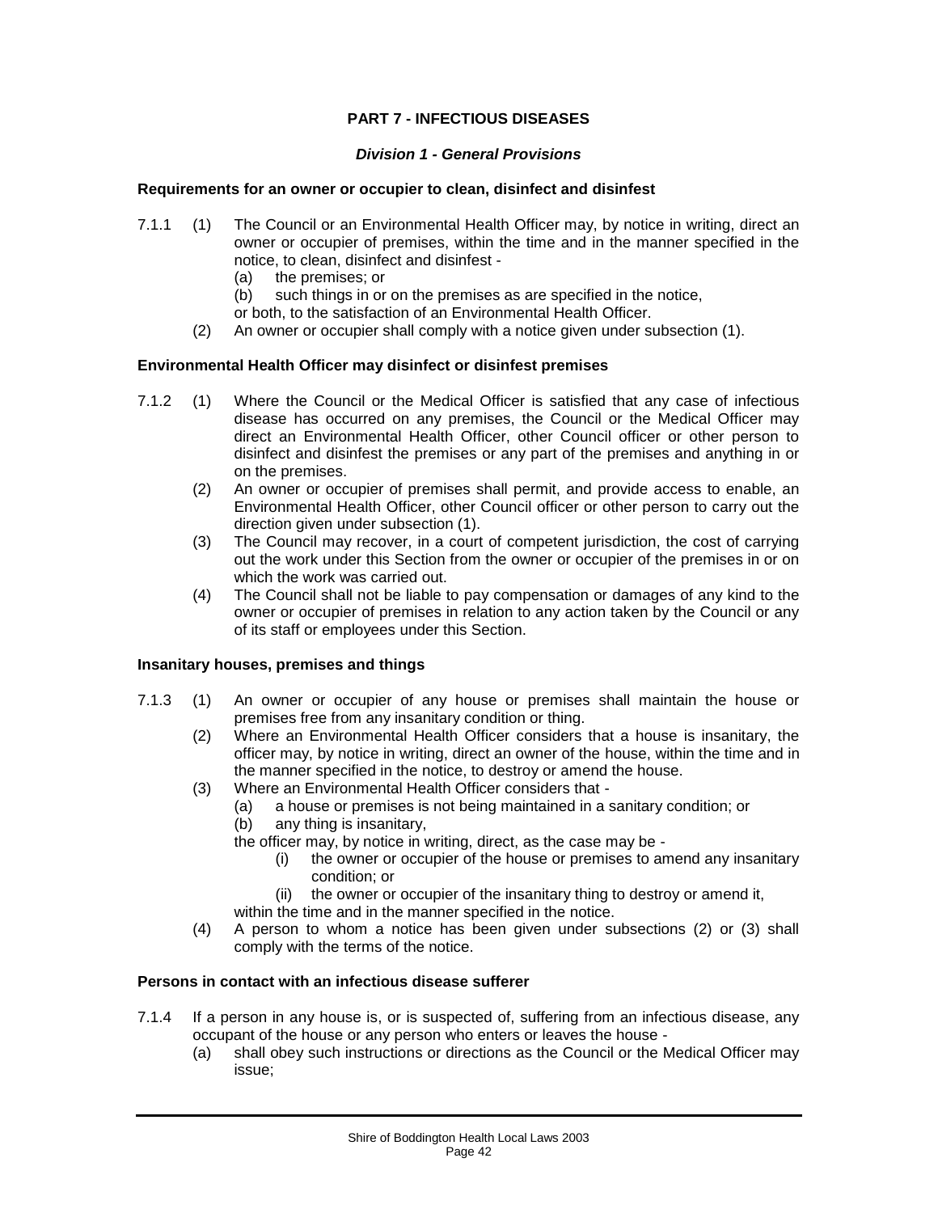## PART 7 - INFECTIOUS DISEASES

### *Division 1 - General Provisions*

**Requirements for an owner or occupier to clean, disinfect and disinfest**

7.1.1 (1) The Council or an Environmental Health Officer may, by notice in writing, direct an owner or occupier of premises, within the time and in the manner specified in the notice, to clean, disinfect and disinfest -

(a) the premises; or

(b) such things in or on the premises as are specified in the notice,

or both, to the satisfaction of an Environmental Health Officer.

(2) An owner or occupier shall comply with a notice given under subsection (1).

**Environmental Health Officer may disinfect or disinfest premises**

7.1.2 (1) Where the Council or the Medical Officer is satisfied that any case of infectious disease has occurred on any premises, the Council or the Medical Officer may direct an Environmental Health Officer, other Council officer or other person to disinfect and disinfest the premises or any part of the premises and anything in or on the premises.

(2) An owner or occupier of premises shall permit, and provide access to enable, an Environmental Health Officer, other Council officer or other person to carry out the direction given under subsection (1).

(3) The Council may recover, in a court of competent jurisdiction, the cost of carrying out the work under this Section from the owner or occupier of the premises in or on which the work was carried out.

(4) The Council shall not be liable to pay compensation or damages of any kind to the owner or occupier of premises in relation to any action taken by the Council or any of its staff or employees under this Section.

**Insanitary houses, premises and things**

7.1.3 (1) An owner or occupier of any house or premises shall maintain the house or premises free from any insanitary condition or thing.

(2) Where an Environmental Health Officer considers that a house is insanitary, the officer may, by notice in writing, direct an owner of the house, within the time and in the manner specified in the notice, to destroy or amend the house.

(3) Where an Environmental Health Officer considers that -

(a) a house or premises is not being maintained in a sanitary condition; or

(b) any thing is insanitary,

the officer may, by notice in writing, direct, as the case may be -

(i) the owner or occupier of the house or premises to amend any insanitary condition; or

(ii) the owner or occupier of the insanitary thing to destroy or amend it,

within the time and in the manner specified in the notice.

(4) A person to whom a notice has been given under subsections (2) or (3) shall comply with the terms of the notice.

**Persons in contact with an infectious disease sufferer**

7.1.4 If a person in any house is, or is suspected of, suffering from an infectious disease, any occupant of the house or any person who enters or leaves the house -

(a) shall obey such instructions or directions as the Council or the Medical Officer may issue;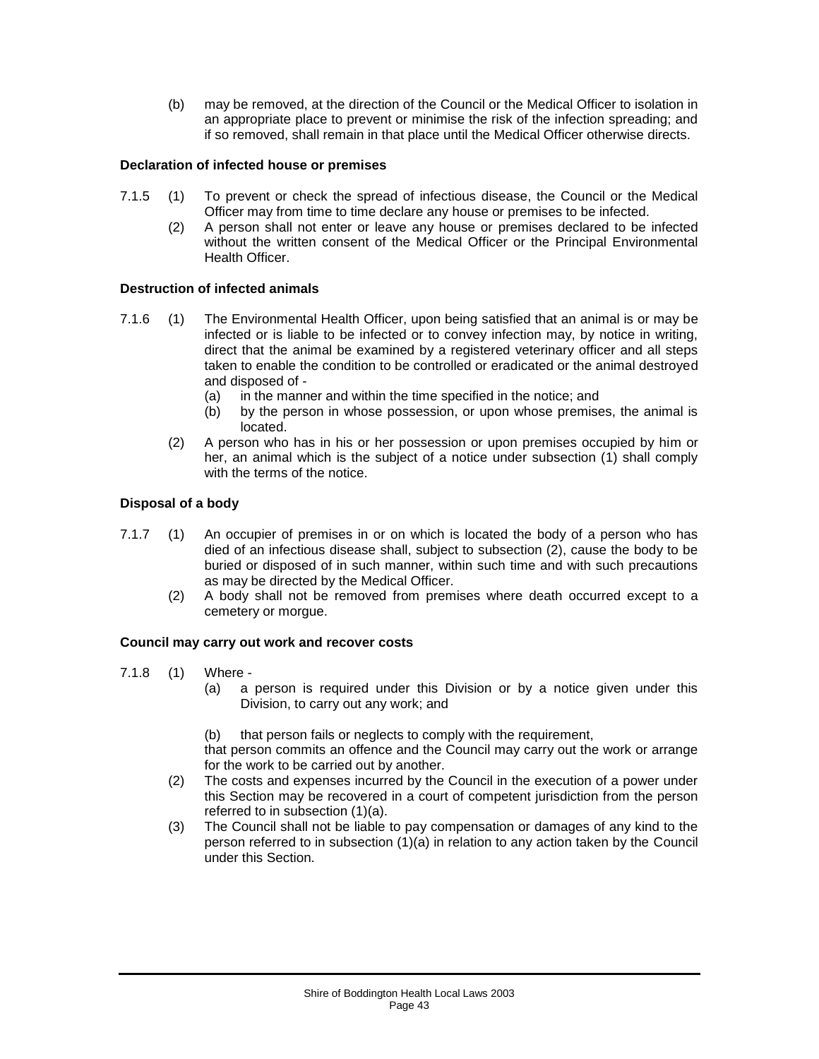(b) may be removed, at the direction of the Council or the Medical Officer to isolation in an appropriate place to prevent or minimise the risk of the infection spreading; and if so removed, shall remain in that place until the Medical Officer otherwise directs.

**Declaration of infected house or premises**

7.1.5 (1) To prevent or check the spread of infectious disease, the Council or the Medical Officer may from time to time declare any house or premises to be infected.

(2) A person shall not enter or leave any house or premises declared to be infected without the written consent of the Medical Officer or the Principal Environmental Health Officer.

**Destruction of infected animals**

7.1.6 (1) The Environmental Health Officer, upon being satisfied that an animal is or may be infected or is liable to be infected or to convey infection may, by notice in writing, direct that the animal be examined by a registered veterinary officer and all steps taken to enable the condition to be controlled or eradicated or the animal destroyed and disposed of -

(a) in the manner and within the time specified in the notice; and

(b) by the person in whose possession, or upon whose premises, the animal is located.

(2) A person who has in his or her possession or upon premises occupied by him or her, an animal which is the subject of a notice under subsection (1) shall comply with the terms of the notice.

**Disposal of a body**

7.1.7 (1) An occupier of premises in or on which is located the body of a person who has died of an infectious disease shall, subject to subsection (2), cause the body to be buried or disposed of in such manner, within such time and with such precautions as may be directed by the Medical Officer.

(2) A body shall not be removed from premises where death occurred except to a cemetery or morgue.

**Council may carry out work and recover costs**

7.1.8 (1) Where -

(a) a person is required under this Division or by a notice given under this Division, to carry out any work; and

(b) that person fails or neglects to comply with the requirement,

that person commits an offence and the Council may carry out the work or arrange for the work to be carried out by another.

(2) The costs and expenses incurred by the Council in the execution of a power under this Section may be recovered in a court of competent jurisdiction from the person referred to in subsection (1)(a).

(3) The Council shall not be liable to pay compensation or damages of any kind to the person referred to in subsection (1)(a) in relation to any action taken by the Council under this Section.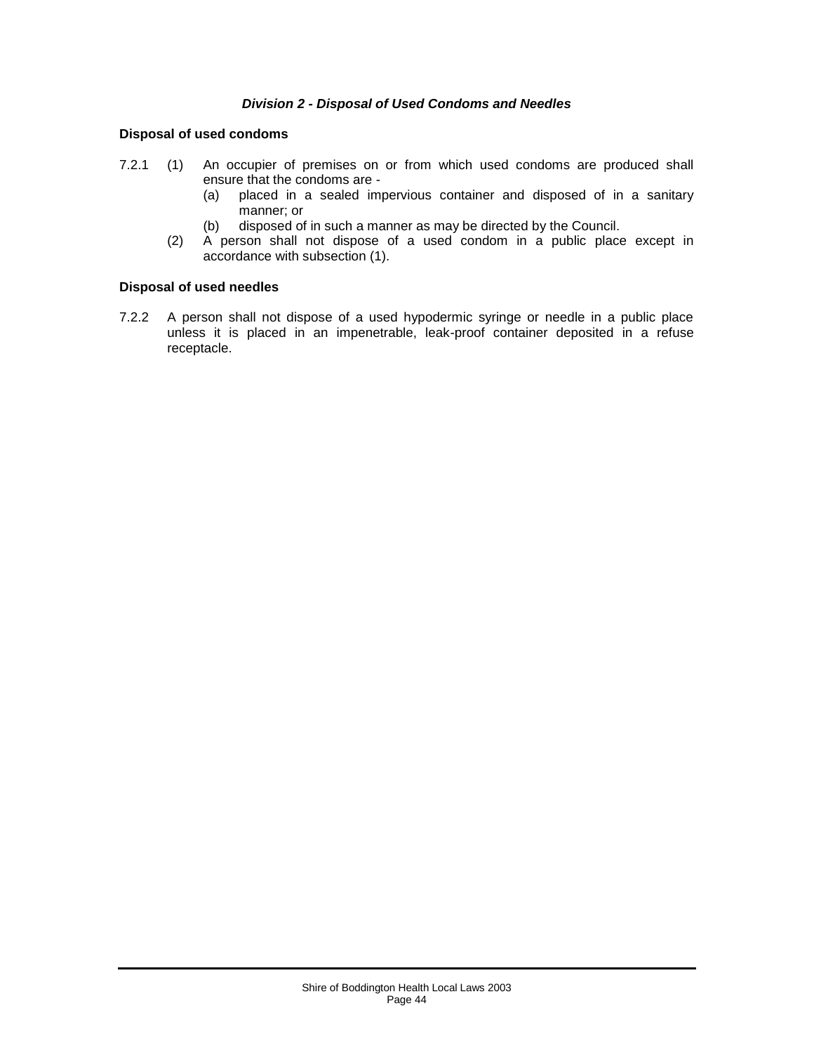### *Division 2 - Disposal of Used Condoms and Needles*

**Disposal of used condoms**

7.2.1 (1) An occupier of premises on or from which used condoms are produced shall ensure that the condoms are -

(a) placed in a sealed impervious container and disposed of in a sanitary manner; or

(b) disposed of in such a manner as may be directed by the Council.

(2) A person shall not dispose of a used condom in a public place except in accordance with subsection (1).

**Disposal of used needles**

7.2.2 A person shall not dispose of a used hypodermic syringe or needle in a public place unless it is placed in an impenetrable, leak-proof container deposited in a refuse receptacle.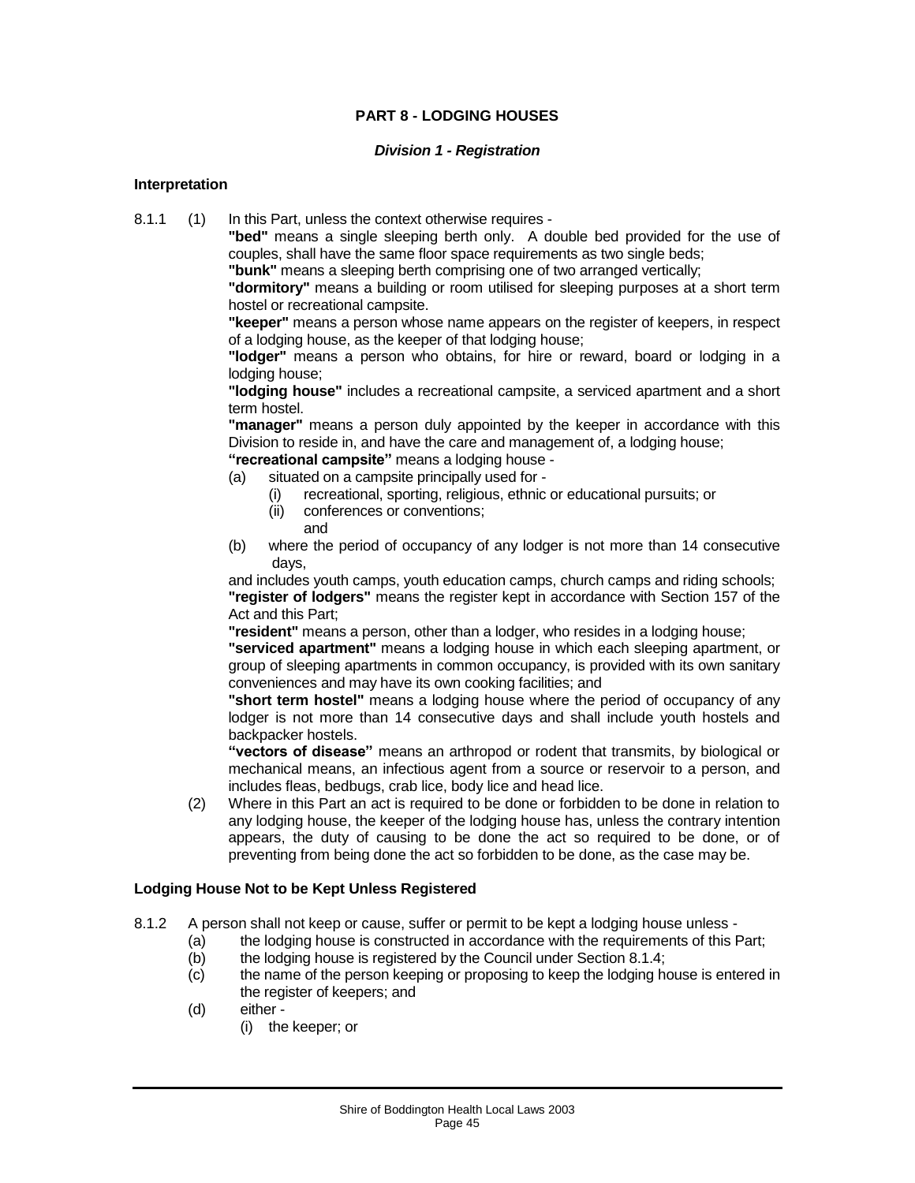## PART 8 - LODGING HOUSES

### *Division 1 - Registration*

**Interpretation**

8.1.1 (1) In this Part, unless the context otherwise requires -

**"bed"** means a single sleeping berth only. A double bed provided for the use of couples, shall have the same floor space requirements as two single beds;

**"bunk"** means a sleeping berth comprising one of two arranged vertically;

**"dormitory"** means a building or room utilised for sleeping purposes at a short term hostel or recreational campsite.

**"keeper"** means a person whose name appears on the register of keepers, in respect of a lodging house, as the keeper of that lodging house;

**"lodger"** means a person who obtains, for hire or reward, board or lodging in a lodging house;

**"lodging house"** includes a recreational campsite, a serviced apartment and a short term hostel.

**"manager"** means a person duly appointed by the keeper in accordance with this Division to reside in, and have the care and management of, a lodging house;

**"recreational campsite"** means a lodging house -

- (a) situated on a campsite principally used for -
  - (i) recreational, sporting, religious, ethnic or educational pursuits; or
  - (ii) conferences or conventions;

  and
- (b) where the period of occupancy of any lodger is not more than 14 consecutive days,

and includes youth camps, youth education camps, church camps and riding schools;

**"register of lodgers"** means the register kept in accordance with Section 157 of the Act and this Part;

**"resident"** means a person, other than a lodger, who resides in a lodging house;

**"serviced apartment"** means a lodging house in which each sleeping apartment, or group of sleeping apartments in common occupancy, is provided with its own sanitary conveniences and may have its own cooking facilities; and

**"short term hostel"** means a lodging house where the period of occupancy of any lodger is not more than 14 consecutive days and shall include youth hostels and backpacker hostels.

**"vectors of disease"** means an arthropod or rodent that transmits, by biological or mechanical means, an infectious agent from a source or reservoir to a person, and includes fleas, bedbugs, crab lice, body lice and head lice.

(2) Where in this Part an act is required to be done or forbidden to be done in relation to any lodging house, the keeper of the lodging house has, unless the contrary intention appears, the duty of causing to be done the act so required to be done, or of preventing from being done the act so forbidden to be done, as the case may be.

**Lodging House Not to be Kept Unless Registered**

8.1.2 A person shall not keep or cause, suffer or permit to be kept a lodging house unless -

- (a) the lodging house is constructed in accordance with the requirements of this Part;
- (b) the lodging house is registered by the Council under Section 8.1.4;
- (c) the name of the person keeping or proposing to keep the lodging house is entered in the register of keepers; and
- (d) either -
  - (i) the keeper; or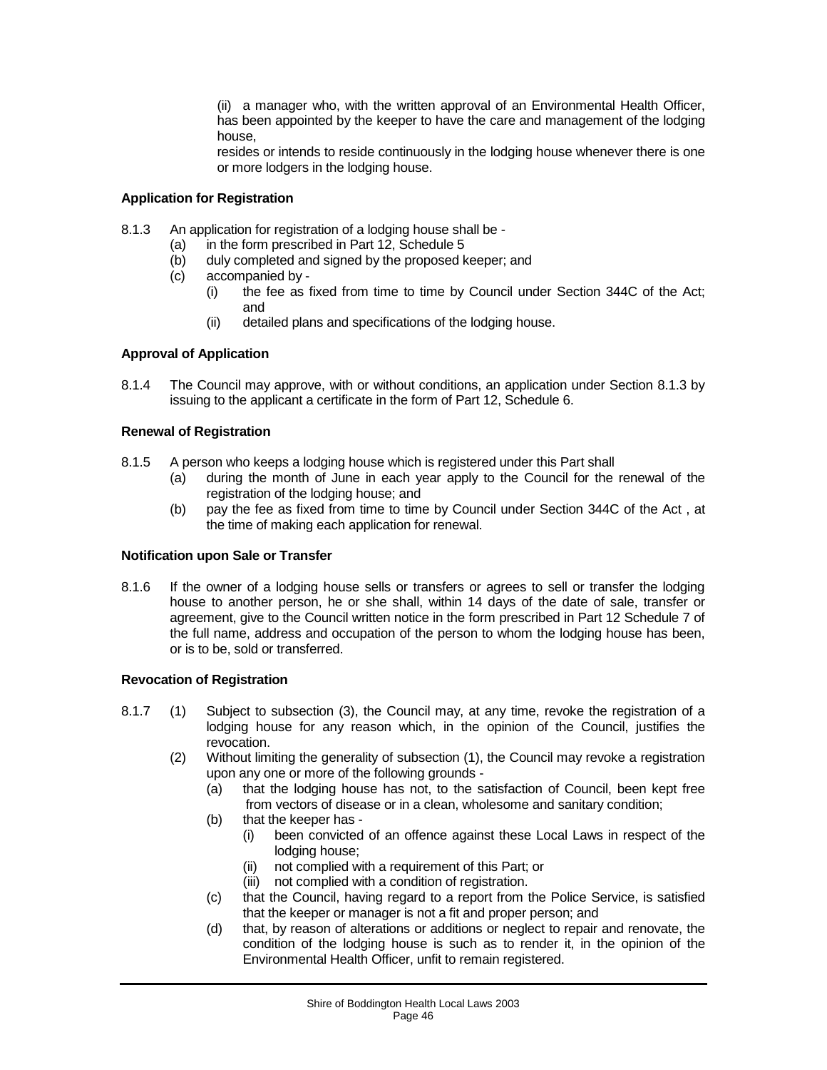(ii) a manager who, with the written approval of an Environmental Health Officer, has been appointed by the keeper to have the care and management of the lodging house,

resides or intends to reside continuously in the lodging house whenever there is one or more lodgers in the lodging house.

**Application for Registration**

8.1.3 An application for registration of a lodging house shall be -

(a) in the form prescribed in Part 12, Schedule 5

(b) duly completed and signed by the proposed keeper; and

(c) accompanied by -

(i) the fee as fixed from time to time by Council under Section 344C of the Act; and

(ii) detailed plans and specifications of the lodging house.

**Approval of Application**

8.1.4 The Council may approve, with or without conditions, an application under Section 8.1.3 by issuing to the applicant a certificate in the form of Part 12, Schedule 6.

**Renewal of Registration**

8.1.5 A person who keeps a lodging house which is registered under this Part shall

(a) during the month of June in each year apply to the Council for the renewal of the registration of the lodging house; and

(b) pay the fee as fixed from time to time by Council under Section 344C of the Act , at the time of making each application for renewal.

**Notification upon Sale or Transfer**

8.1.6 If the owner of a lodging house sells or transfers or agrees to sell or transfer the lodging house to another person, he or she shall, within 14 days of the date of sale, transfer or agreement, give to the Council written notice in the form prescribed in Part 12 Schedule 7 of the full name, address and occupation of the person to whom the lodging house has been, or is to be, sold or transferred.

**Revocation of Registration**

8.1.7 (1) Subject to subsection (3), the Council may, at any time, revoke the registration of a lodging house for any reason which, in the opinion of the Council, justifies the revocation.

(2) Without limiting the generality of subsection (1), the Council may revoke a registration upon any one or more of the following grounds -

(a) that the lodging house has not, to the satisfaction of Council, been kept free from vectors of disease or in a clean, wholesome and sanitary condition;

(b) that the keeper has -

(i) been convicted of an offence against these Local Laws in respect of the lodging house;

(ii) not complied with a requirement of this Part; or

(iii) not complied with a condition of registration.

(c) that the Council, having regard to a report from the Police Service, is satisfied that the keeper or manager is not a fit and proper person; and

(d) that, by reason of alterations or additions or neglect to repair and renovate, the condition of the lodging house is such as to render it, in the opinion of the Environmental Health Officer, unfit to remain registered.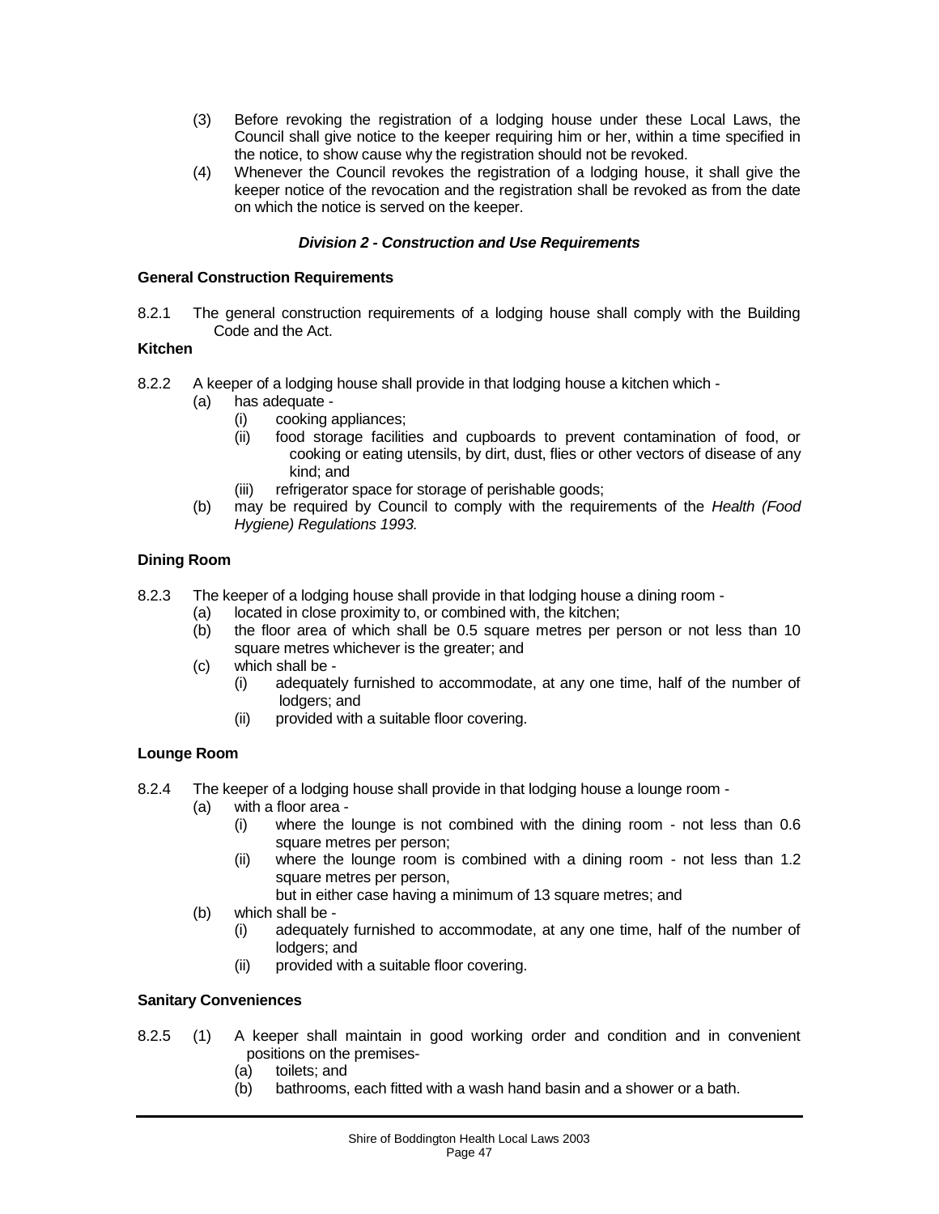(3) Before revoking the registration of a lodging house under these Local Laws, the Council shall give notice to the keeper requiring him or her, within a time specified in the notice, to show cause why the registration should not be revoked.

(4) Whenever the Council revokes the registration of a lodging house, it shall give the keeper notice of the revocation and the registration shall be revoked as from the date on which the notice is served on the keeper.

### *Division 2 - Construction and Use Requirements*

**General Construction Requirements**

8.2.1 The general construction requirements of a lodging house shall comply with the Building Code and the Act.

**Kitchen**

8.2.2 A keeper of a lodging house shall provide in that lodging house a kitchen which -

- (a) has adequate -
  - (i) cooking appliances;
  - (ii) food storage facilities and cupboards to prevent contamination of food, or cooking or eating utensils, by dirt, dust, flies or other vectors of disease of any kind; and
  - (iii) refrigerator space for storage of perishable goods;
- (b) may be required by Council to comply with the requirements of the *Health (Food Hygiene) Regulations 1993.*

**Dining Room**

8.2.3 The keeper of a lodging house shall provide in that lodging house a dining room -

- (a) located in close proximity to, or combined with, the kitchen;
- (b) the floor area of which shall be 0.5 square metres per person or not less than 10 square metres whichever is the greater; and
- (c) which shall be -
  - (i) adequately furnished to accommodate, at any one time, half of the number of lodgers; and
  - (ii) provided with a suitable floor covering.

**Lounge Room**

8.2.4 The keeper of a lodging house shall provide in that lodging house a lounge room -

- (a) with a floor area -
  - (i) where the lounge is not combined with the dining room - not less than 0.6 square metres per person;
  - (ii) where the lounge room is combined with a dining room - not less than 1.2 square metres per person,

    but in either case having a minimum of 13 square metres; and
- (b) which shall be -
  - (i) adequately furnished to accommodate, at any one time, half of the number of lodgers; and
  - (ii) provided with a suitable floor covering.

**Sanitary Conveniences**

8.2.5 (1) A keeper shall maintain in good working order and condition and in convenient positions on the premises-

- (a) toilets; and
- (b) bathrooms, each fitted with a wash hand basin and a shower or a bath.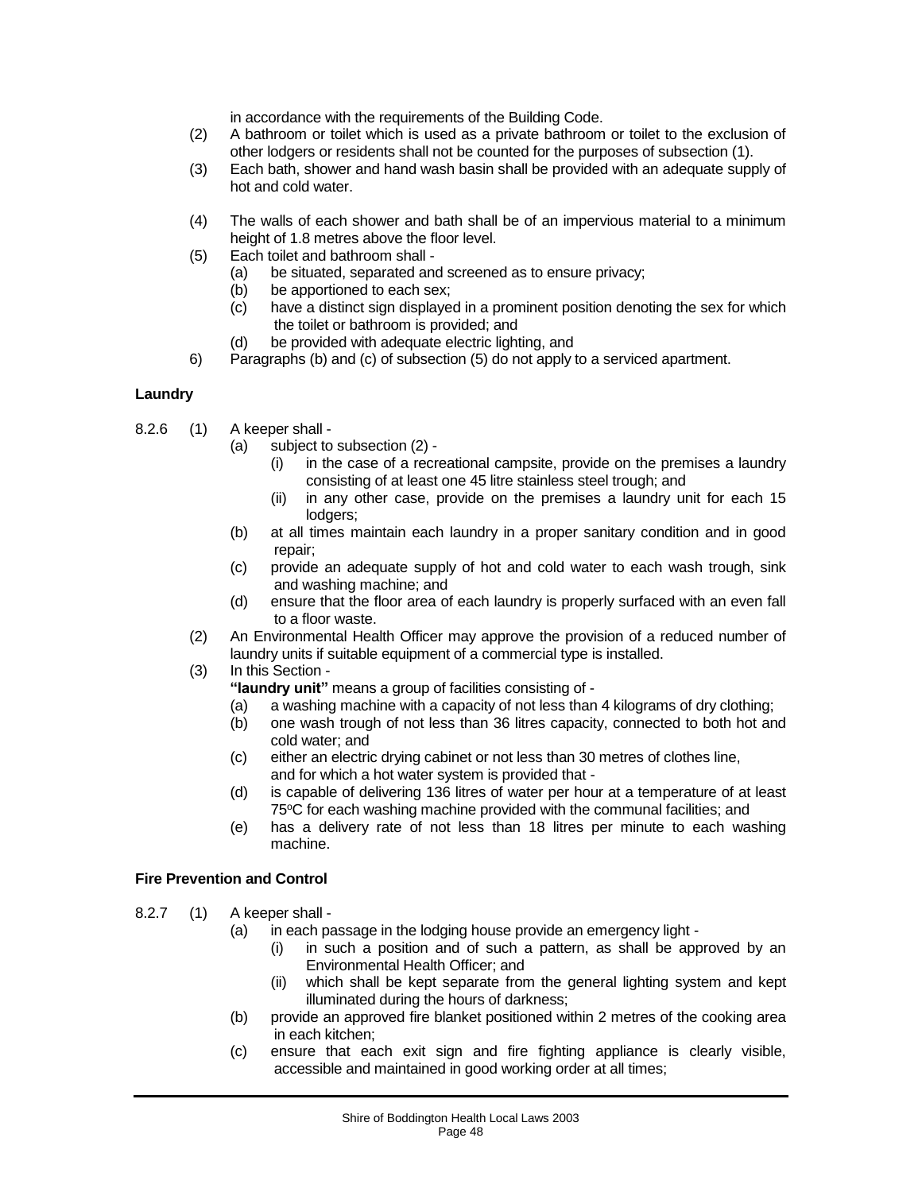in accordance with the requirements of the Building Code.

(2) A bathroom or toilet which is used as a private bathroom or toilet to the exclusion of other lodgers or residents shall not be counted for the purposes of subsection (1).

(3) Each bath, shower and hand wash basin shall be provided with an adequate supply of hot and cold water.

(4) The walls of each shower and bath shall be of an impervious material to a minimum height of 1.8 metres above the floor level.

(5) Each toilet and bathroom shall -

- (a) be situated, separated and screened as to ensure privacy;
- (b) be apportioned to each sex;
- (c) have a distinct sign displayed in a prominent position denoting the sex for which the toilet or bathroom is provided; and
- (d) be provided with adequate electric lighting, and

6) Paragraphs (b) and (c) of subsection (5) do not apply to a serviced apartment.

**Laundry**

8.2.6 (1) A keeper shall -

- (a) subject to subsection (2) -
  - (i) in the case of a recreational campsite, provide on the premises a laundry consisting of at least one 45 litre stainless steel trough; and
  - (ii) in any other case, provide on the premises a laundry unit for each 15 lodgers;
- (b) at all times maintain each laundry in a proper sanitary condition and in good repair;
- (c) provide an adequate supply of hot and cold water to each wash trough, sink and washing machine; and
- (d) ensure that the floor area of each laundry is properly surfaced with an even fall to a floor waste.

(2) An Environmental Health Officer may approve the provision of a reduced number of laundry units if suitable equipment of a commercial type is installed.

(3) In this Section -

**"laundry unit"** means a group of facilities consisting of -

- (a) a washing machine with a capacity of not less than 4 kilograms of dry clothing;
- (b) one wash trough of not less than 36 litres capacity, connected to both hot and cold water; and
- (c) either an electric drying cabinet or not less than 30 metres of clothes line,

and for which a hot water system is provided that -

- (d) is capable of delivering 136 litres of water per hour at a temperature of at least 75°C for each washing machine provided with the communal facilities; and
- (e) has a delivery rate of not less than 18 litres per minute to each washing machine.

**Fire Prevention and Control**

8.2.7 (1) A keeper shall -

- (a) in each passage in the lodging house provide an emergency light -
  - (i) in such a position and of such a pattern, as shall be approved by an Environmental Health Officer; and
  - (ii) which shall be kept separate from the general lighting system and kept illuminated during the hours of darkness;
- (b) provide an approved fire blanket positioned within 2 metres of the cooking area in each kitchen;
- (c) ensure that each exit sign and fire fighting appliance is clearly visible, accessible and maintained in good working order at all times;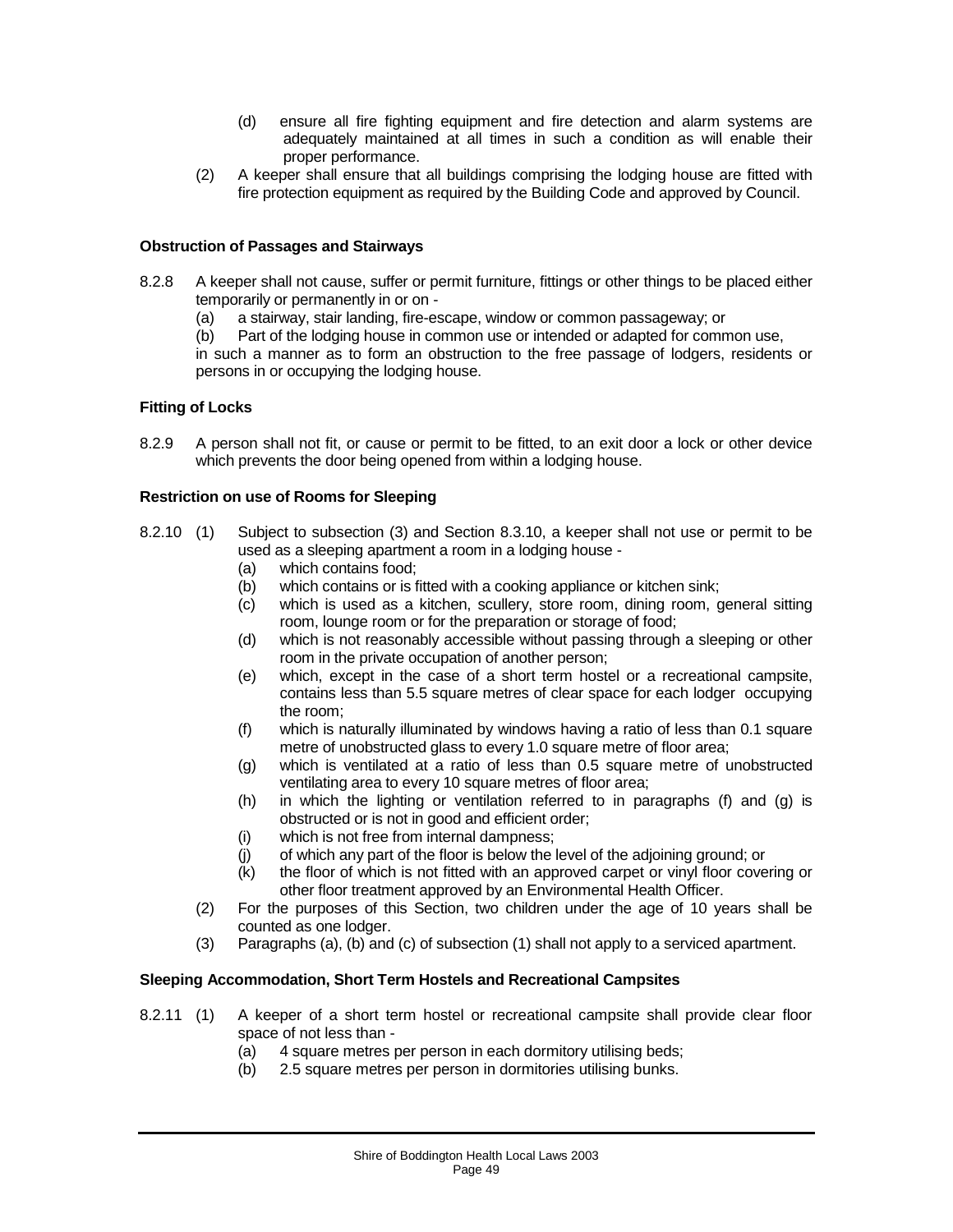(d) ensure all fire fighting equipment and fire detection and alarm systems are adequately maintained at all times in such a condition as will enable their proper performance.

(2) A keeper shall ensure that all buildings comprising the lodging house are fitted with fire protection equipment as required by the Building Code and approved by Council.

#### Obstruction of Passages and Stairways

8.2.8 A keeper shall not cause, suffer or permit furniture, fittings or other things to be placed either temporarily or permanently in or on -

(a) a stairway, stair landing, fire-escape, window or common passageway; or

(b) Part of the lodging house in common use or intended or adapted for common use,

in such a manner as to form an obstruction to the free passage of lodgers, residents or persons in or occupying the lodging house.

#### Fitting of Locks

8.2.9 A person shall not fit, or cause or permit to be fitted, to an exit door a lock or other device which prevents the door being opened from within a lodging house.

#### Restriction on use of Rooms for Sleeping

8.2.10 (1) Subject to subsection (3) and Section 8.3.10, a keeper shall not use or permit to be used as a sleeping apartment a room in a lodging house -

(a) which contains food;

(b) which contains or is fitted with a cooking appliance or kitchen sink;

(c) which is used as a kitchen, scullery, store room, dining room, general sitting room, lounge room or for the preparation or storage of food;

(d) which is not reasonably accessible without passing through a sleeping or other room in the private occupation of another person;

(e) which, except in the case of a short term hostel or a recreational campsite, contains less than 5.5 square metres of clear space for each lodger occupying the room;

(f) which is naturally illuminated by windows having a ratio of less than 0.1 square metre of unobstructed glass to every 1.0 square metre of floor area;

(g) which is ventilated at a ratio of less than 0.5 square metre of unobstructed ventilating area to every 10 square metres of floor area;

(h) in which the lighting or ventilation referred to in paragraphs (f) and (g) is obstructed or is not in good and efficient order;

(i) which is not free from internal dampness;

(j) of which any part of the floor is below the level of the adjoining ground; or

(k) the floor of which is not fitted with an approved carpet or vinyl floor covering or other floor treatment approved by an Environmental Health Officer.

(2) For the purposes of this Section, two children under the age of 10 years shall be counted as one lodger.

(3) Paragraphs (a), (b) and (c) of subsection (1) shall not apply to a serviced apartment.

#### Sleeping Accommodation, Short Term Hostels and Recreational Campsites

8.2.11 (1) A keeper of a short term hostel or recreational campsite shall provide clear floor space of not less than -

(a) 4 square metres per person in each dormitory utilising beds;

(b) 2.5 square metres per person in dormitories utilising bunks.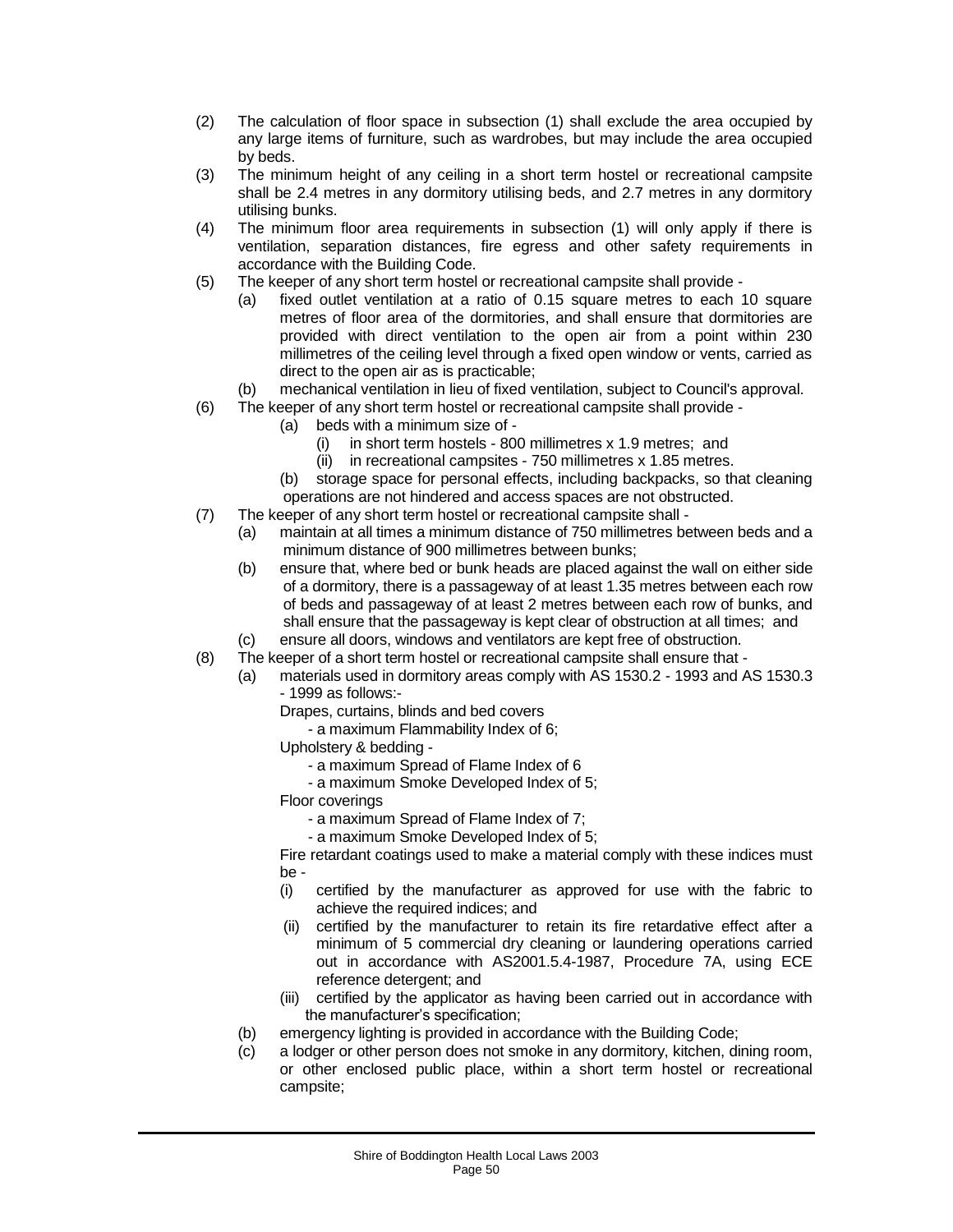(2) The calculation of floor space in subsection (1) shall exclude the area occupied by any large items of furniture, such as wardrobes, but may include the area occupied by beds.

(3) The minimum height of any ceiling in a short term hostel or recreational campsite shall be 2.4 metres in any dormitory utilising beds, and 2.7 metres in any dormitory utilising bunks.

(4) The minimum floor area requirements in subsection (1) will only apply if there is ventilation, separation distances, fire egress and other safety requirements in accordance with the Building Code.

(5) The keeper of any short term hostel or recreational campsite shall provide -

  (a) fixed outlet ventilation at a ratio of 0.15 square metres to each 10 square metres of floor area of the dormitories, and shall ensure that dormitories are provided with direct ventilation to the open air from a point within 230 millimetres of the ceiling level through a fixed open window or vents, carried as direct to the open air as is practicable;

  (b) mechanical ventilation in lieu of fixed ventilation, subject to Council's approval.

(6) The keeper of any short term hostel or recreational campsite shall provide -

  (a) beds with a minimum size of -

    (i) in short term hostels - 800 millimetres x 1.9 metres; and

    (ii) in recreational campsites - 750 millimetres x 1.85 metres.

  (b) storage space for personal effects, including backpacks, so that cleaning operations are not hindered and access spaces are not obstructed.

(7) The keeper of any short term hostel or recreational campsite shall -

  (a) maintain at all times a minimum distance of 750 millimetres between beds and a minimum distance of 900 millimetres between bunks;

  (b) ensure that, where bed or bunk heads are placed against the wall on either side of a dormitory, there is a passageway of at least 1.35 metres between each row of beds and passageway of at least 2 metres between each row of bunks, and shall ensure that the passageway is kept clear of obstruction at all times; and

  (c) ensure all doors, windows and ventilators are kept free of obstruction.

(8) The keeper of a short term hostel or recreational campsite shall ensure that -

  (a) materials used in dormitory areas comply with AS 1530.2 - 1993 and AS 1530.3 - 1999 as follows:-

    Drapes, curtains, blinds and bed covers

      - a maximum Flammability Index of 6;

    Upholstery & bedding -

      - a maximum Spread of Flame Index of 6

      - a maximum Smoke Developed Index of 5;

    Floor coverings

      - a maximum Spread of Flame Index of 7;

      - a maximum Smoke Developed Index of 5;

    Fire retardant coatings used to make a material comply with these indices must be -

    (i) certified by the manufacturer as approved for use with the fabric to achieve the required indices; and

    (ii) certified by the manufacturer to retain its fire retardative effect after a minimum of 5 commercial dry cleaning or laundering operations carried out in accordance with AS2001.5.4-1987, Procedure 7A, using ECE reference detergent; and

    (iii) certified by the applicator as having been carried out in accordance with the manufacturer's specification;

  (b) emergency lighting is provided in accordance with the Building Code;

  (c) a lodger or other person does not smoke in any dormitory, kitchen, dining room, or other enclosed public place, within a short term hostel or recreational campsite;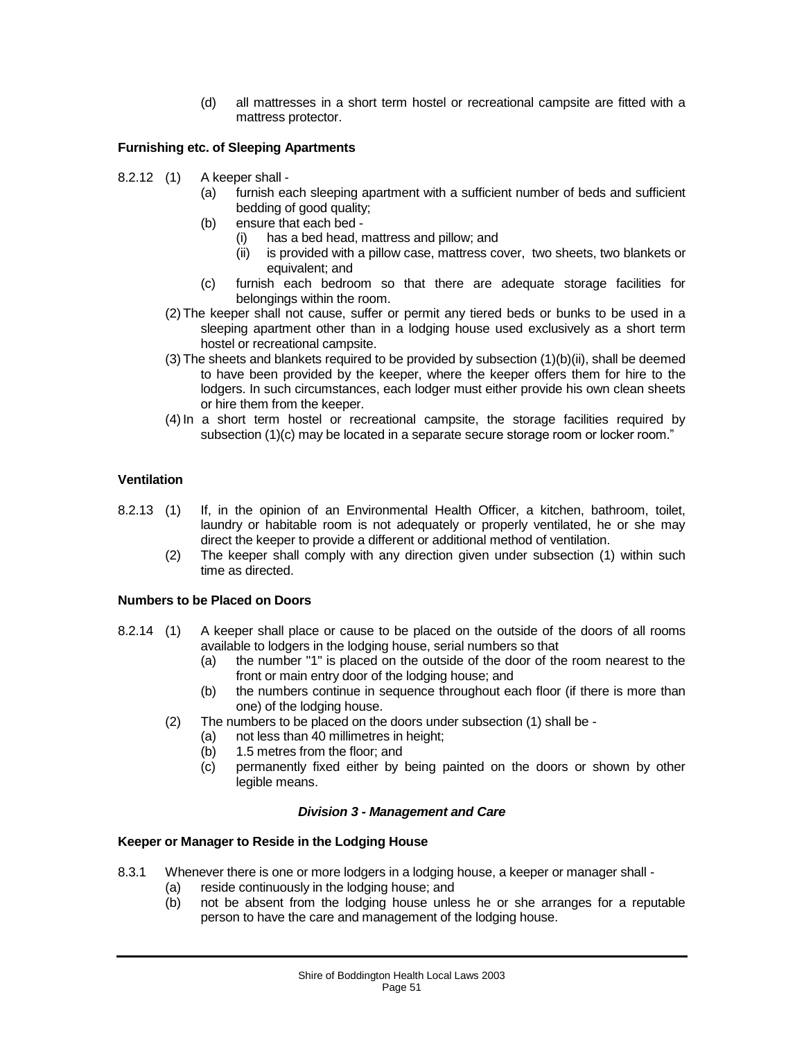(d) all mattresses in a short term hostel or recreational campsite are fitted with a mattress protector.

**Furnishing etc. of Sleeping Apartments**

8.2.12 (1) A keeper shall -

(a) furnish each sleeping apartment with a sufficient number of beds and sufficient bedding of good quality;

(b) ensure that each bed -

(i) has a bed head, mattress and pillow; and

(ii) is provided with a pillow case, mattress cover, two sheets, two blankets or equivalent; and

(c) furnish each bedroom so that there are adequate storage facilities for belongings within the room.

(2) The keeper shall not cause, suffer or permit any tiered beds or bunks to be used in a sleeping apartment other than in a lodging house used exclusively as a short term hostel or recreational campsite.

(3) The sheets and blankets required to be provided by subsection (1)(b)(ii), shall be deemed to have been provided by the keeper, where the keeper offers them for hire to the lodgers. In such circumstances, each lodger must either provide his own clean sheets or hire them from the keeper.

(4) In a short term hostel or recreational campsite, the storage facilities required by subsection (1)(c) may be located in a separate secure storage room or locker room."

**Ventilation**

8.2.13 (1) If, in the opinion of an Environmental Health Officer, a kitchen, bathroom, toilet, laundry or habitable room is not adequately or properly ventilated, he or she may direct the keeper to provide a different or additional method of ventilation.

(2) The keeper shall comply with any direction given under subsection (1) within such time as directed.

**Numbers to be Placed on Doors**

8.2.14 (1) A keeper shall place or cause to be placed on the outside of the doors of all rooms available to lodgers in the lodging house, serial numbers so that

(a) the number "1" is placed on the outside of the door of the room nearest to the front or main entry door of the lodging house; and

(b) the numbers continue in sequence throughout each floor (if there is more than one) of the lodging house.

(2) The numbers to be placed on the doors under subsection (1) shall be -

(a) not less than 40 millimetres in height;

(b) 1.5 metres from the floor; and

(c) permanently fixed either by being painted on the doors or shown by other legible means.

***Division 3 - Management and Care***

**Keeper or Manager to Reside in the Lodging House**

8.3.1 Whenever there is one or more lodgers in a lodging house, a keeper or manager shall -

(a) reside continuously in the lodging house; and

(b) not be absent from the lodging house unless he or she arranges for a reputable person to have the care and management of the lodging house.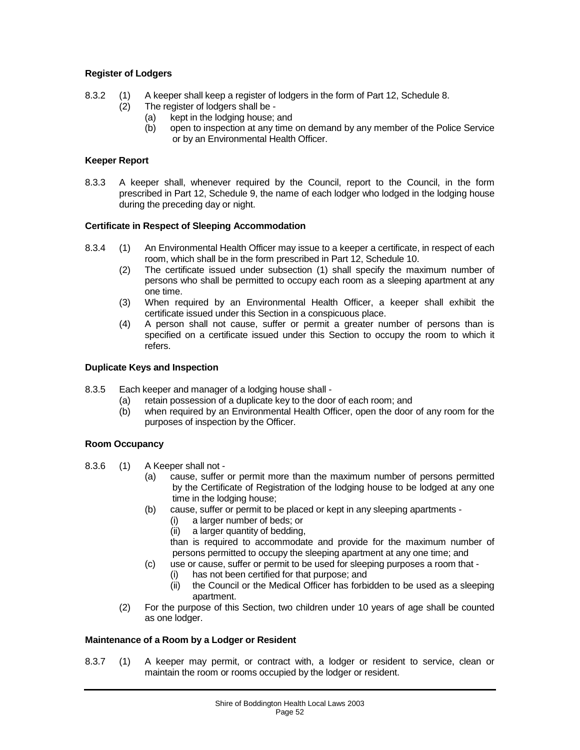**Register of Lodgers**

8.3.2 (1) A keeper shall keep a register of lodgers in the form of Part 12, Schedule 8.

(2) The register of lodgers shall be -

(a) kept in the lodging house; and

(b) open to inspection at any time on demand by any member of the Police Service or by an Environmental Health Officer.

**Keeper Report**

8.3.3 A keeper shall, whenever required by the Council, report to the Council, in the form prescribed in Part 12, Schedule 9, the name of each lodger who lodged in the lodging house during the preceding day or night.

**Certificate in Respect of Sleeping Accommodation**

8.3.4 (1) An Environmental Health Officer may issue to a keeper a certificate, in respect of each room, which shall be in the form prescribed in Part 12, Schedule 10.

(2) The certificate issued under subsection (1) shall specify the maximum number of persons who shall be permitted to occupy each room as a sleeping apartment at any one time.

(3) When required by an Environmental Health Officer, a keeper shall exhibit the certificate issued under this Section in a conspicuous place.

(4) A person shall not cause, suffer or permit a greater number of persons than is specified on a certificate issued under this Section to occupy the room to which it refers.

**Duplicate Keys and Inspection**

8.3.5 Each keeper and manager of a lodging house shall -

(a) retain possession of a duplicate key to the door of each room; and

(b) when required by an Environmental Health Officer, open the door of any room for the purposes of inspection by the Officer.

**Room Occupancy**

8.3.6 (1) A Keeper shall not -

(a) cause, suffer or permit more than the maximum number of persons permitted by the Certificate of Registration of the lodging house to be lodged at any one time in the lodging house;

(b) cause, suffer or permit to be placed or kept in any sleeping apartments -

(i) a larger number of beds; or

(ii) a larger quantity of bedding,

than is required to accommodate and provide for the maximum number of persons permitted to occupy the sleeping apartment at any one time; and

(c) use or cause, suffer or permit to be used for sleeping purposes a room that -

(i) has not been certified for that purpose; and

(ii) the Council or the Medical Officer has forbidden to be used as a sleeping apartment.

(2) For the purpose of this Section, two children under 10 years of age shall be counted as one lodger.

**Maintenance of a Room by a Lodger or Resident**

8.3.7 (1) A keeper may permit, or contract with, a lodger or resident to service, clean or maintain the room or rooms occupied by the lodger or resident.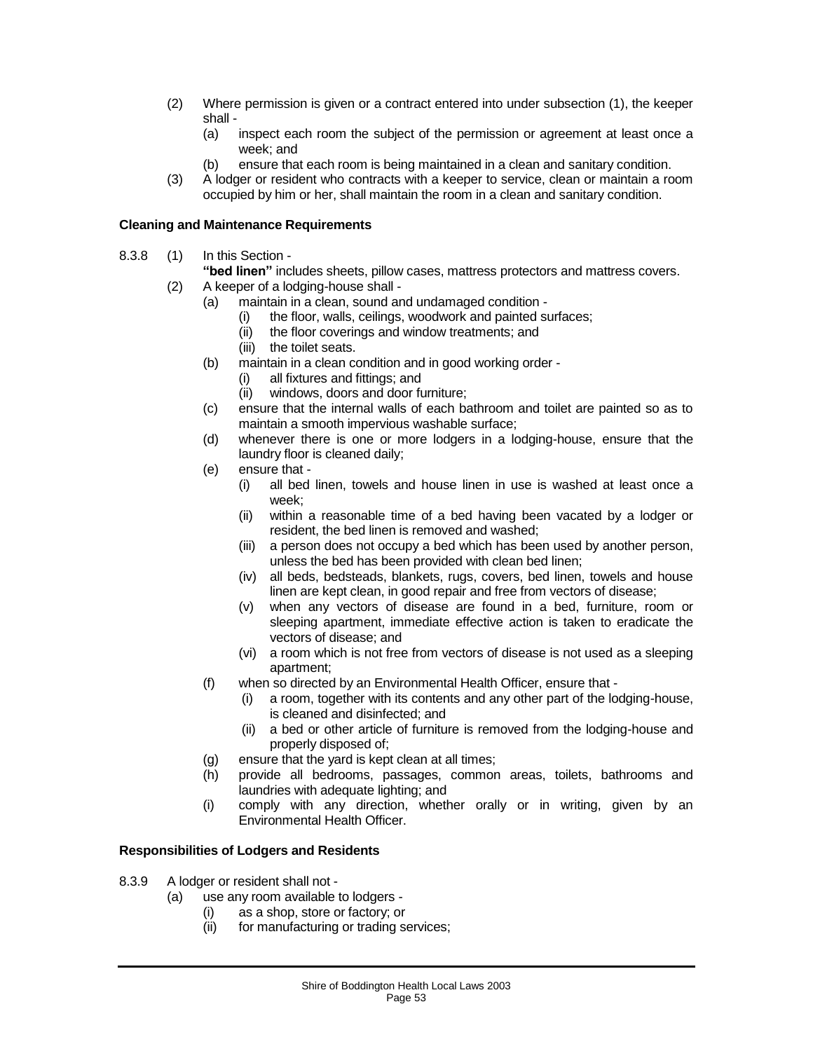(2) Where permission is given or a contract entered into under subsection (1), the keeper shall -

  (a) inspect each room the subject of the permission or agreement at least once a week; and

  (b) ensure that each room is being maintained in a clean and sanitary condition.

(3) A lodger or resident who contracts with a keeper to service, clean or maintain a room occupied by him or her, shall maintain the room in a clean and sanitary condition.

**Cleaning and Maintenance Requirements**

8.3.8 (1) In this Section -

**"bed linen"** includes sheets, pillow cases, mattress protectors and mattress covers.

(2) A keeper of a lodging-house shall -

  (a) maintain in a clean, sound and undamaged condition -

    (i) the floor, walls, ceilings, woodwork and painted surfaces;

    (ii) the floor coverings and window treatments; and

    (iii) the toilet seats.

  (b) maintain in a clean condition and in good working order -

    (i) all fixtures and fittings; and

    (ii) windows, doors and door furniture;

  (c) ensure that the internal walls of each bathroom and toilet are painted so as to maintain a smooth impervious washable surface;

  (d) whenever there is one or more lodgers in a lodging-house, ensure that the laundry floor is cleaned daily;

  (e) ensure that -

    (i) all bed linen, towels and house linen in use is washed at least once a week;

    (ii) within a reasonable time of a bed having been vacated by a lodger or resident, the bed linen is removed and washed;

    (iii) a person does not occupy a bed which has been used by another person, unless the bed has been provided with clean bed linen;

    (iv) all beds, bedsteads, blankets, rugs, covers, bed linen, towels and house linen are kept clean, in good repair and free from vectors of disease;

    (v) when any vectors of disease are found in a bed, furniture, room or sleeping apartment, immediate effective action is taken to eradicate the vectors of disease; and

    (vi) a room which is not free from vectors of disease is not used as a sleeping apartment;

  (f) when so directed by an Environmental Health Officer, ensure that -

    (i) a room, together with its contents and any other part of the lodging-house, is cleaned and disinfected; and

    (ii) a bed or other article of furniture is removed from the lodging-house and properly disposed of;

  (g) ensure that the yard is kept clean at all times;

  (h) provide all bedrooms, passages, common areas, toilets, bathrooms and laundries with adequate lighting; and

  (i) comply with any direction, whether orally or in writing, given by an Environmental Health Officer.

**Responsibilities of Lodgers and Residents**

8.3.9 A lodger or resident shall not -

  (a) use any room available to lodgers -

    (i) as a shop, store or factory; or

    (ii) for manufacturing or trading services;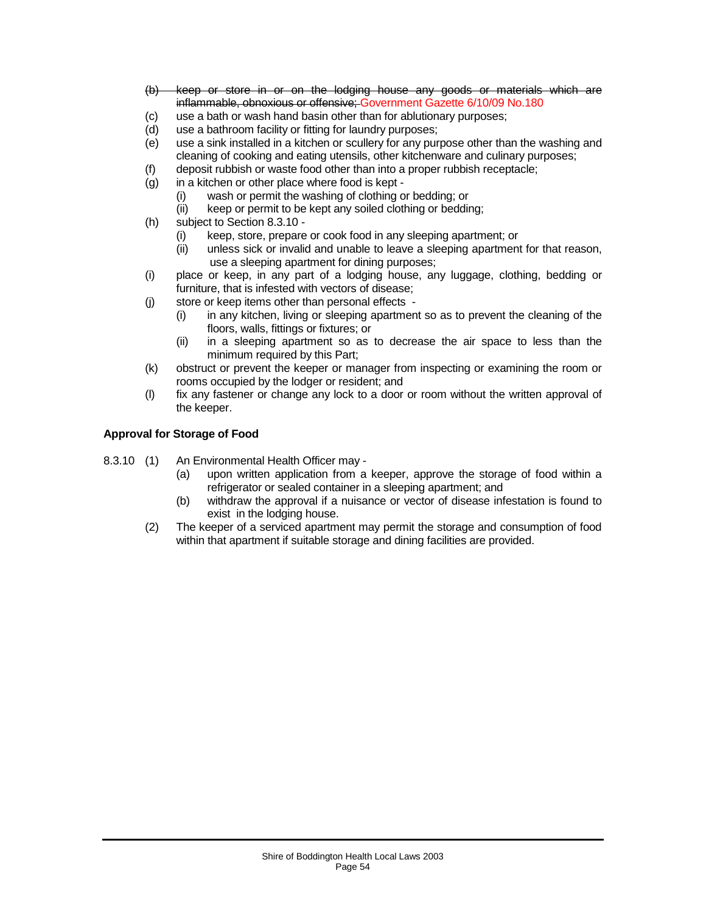(b) ~~keep or store in or on the lodging house any goods or materials which are inflammable, obnoxious or offensive;~~ Government Gazette 6/10/09 No.180

(c) use a bath or wash hand basin other than for ablutionary purposes;

(d) use a bathroom facility or fitting for laundry purposes;

(e) use a sink installed in a kitchen or scullery for any purpose other than the washing and cleaning of cooking and eating utensils, other kitchenware and culinary purposes;

(f) deposit rubbish or waste food other than into a proper rubbish receptacle;

(g) in a kitchen or other place where food is kept -
   - (i) wash or permit the washing of clothing or bedding; or
   - (ii) keep or permit to be kept any soiled clothing or bedding;

(h) subject to Section 8.3.10 -
   - (i) keep, store, prepare or cook food in any sleeping apartment; or
   - (ii) unless sick or invalid and unable to leave a sleeping apartment for that reason, use a sleeping apartment for dining purposes;

(i) place or keep, in any part of a lodging house, any luggage, clothing, bedding or furniture, that is infested with vectors of disease;

(j) store or keep items other than personal effects -
   - (i) in any kitchen, living or sleeping apartment so as to prevent the cleaning of the floors, walls, fittings or fixtures; or
   - (ii) in a sleeping apartment so as to decrease the air space to less than the minimum required by this Part;

(k) obstruct or prevent the keeper or manager from inspecting or examining the room or rooms occupied by the lodger or resident; and

(l) fix any fastener or change any lock to a door or room without the written approval of the keeper.

**Approval for Storage of Food**

8.3.10 (1) An Environmental Health Officer may -
   - (a) upon written application from a keeper, approve the storage of food within a refrigerator or sealed container in a sleeping apartment; and
   - (b) withdraw the approval if a nuisance or vector of disease infestation is found to exist in the lodging house.

(2) The keeper of a serviced apartment may permit the storage and consumption of food within that apartment if suitable storage and dining facilities are provided.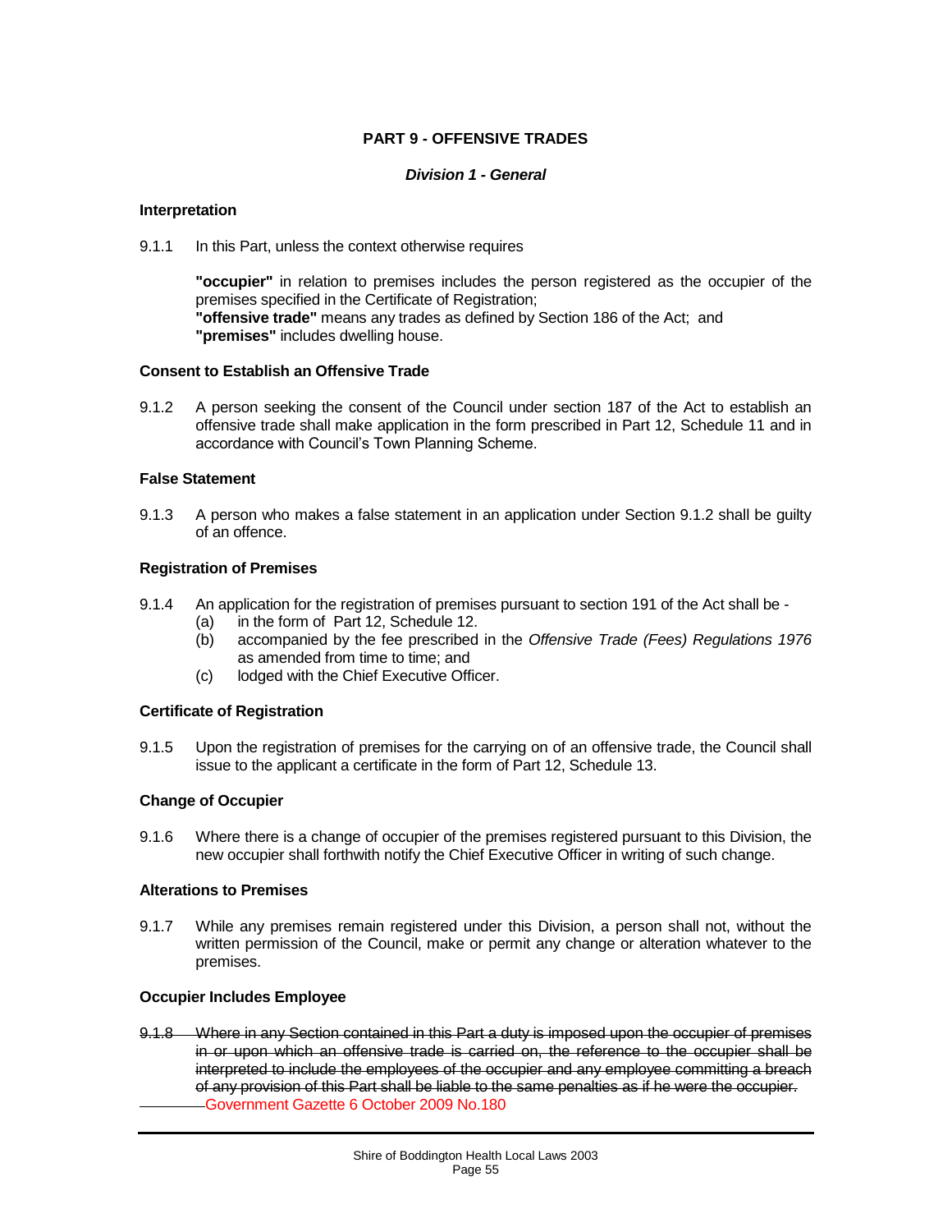## PART 9 - OFFENSIVE TRADES

### *Division 1 - General*

**Interpretation**

9.1.1 In this Part, unless the context otherwise requires

**"occupier"** in relation to premises includes the person registered as the occupier of the premises specified in the Certificate of Registration;
**"offensive trade"** means any trades as defined by Section 186 of the Act; and
**"premises"** includes dwelling house.

**Consent to Establish an Offensive Trade**

9.1.2 A person seeking the consent of the Council under section 187 of the Act to establish an offensive trade shall make application in the form prescribed in Part 12, Schedule 11 and in accordance with Council's Town Planning Scheme.

**False Statement**

9.1.3 A person who makes a false statement in an application under Section 9.1.2 shall be guilty of an offence.

**Registration of Premises**

9.1.4 An application for the registration of premises pursuant to section 191 of the Act shall be -
(a) in the form of Part 12, Schedule 12.
(b) accompanied by the fee prescribed in the *Offensive Trade (Fees) Regulations 1976* as amended from time to time; and
(c) lodged with the Chief Executive Officer.

**Certificate of Registration**

9.1.5 Upon the registration of premises for the carrying on of an offensive trade, the Council shall issue to the applicant a certificate in the form of Part 12, Schedule 13.

**Change of Occupier**

9.1.6 Where there is a change of occupier of the premises registered pursuant to this Division, the new occupier shall forthwith notify the Chief Executive Officer in writing of such change.

**Alterations to Premises**

9.1.7 While any premises remain registered under this Division, a person shall not, without the written permission of the Council, make or permit any change or alteration whatever to the premises.

**Occupier Includes Employee**

~~9.1.8 Where in any Section contained in this Part a duty is imposed upon the occupier of premises in or upon which an offensive trade is carried on, the reference to the occupier shall be interpreted to include the employees of the occupier and any employee committing a breach of any provision of this Part shall be liable to the same penalties as if he were the occupier.~~
Government Gazette 6 October 2009 No.180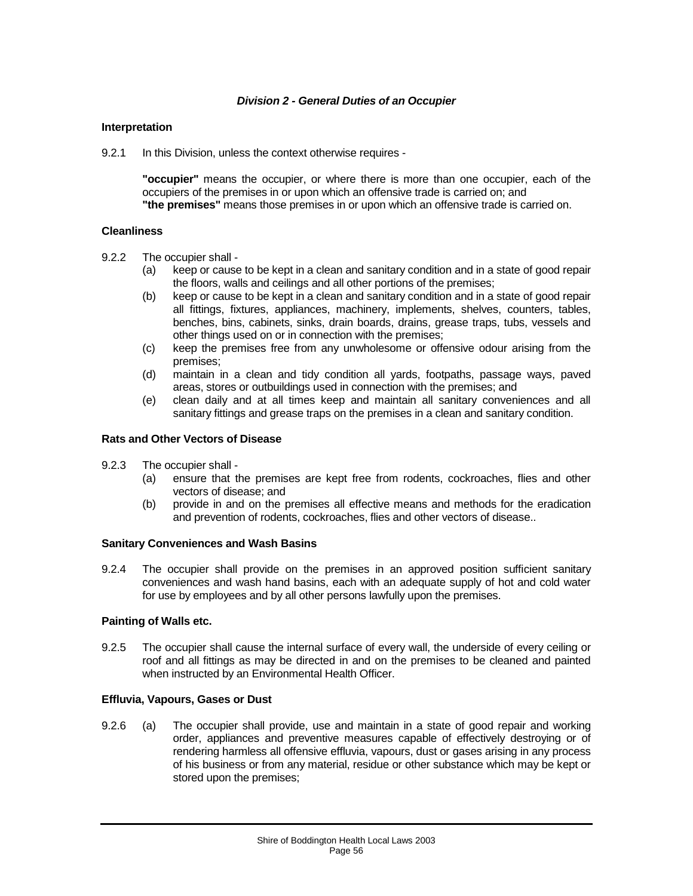### *Division 2 - General Duties of an Occupier*

**Interpretation**

9.2.1 In this Division, unless the context otherwise requires -

**"occupier"** means the occupier, or where there is more than one occupier, each of the occupiers of the premises in or upon which an offensive trade is carried on; and
**"the premises"** means those premises in or upon which an offensive trade is carried on.

**Cleanliness**

9.2.2 The occupier shall -
- (a) keep or cause to be kept in a clean and sanitary condition and in a state of good repair the floors, walls and ceilings and all other portions of the premises;
- (b) keep or cause to be kept in a clean and sanitary condition and in a state of good repair all fittings, fixtures, appliances, machinery, implements, shelves, counters, tables, benches, bins, cabinets, sinks, drain boards, drains, grease traps, tubs, vessels and other things used on or in connection with the premises;
- (c) keep the premises free from any unwholesome or offensive odour arising from the premises;
- (d) maintain in a clean and tidy condition all yards, footpaths, passage ways, paved areas, stores or outbuildings used in connection with the premises; and
- (e) clean daily and at all times keep and maintain all sanitary conveniences and all sanitary fittings and grease traps on the premises in a clean and sanitary condition.

**Rats and Other Vectors of Disease**

9.2.3 The occupier shall -
- (a) ensure that the premises are kept free from rodents, cockroaches, flies and other vectors of disease; and
- (b) provide in and on the premises all effective means and methods for the eradication and prevention of rodents, cockroaches, flies and other vectors of disease..

**Sanitary Conveniences and Wash Basins**

9.2.4 The occupier shall provide on the premises in an approved position sufficient sanitary conveniences and wash hand basins, each with an adequate supply of hot and cold water for use by employees and by all other persons lawfully upon the premises.

**Painting of Walls etc.**

9.2.5 The occupier shall cause the internal surface of every wall, the underside of every ceiling or roof and all fittings as may be directed in and on the premises to be cleaned and painted when instructed by an Environmental Health Officer.

**Effluvia, Vapours, Gases or Dust**

9.2.6 (a) The occupier shall provide, use and maintain in a state of good repair and working order, appliances and preventive measures capable of effectively destroying or of rendering harmless all offensive effluvia, vapours, dust or gases arising in any process of his business or from any material, residue or other substance which may be kept or stored upon the premises;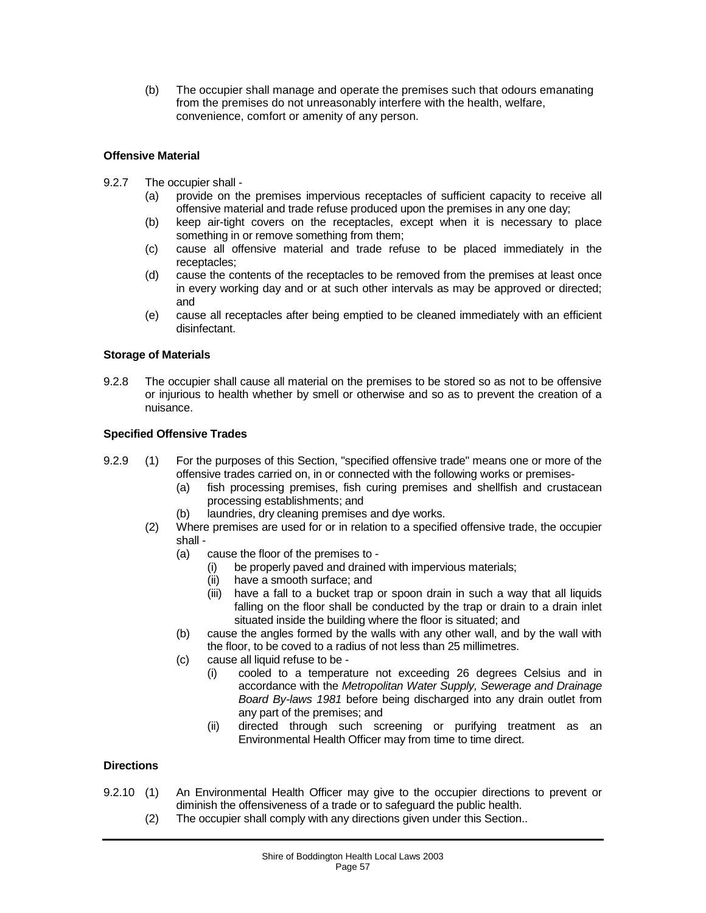(b) The occupier shall manage and operate the premises such that odours emanating from the premises do not unreasonably interfere with the health, welfare, convenience, comfort or amenity of any person.

**Offensive Material**

9.2.7 The occupier shall -

(a) provide on the premises impervious receptacles of sufficient capacity to receive all offensive material and trade refuse produced upon the premises in any one day;

(b) keep air-tight covers on the receptacles, except when it is necessary to place something in or remove something from them;

(c) cause all offensive material and trade refuse to be placed immediately in the receptacles;

(d) cause the contents of the receptacles to be removed from the premises at least once in every working day and or at such other intervals as may be approved or directed; and

(e) cause all receptacles after being emptied to be cleaned immediately with an efficient disinfectant.

**Storage of Materials**

9.2.8 The occupier shall cause all material on the premises to be stored so as not to be offensive or injurious to health whether by smell or otherwise and so as to prevent the creation of a nuisance.

**Specified Offensive Trades**

9.2.9 (1) For the purposes of this Section, "specified offensive trade" means one or more of the offensive trades carried on, in or connected with the following works or premises-

(a) fish processing premises, fish curing premises and shellfish and crustacean processing establishments; and

(b) laundries, dry cleaning premises and dye works.

(2) Where premises are used for or in relation to a specified offensive trade, the occupier shall -

(a) cause the floor of the premises to -

(i) be properly paved and drained with impervious materials;

(ii) have a smooth surface; and

(iii) have a fall to a bucket trap or spoon drain in such a way that all liquids falling on the floor shall be conducted by the trap or drain to a drain inlet situated inside the building where the floor is situated; and

(b) cause the angles formed by the walls with any other wall, and by the wall with the floor, to be coved to a radius of not less than 25 millimetres.

(c) cause all liquid refuse to be -

(i) cooled to a temperature not exceeding 26 degrees Celsius and in accordance with the *Metropolitan Water Supply, Sewerage and Drainage Board By-laws 1981* before being discharged into any drain outlet from any part of the premises; and

(ii) directed through such screening or purifying treatment as an Environmental Health Officer may from time to time direct.

**Directions**

9.2.10 (1) An Environmental Health Officer may give to the occupier directions to prevent or diminish the offensiveness of a trade or to safeguard the public health.

(2) The occupier shall comply with any directions given under this Section..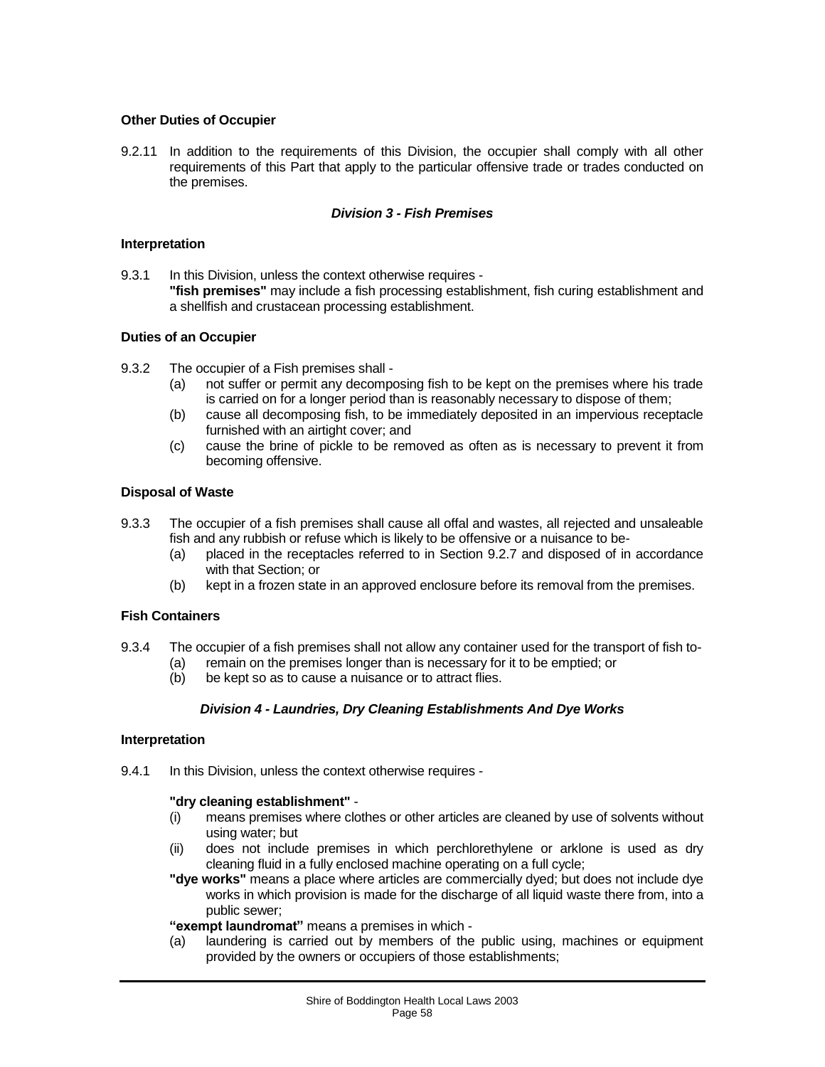**Other Duties of Occupier**

9.2.11 In addition to the requirements of this Division, the occupier shall comply with all other requirements of this Part that apply to the particular offensive trade or trades conducted on the premises.

### *Division 3 - Fish Premises*

**Interpretation**

9.3.1 In this Division, unless the context otherwise requires -
**"fish premises"** may include a fish processing establishment, fish curing establishment and a shellfish and crustacean processing establishment.

**Duties of an Occupier**

9.3.2 The occupier of a Fish premises shall -
(a) not suffer or permit any decomposing fish to be kept on the premises where his trade is carried on for a longer period than is reasonably necessary to dispose of them;
(b) cause all decomposing fish, to be immediately deposited in an impervious receptacle furnished with an airtight cover; and
(c) cause the brine of pickle to be removed as often as is necessary to prevent it from becoming offensive.

**Disposal of Waste**

9.3.3 The occupier of a fish premises shall cause all offal and wastes, all rejected and unsaleable fish and any rubbish or refuse which is likely to be offensive or a nuisance to be-
(a) placed in the receptacles referred to in Section 9.2.7 and disposed of in accordance with that Section; or
(b) kept in a frozen state in an approved enclosure before its removal from the premises.

**Fish Containers**

9.3.4 The occupier of a fish premises shall not allow any container used for the transport of fish to-
(a) remain on the premises longer than is necessary for it to be emptied; or
(b) be kept so as to cause a nuisance or to attract flies.

### *Division 4 - Laundries, Dry Cleaning Establishments And Dye Works*

**Interpretation**

9.4.1 In this Division, unless the context otherwise requires -

**"dry cleaning establishment"** -
(i) means premises where clothes or other articles are cleaned by use of solvents without using water; but
(ii) does not include premises in which perchlorethylene or arklone is used as dry cleaning fluid in a fully enclosed machine operating on a full cycle;

**"dye works"** means a place where articles are commercially dyed; but does not include dye works in which provision is made for the discharge of all liquid waste there from, into a public sewer;

**"exempt laundromat"** means a premises in which -
(a) laundering is carried out by members of the public using, machines or equipment provided by the owners or occupiers of those establishments;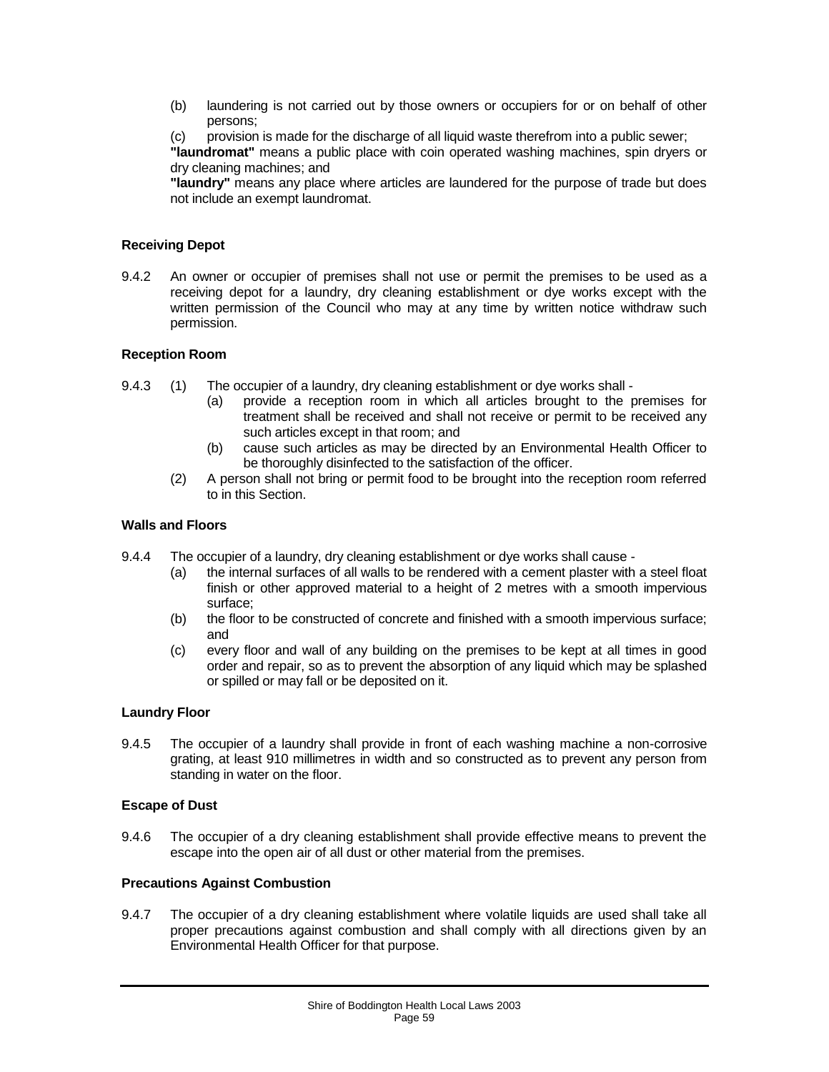(b) laundering is not carried out by those owners or occupiers for or on behalf of other persons;

(c) provision is made for the discharge of all liquid waste therefrom into a public sewer;

**"laundromat"** means a public place with coin operated washing machines, spin dryers or dry cleaning machines; and

**"laundry"** means any place where articles are laundered for the purpose of trade but does not include an exempt laundromat.

**Receiving Depot**

9.4.2 An owner or occupier of premises shall not use or permit the premises to be used as a receiving depot for a laundry, dry cleaning establishment or dye works except with the written permission of the Council who may at any time by written notice withdraw such permission.

**Reception Room**

9.4.3 (1) The occupier of a laundry, dry cleaning establishment or dye works shall -

(a) provide a reception room in which all articles brought to the premises for treatment shall be received and shall not receive or permit to be received any such articles except in that room; and

(b) cause such articles as may be directed by an Environmental Health Officer to be thoroughly disinfected to the satisfaction of the officer.

(2) A person shall not bring or permit food to be brought into the reception room referred to in this Section.

**Walls and Floors**

9.4.4 The occupier of a laundry, dry cleaning establishment or dye works shall cause -

(a) the internal surfaces of all walls to be rendered with a cement plaster with a steel float finish or other approved material to a height of 2 metres with a smooth impervious surface;

(b) the floor to be constructed of concrete and finished with a smooth impervious surface; and

(c) every floor and wall of any building on the premises to be kept at all times in good order and repair, so as to prevent the absorption of any liquid which may be splashed or spilled or may fall or be deposited on it.

**Laundry Floor**

9.4.5 The occupier of a laundry shall provide in front of each washing machine a non-corrosive grating, at least 910 millimetres in width and so constructed as to prevent any person from standing in water on the floor.

**Escape of Dust**

9.4.6 The occupier of a dry cleaning establishment shall provide effective means to prevent the escape into the open air of all dust or other material from the premises.

**Precautions Against Combustion**

9.4.7 The occupier of a dry cleaning establishment where volatile liquids are used shall take all proper precautions against combustion and shall comply with all directions given by an Environmental Health Officer for that purpose.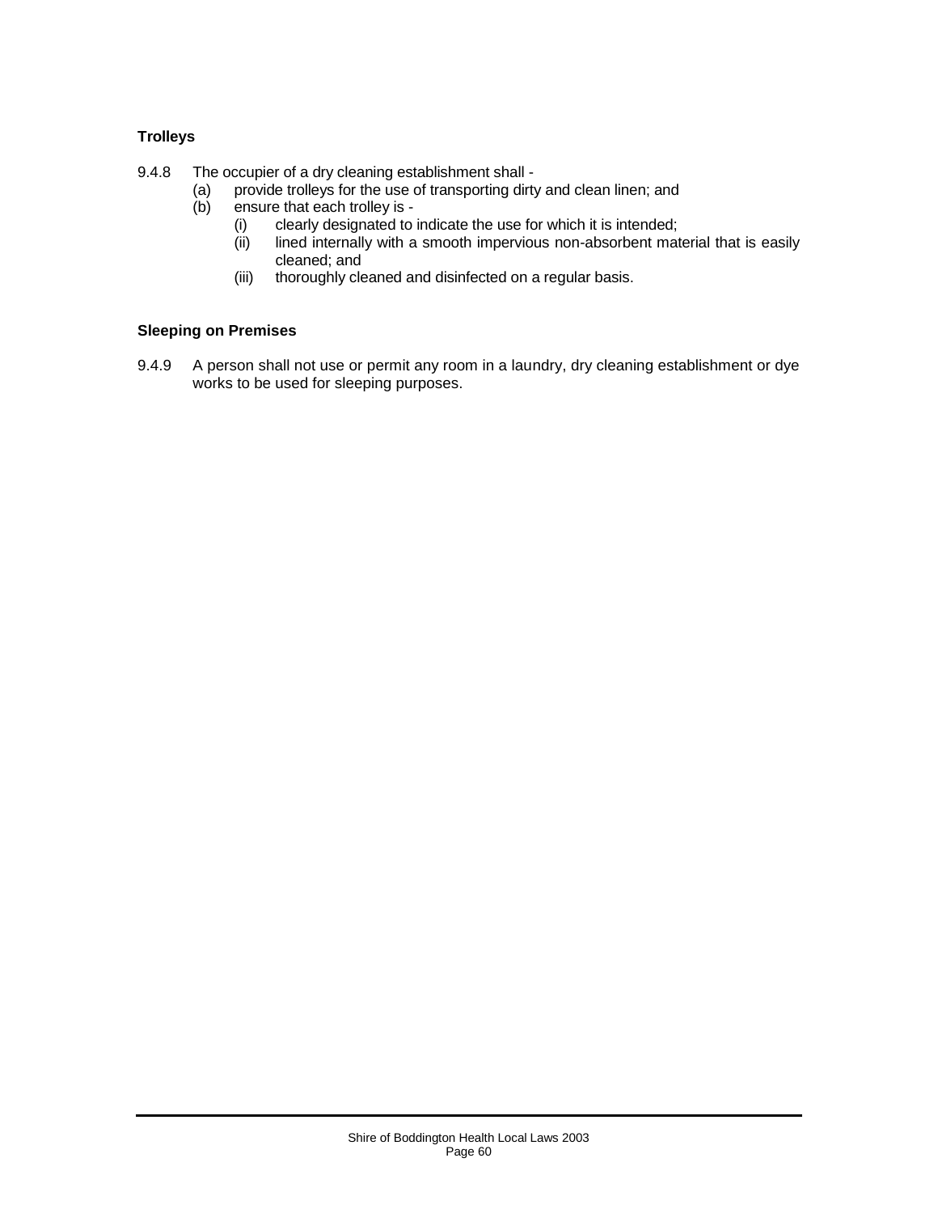**Trolleys**

9.4.8 The occupier of a dry cleaning establishment shall -

(a) provide trolleys for the use of transporting dirty and clean linen; and

(b) ensure that each trolley is -

(i) clearly designated to indicate the use for which it is intended;

(ii) lined internally with a smooth impervious non-absorbent material that is easily cleaned; and

(iii) thoroughly cleaned and disinfected on a regular basis.

**Sleeping on Premises**

9.4.9 A person shall not use or permit any room in a laundry, dry cleaning establishment or dye works to be used for sleeping purposes.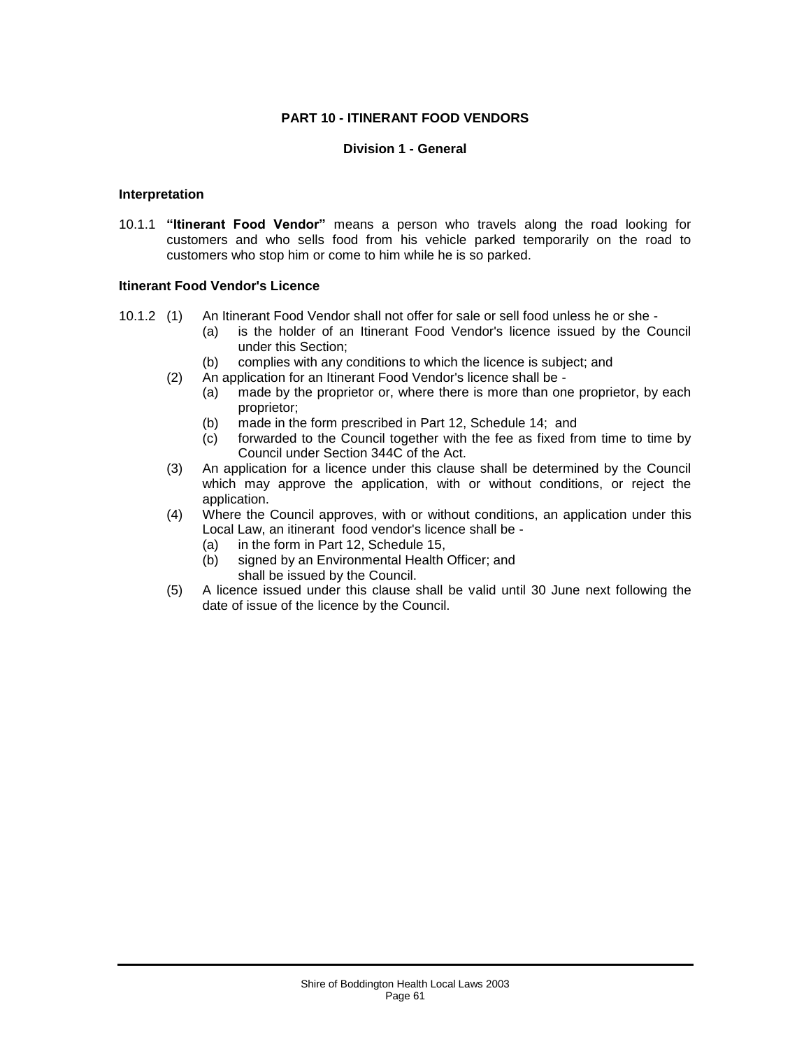## PART 10 - ITINERANT FOOD VENDORS

### Division 1 - General

**Interpretation**

10.1.1 **"Itinerant Food Vendor"** means a person who travels along the road looking for customers and who sells food from his vehicle parked temporarily on the road to customers who stop him or come to him while he is so parked.

**Itinerant Food Vendor's Licence**

10.1.2 (1) An Itinerant Food Vendor shall not offer for sale or sell food unless he or she -
- (a) is the holder of an Itinerant Food Vendor's licence issued by the Council under this Section;
- (b) complies with any conditions to which the licence is subject; and

(2) An application for an Itinerant Food Vendor's licence shall be -
- (a) made by the proprietor or, where there is more than one proprietor, by each proprietor;
- (b) made in the form prescribed in Part 12, Schedule 14; and
- (c) forwarded to the Council together with the fee as fixed from time to time by Council under Section 344C of the Act.

(3) An application for a licence under this clause shall be determined by the Council which may approve the application, with or without conditions, or reject the application.

(4) Where the Council approves, with or without conditions, an application under this Local Law, an itinerant food vendor's licence shall be -
- (a) in the form in Part 12, Schedule 15,
- (b) signed by an Environmental Health Officer; and

shall be issued by the Council.

(5) A licence issued under this clause shall be valid until 30 June next following the date of issue of the licence by the Council.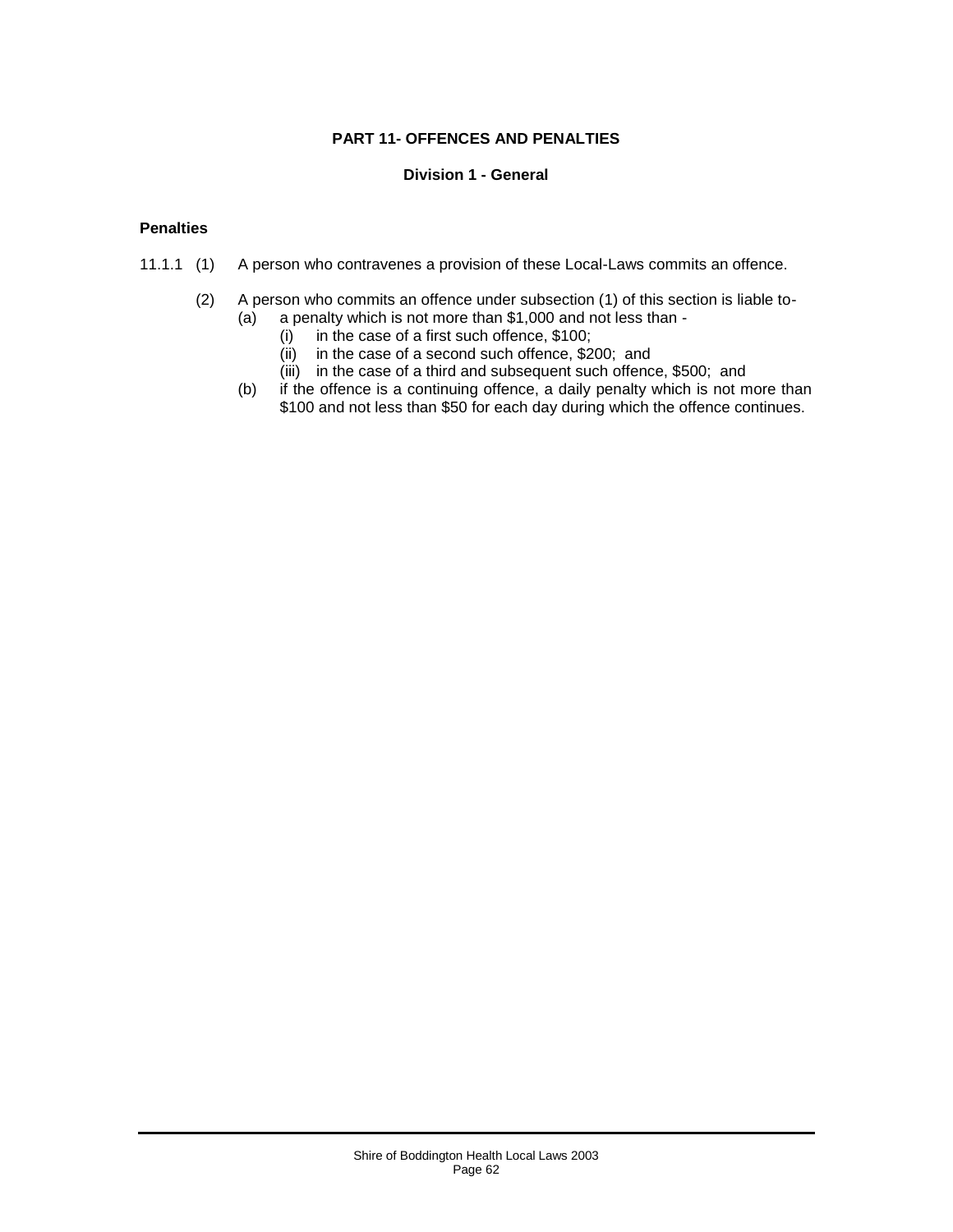# PART 11- OFFENCES AND PENALTIES

## Division 1 - General

**Penalties**

11.1.1 (1) A person who contravenes a provision of these Local-Laws commits an offence.

(2) A person who commits an offence under subsection (1) of this section is liable to-

(a) a penalty which is not more than $1,000 and not less than -

(i) in the case of a first such offence, $100;

(ii) in the case of a second such offence, $200; and

(iii) in the case of a third and subsequent such offence, $500; and

(b) if the offence is a continuing offence, a daily penalty which is not more than $100 and not less than $50 for each day during which the offence continues.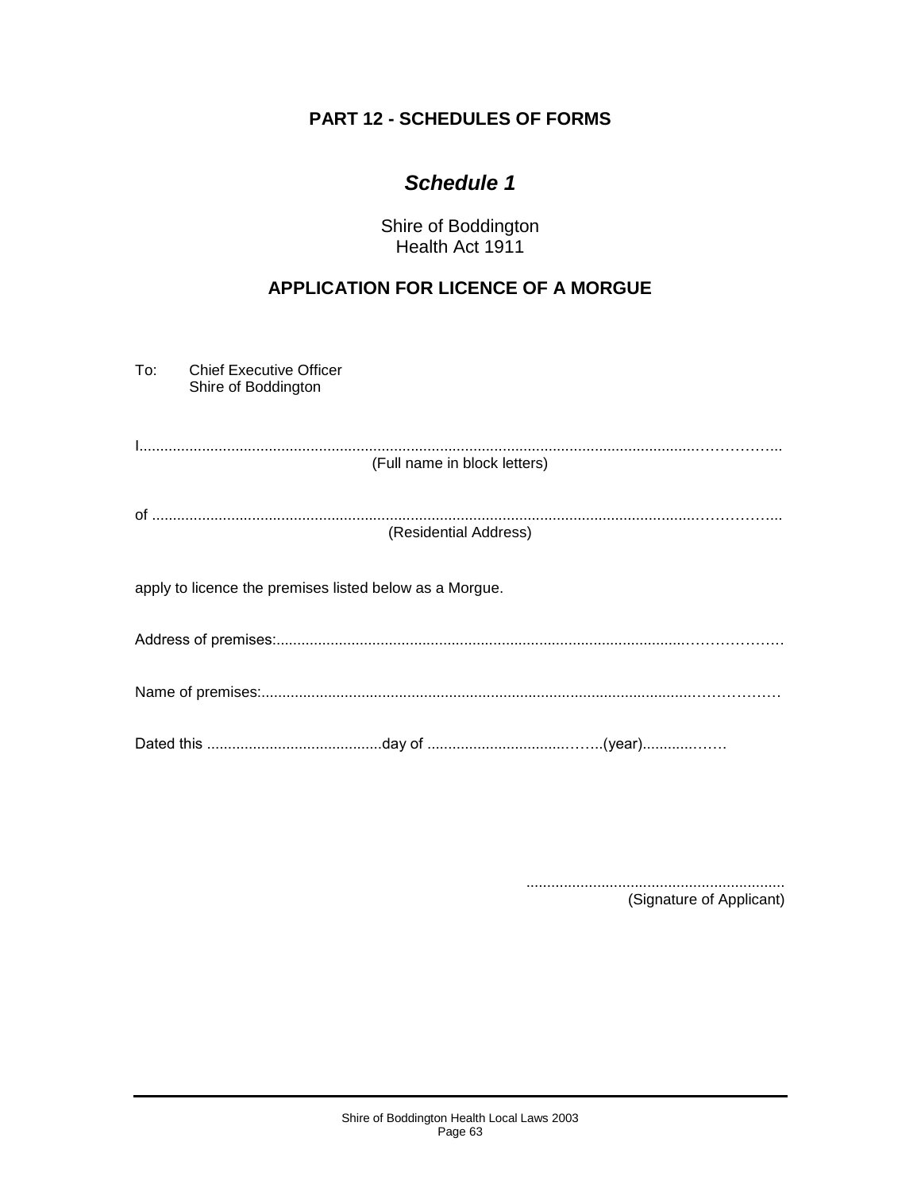## PART 12 - SCHEDULES OF FORMS

# *Schedule 1*

Shire of Boddington
Health Act 1911

## APPLICATION FOR LICENCE OF A MORGUE

To: Chief Executive Officer
Shire of Boddington

I.............................................................................................................................................

(Full name in block letters)

of ...........................................................................................................................................

(Residential Address)

apply to licence the premises listed below as a Morgue.

Address of premises:.......................................................................................................

Name of premises:...........................................................................................................

Dated this ..........................................day of ....................................(year).................

.............................................................
(Signature of Applicant)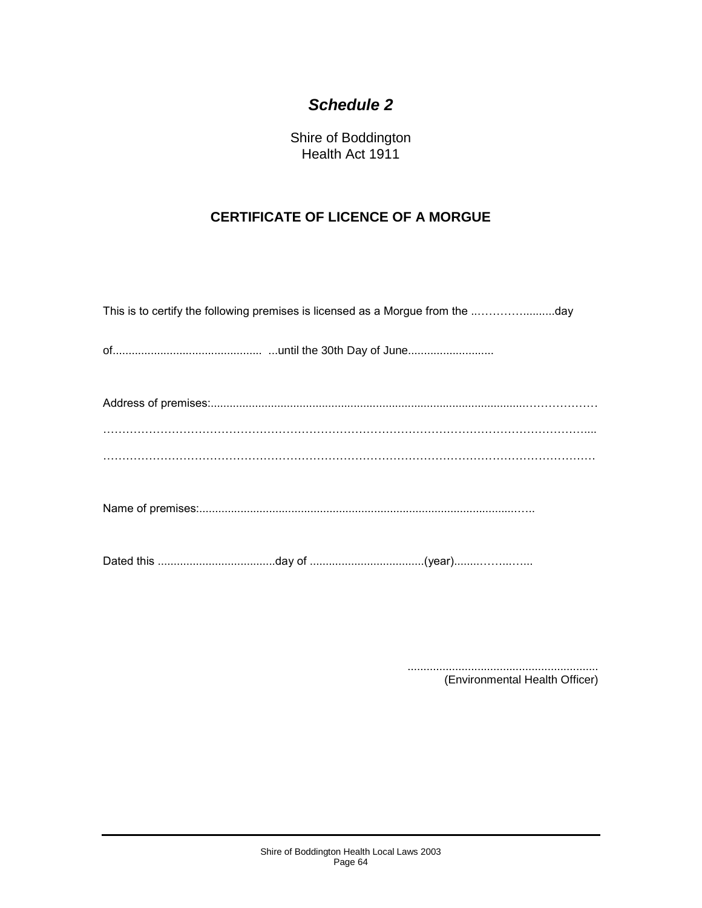## *Schedule 2*

Shire of Boddington
Health Act 1911

### CERTIFICATE OF LICENCE OF A MORGUE

This is to certify the following premises is licensed as a Morgue from the ..………….........day

of............................................... ...until the 30th Day of June...........................

Address of premises:.....................................................................................................………………

…………………………………………………………………………………………………………....

…………………………………………………………………………………………………………

Name of premises:.......................................................................................................…..

Dated this .....................................day of ....................................(year)........……..…...

............................................................
(Environmental Health Officer)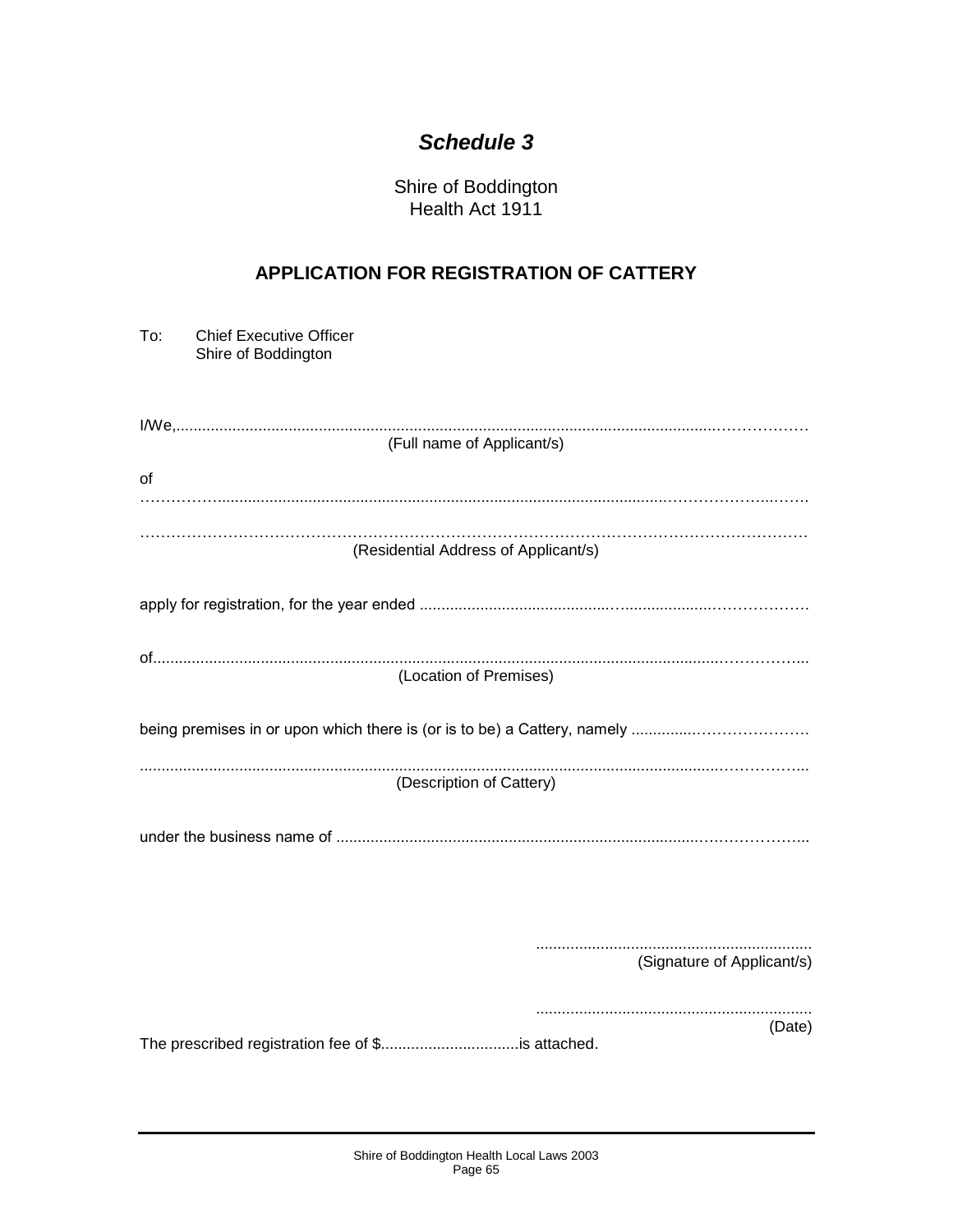# *Schedule 3*

Shire of Boddington
Health Act 1911

## APPLICATION FOR REGISTRATION OF CATTERY

To: Chief Executive Officer
Shire of Boddington

I/We,.......................................................................................................................................

(Full name of Applicant/s)

of

..............................................................................................................................................

..............................................................................................................................................

(Residential Address of Applicant/s)

apply for registration, for the year ended ..........................................................................

of..........................................................................................................................................

(Location of Premises)

being premises in or upon which there is (or is to be) a Cattery, namely ...............................

..............................................................................................................................................

(Description of Cattery)

under the business name of .................................................................................................

...............................................................

(Signature of Applicant/s)

...............................................................

(Date)

The prescribed registration fee of $................................is attached.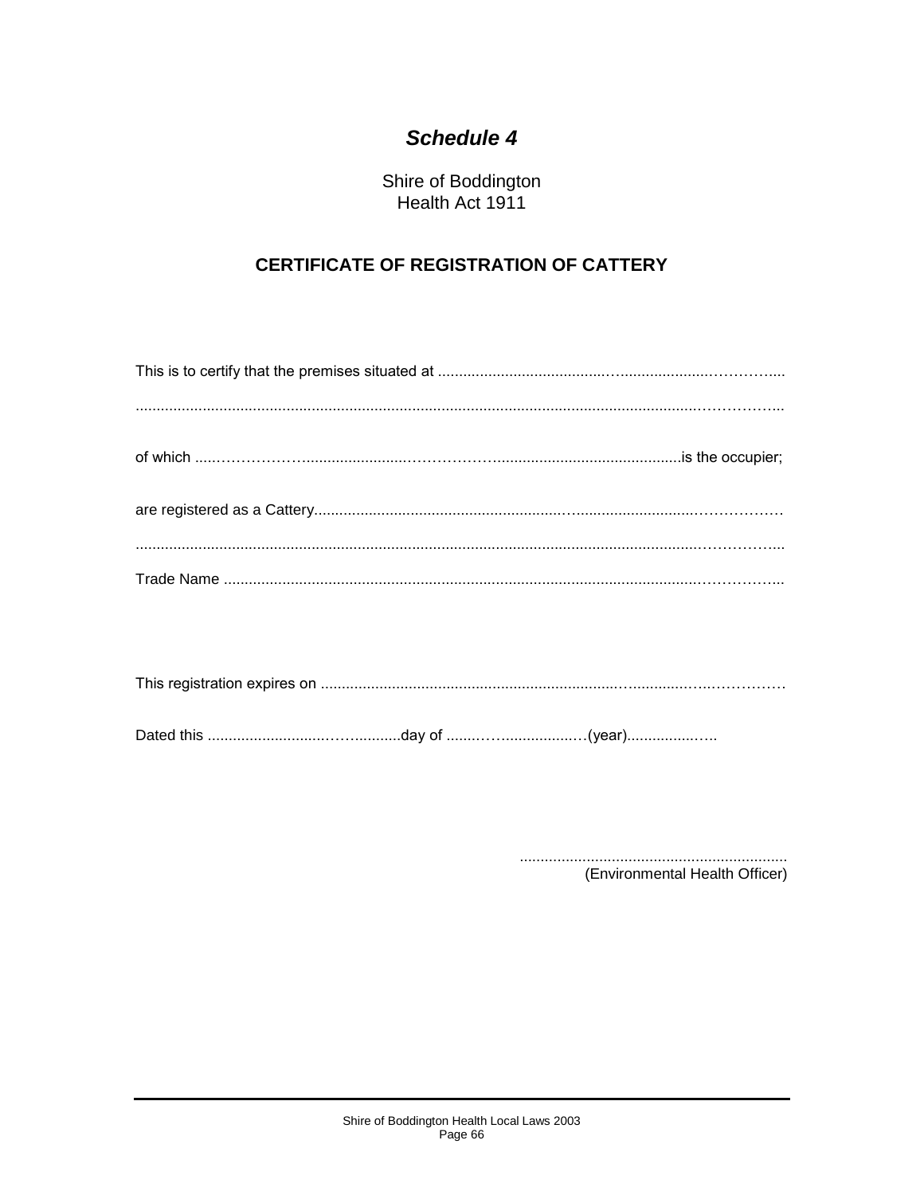# *Schedule 4*

Shire of Boddington
Health Act 1911

## CERTIFICATE OF REGISTRATION OF CATTERY

This is to certify that the premises situated at ..........................................................................

..........................................................................................................................................

of which ..........................................................................................is the occupier;

are registered as a Cattery..........................................................................................

..........................................................................................................................................

Trade Name ......................................................................................................................

This registration expires on ..........................................................................................

Dated this ..................................day of ..............................(year)...................

................................................................
(Environmental Health Officer)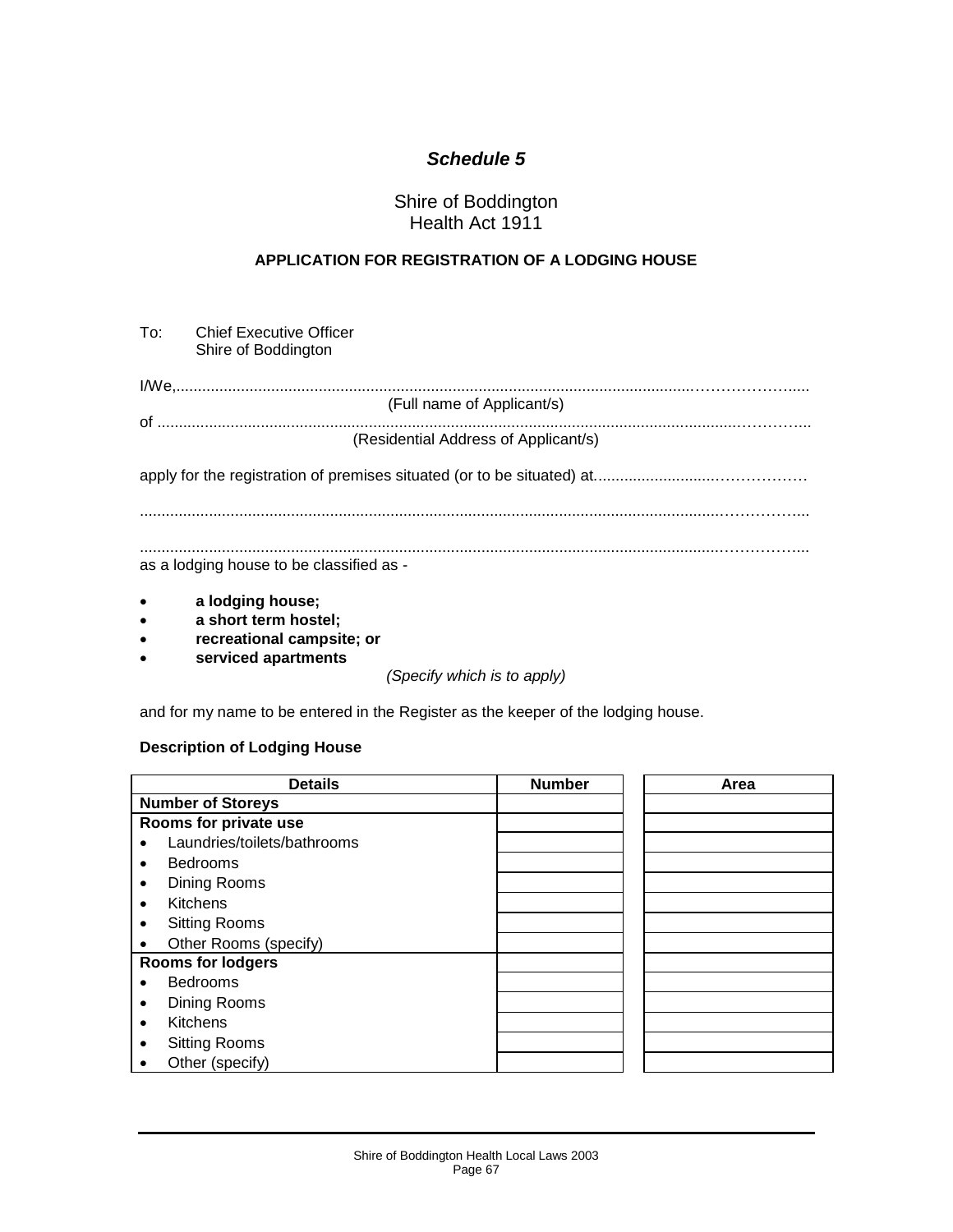# *Schedule 5*

Shire of Boddington
Health Act 1911

**APPLICATION FOR REGISTRATION OF A LODGING HOUSE**

To: Chief Executive Officer
Shire of Boddington

I/We,..........................................................................................................................................................
(Full name of Applicant/s)

of ...............................................................................................................................................................
(Residential Address of Applicant/s)

apply for the registration of premises situated (or to be situated) at...............................................

.....................................................................................................................................................................

.....................................................................................................................................................................

as a lodging house to be classified as -

- **a lodging house;**
- **a short term hostel;**
- **recreational campsite; or**
- **serviced apartments**

*(Specify which is to apply)*

and for my name to be entered in the Register as the keeper of the lodging house.

**Description of Lodging House**

| Details | Number | Area |
|---|---|---|
| **Number of Storeys** | | |
| **Rooms for private use** | | |
| • Laundries/toilets/bathrooms | | |
| • Bedrooms | | |
| • Dining Rooms | | |
| • Kitchens | | |
| • Sitting Rooms | | |
| • Other Rooms (specify) | | |
| **Rooms for lodgers** | | |
| • Bedrooms | | |
| • Dining Rooms | | |
| • Kitchens | | |
| • Sitting Rooms | | |
| • Other (specify) | | |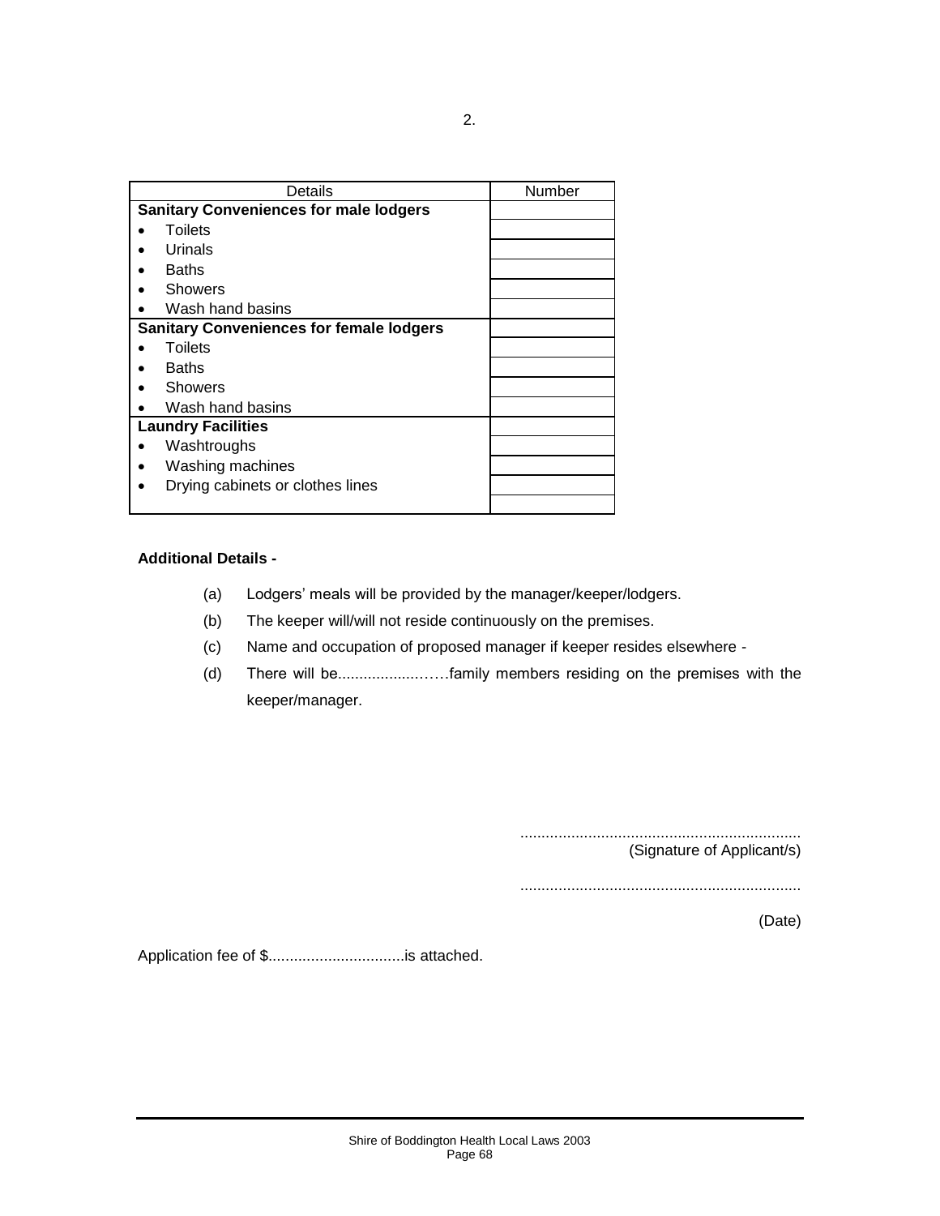| Details | Number |
| --- | --- |
| **Sanitary Conveniences for male lodgers** | |
| • Toilets | |
| • Urinals | |
| • Baths | |
| • Showers | |
| • Wash hand basins | |
| **Sanitary Conveniences for female lodgers** | |
| • Toilets | |
| • Baths | |
| • Showers | |
| • Wash hand basins | |
| **Laundry Facilities** | |
| • Washtroughs | |
| • Washing machines | |
| • Drying cabinets or clothes lines | |
| | |

**Additional Details -**

(a) Lodgers' meals will be provided by the manager/keeper/lodgers.

(b) The keeper will/will not reside continuously on the premises.

(c) Name and occupation of proposed manager if keeper resides elsewhere -

(d) There will be......................family members residing on the premises with the keeper/manager.

..................................................................
(Signature of Applicant/s)

..................................................................
(Date)

Application fee of $................................is attached.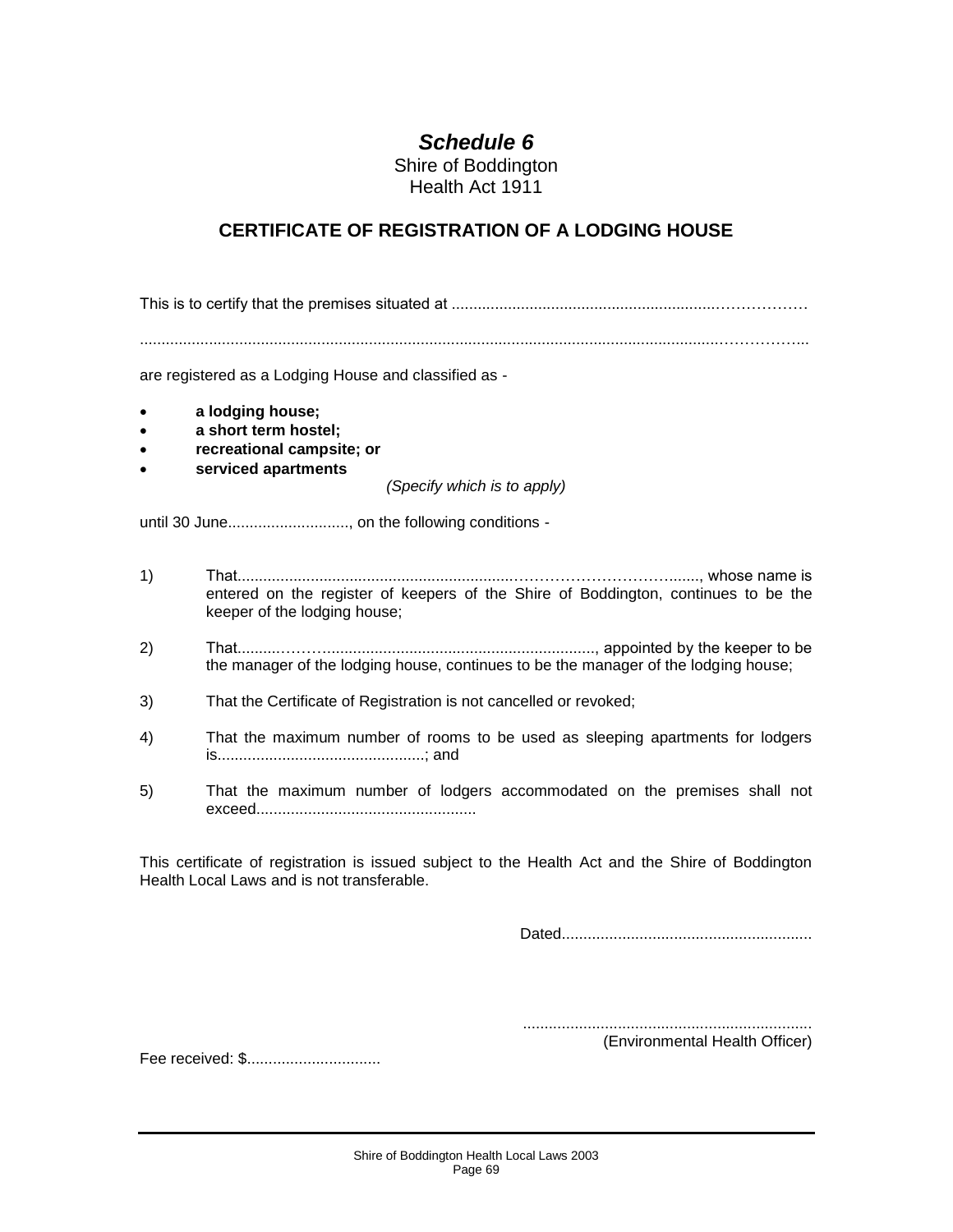## *Schedule 6*

Shire of Boddington
Health Act 1911

### CERTIFICATE OF REGISTRATION OF A LODGING HOUSE

This is to certify that the premises situated at ..............................................................………………

..........................................................................................................................................……………...

are registered as a Lodging House and classified as -

- **a lodging house;**
- **a short term hostel;**
- **recreational campsite; or**
- **serviced apartments**

*(Specify which is to apply)*

until 30 June............................, on the following conditions -

1) That.............................................................…………………………......., whose name is entered on the register of keepers of the Shire of Boddington, continues to be the keeper of the lodging house;

2) That..........……….............................................................., appointed by the keeper to be the manager of the lodging house, continues to be the manager of the lodging house;

3) That the Certificate of Registration is not cancelled or revoked;

4) That the maximum number of rooms to be used as sleeping apartments for lodgers is................................................; and

5) That the maximum number of lodgers accommodated on the premises shall not exceed...................................................

This certificate of registration is issued subject to the Health Act and the Shire of Boddington Health Local Laws and is not transferable.

Dated.........................................................

..................................................................
(Environmental Health Officer)

Fee received: $...............................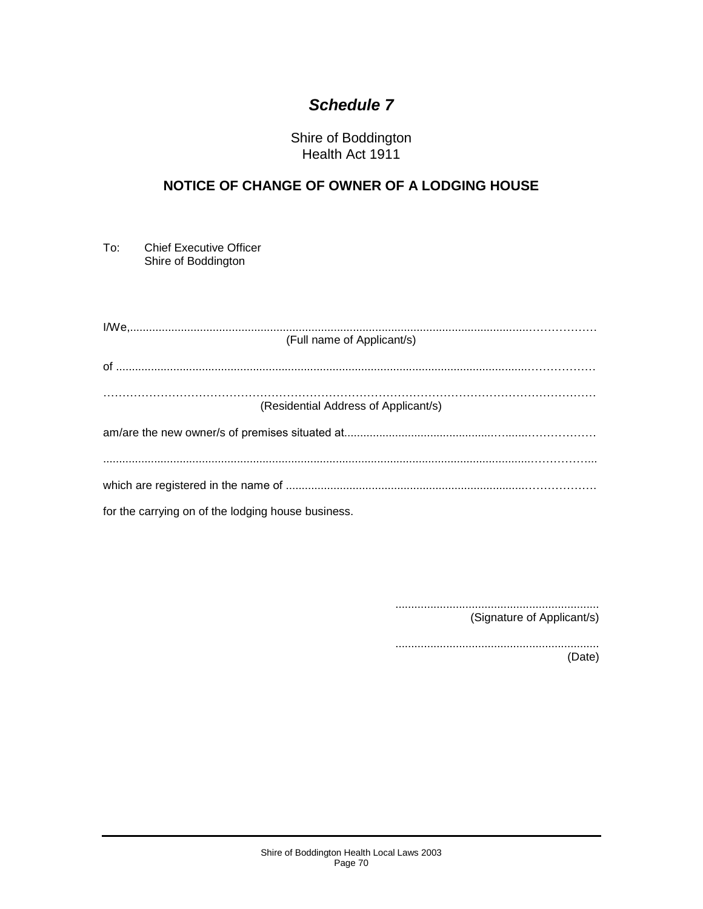# *Schedule 7*

Shire of Boddington
Health Act 1911

## NOTICE OF CHANGE OF OWNER OF A LODGING HOUSE

To: Chief Executive Officer
Shire of Boddington

I/We,..................................................................................................................................................
(Full name of Applicant/s)

of ......................................................................................................................................................

...........................................................................................................................................................
(Residential Address of Applicant/s)

am/are the new owner/s of premises situated at..........................................................................

...........................................................................................................................................................

which are registered in the name of ............................................................................................

for the carrying on of the lodging house business.

...............................................................
(Signature of Applicant/s)

...............................................................
(Date)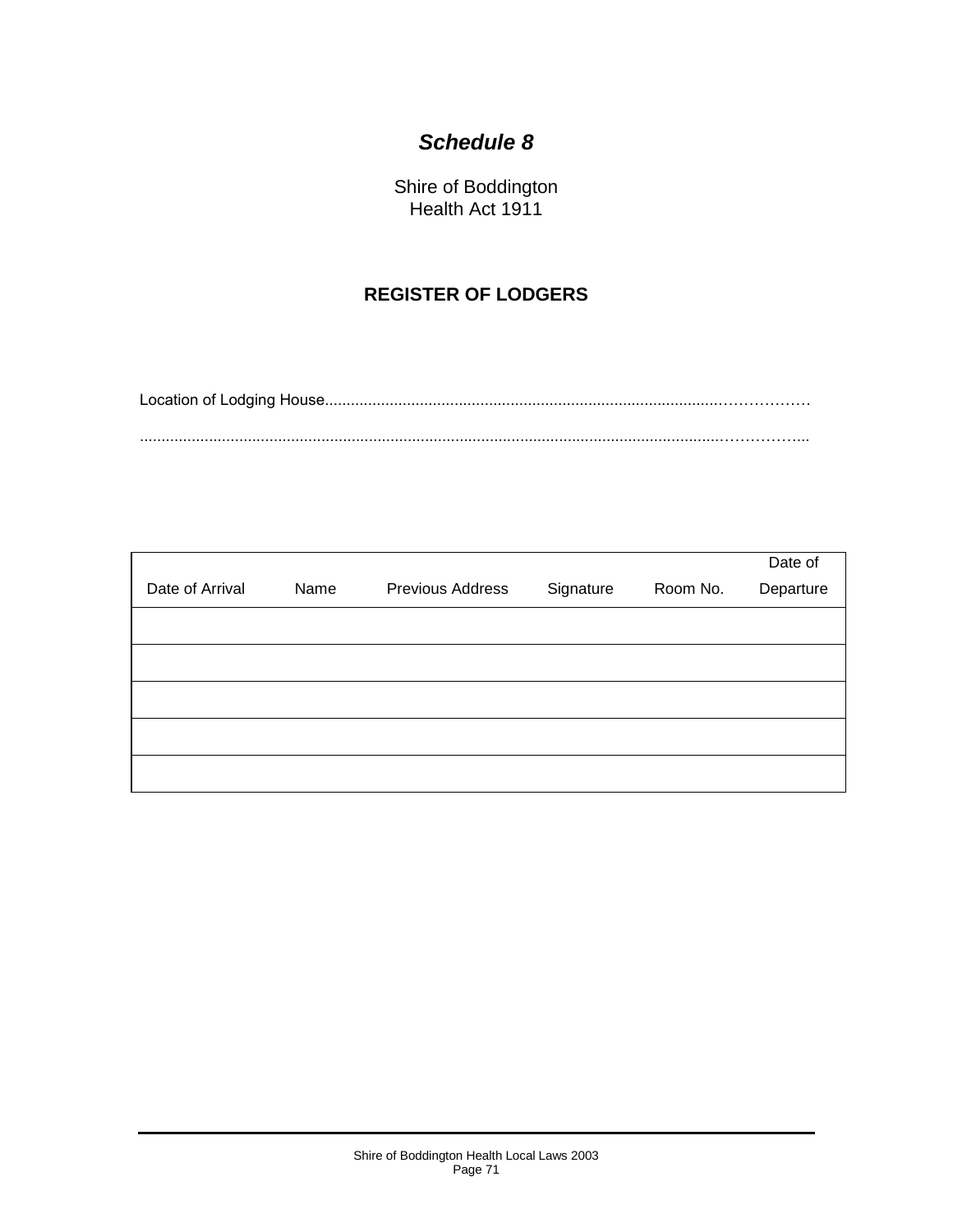# *Schedule 8*

Shire of Boddington
Health Act 1911

## REGISTER OF LODGERS

Location of Lodging House...................................................................................................………………

.......................................................................................................................................……………..

| Date of Arrival | Name | Previous Address | Signature | Room No. | Date of Departure |
|---|---|---|---|---|---|
| | | | | | |
| | | | | | |
| | | | | | |
| | | | | | |
| | | | | | |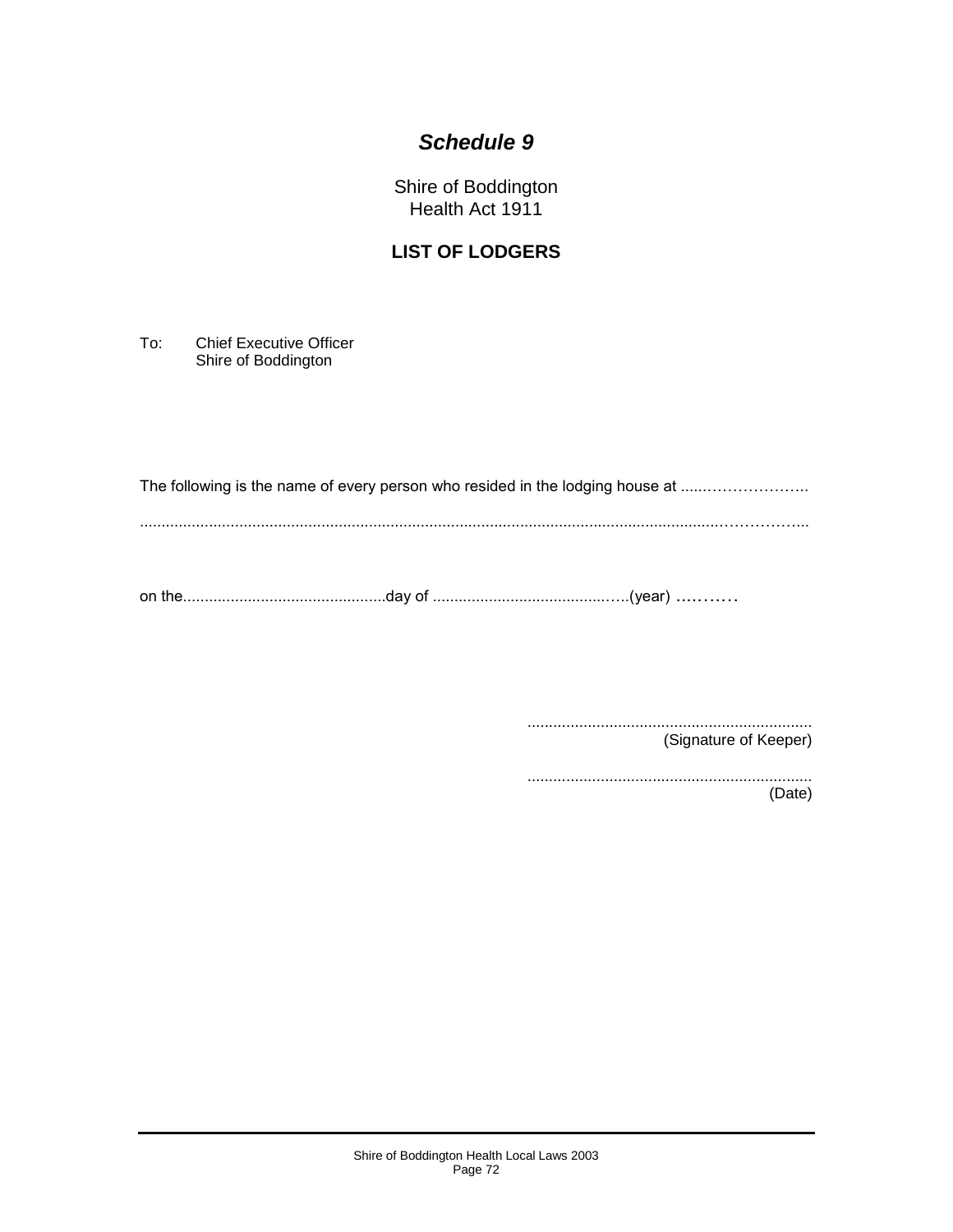# *Schedule 9*

Shire of Boddington
Health Act 1911

**LIST OF LODGERS**

To: Chief Executive Officer
Shire of Boddington

The following is the name of every person who resided in the lodging house at ............................

..............................................................................................................................................

on the...............................................day of ..............................................(year) ...........

..................................................................
(Signature of Keeper)

..................................................................
(Date)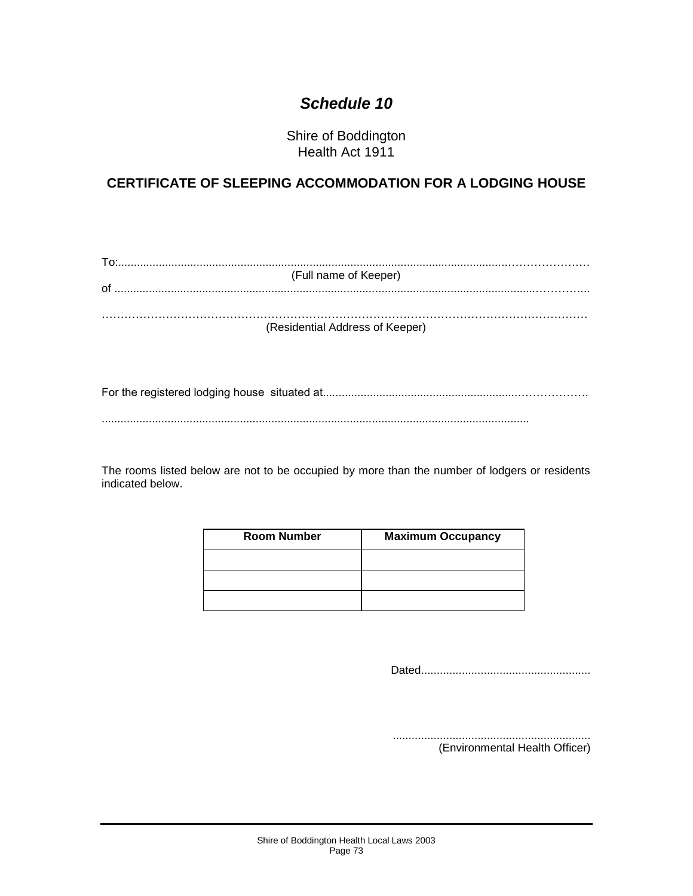## *Schedule 10*

Shire of Boddington
Health Act 1911

**CERTIFICATE OF SLEEPING ACCOMMODATION FOR A LODGING HOUSE**

To:...........................................................................................................................................
(Full name of Keeper)
of ............................................................................................................................................

…………………………………………………………………………………………………………
(Residential Address of Keeper)

For the registered lodging house situated at...................................................................……………….

......................................................................................................................................

The rooms listed below are not to be occupied by more than the number of lodgers or residents indicated below.

| Room Number | Maximum Occupancy |
|---|---|
| | |
| | |
| | |

Dated......................................................

..............................................................
(Environmental Health Officer)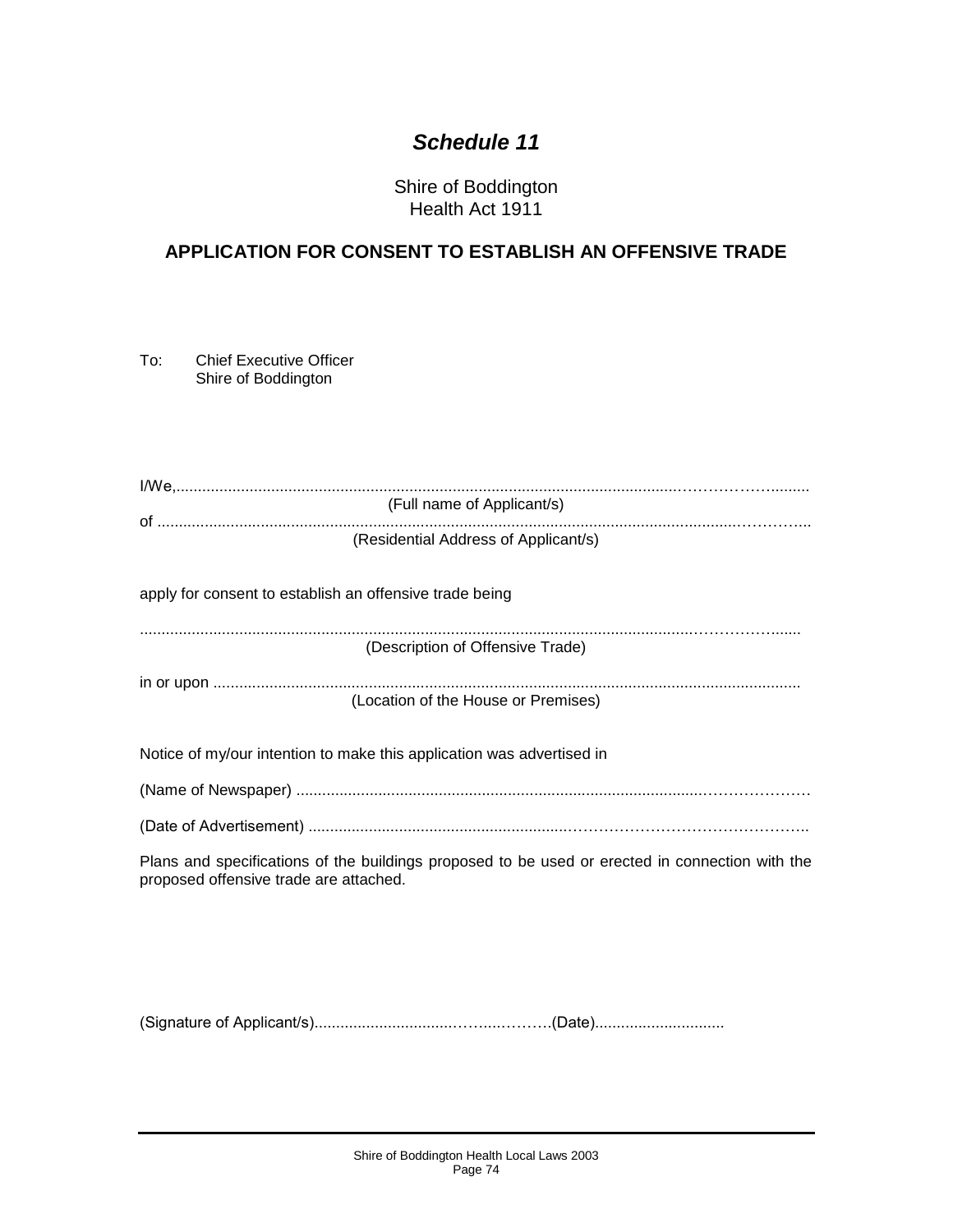# *Schedule 11*

Shire of Boddington
Health Act 1911

## APPLICATION FOR CONSENT TO ESTABLISH AN OFFENSIVE TRADE

To: Chief Executive Officer
Shire of Boddington

I/We,...........................................................................................................................................

(Full name of Applicant/s)

of ...............................................................................................................................................

(Residential Address of Applicant/s)

apply for consent to establish an offensive trade being

.....................................................................................................................................................

(Description of Offensive Trade)

in or upon ....................................................................................................................................

(Location of the House or Premises)

Notice of my/our intention to make this application was advertised in

(Name of Newspaper) .....................................................................................................

(Date of Advertisement) ...................................................................................................

Plans and specifications of the buildings proposed to be used or erected in connection with the proposed offensive trade are attached.

(Signature of Applicant/s)..........................................(Date)..............................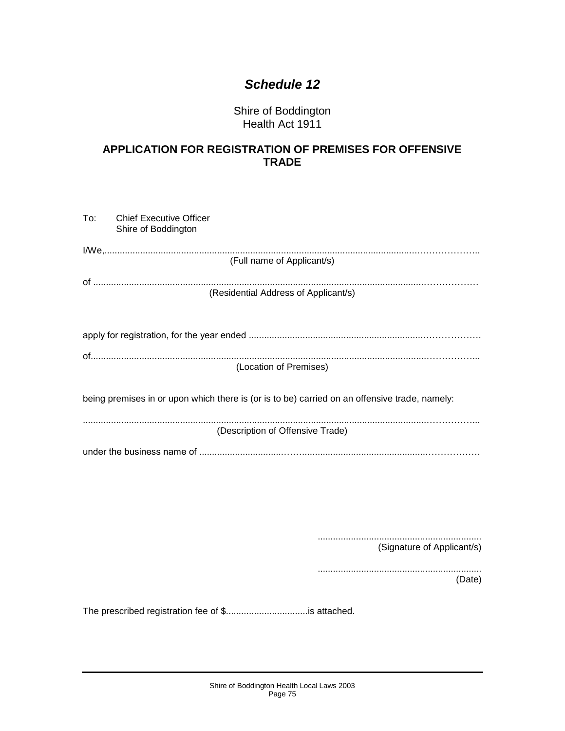# *Schedule 12*

Shire of Boddington
Health Act 1911

## APPLICATION FOR REGISTRATION OF PREMISES FOR OFFENSIVE TRADE

To: Chief Executive Officer
Shire of Boddington

I/We,.......................................................................................................................................

(Full name of Applicant/s)

of ..........................................................................................................................................

(Residential Address of Applicant/s)

apply for registration, for the year ended ..........................................................................

of............................................................................................................................................

(Location of Premises)

being premises in or upon which there is (or is to be) carried on an offensive trade, namely:

..............................................................................................................................................

(Description of Offensive Trade)

under the business name of ..................................................................................................

................................................................
(Signature of Applicant/s)

................................................................
(Date)

The prescribed registration fee of $................................is attached.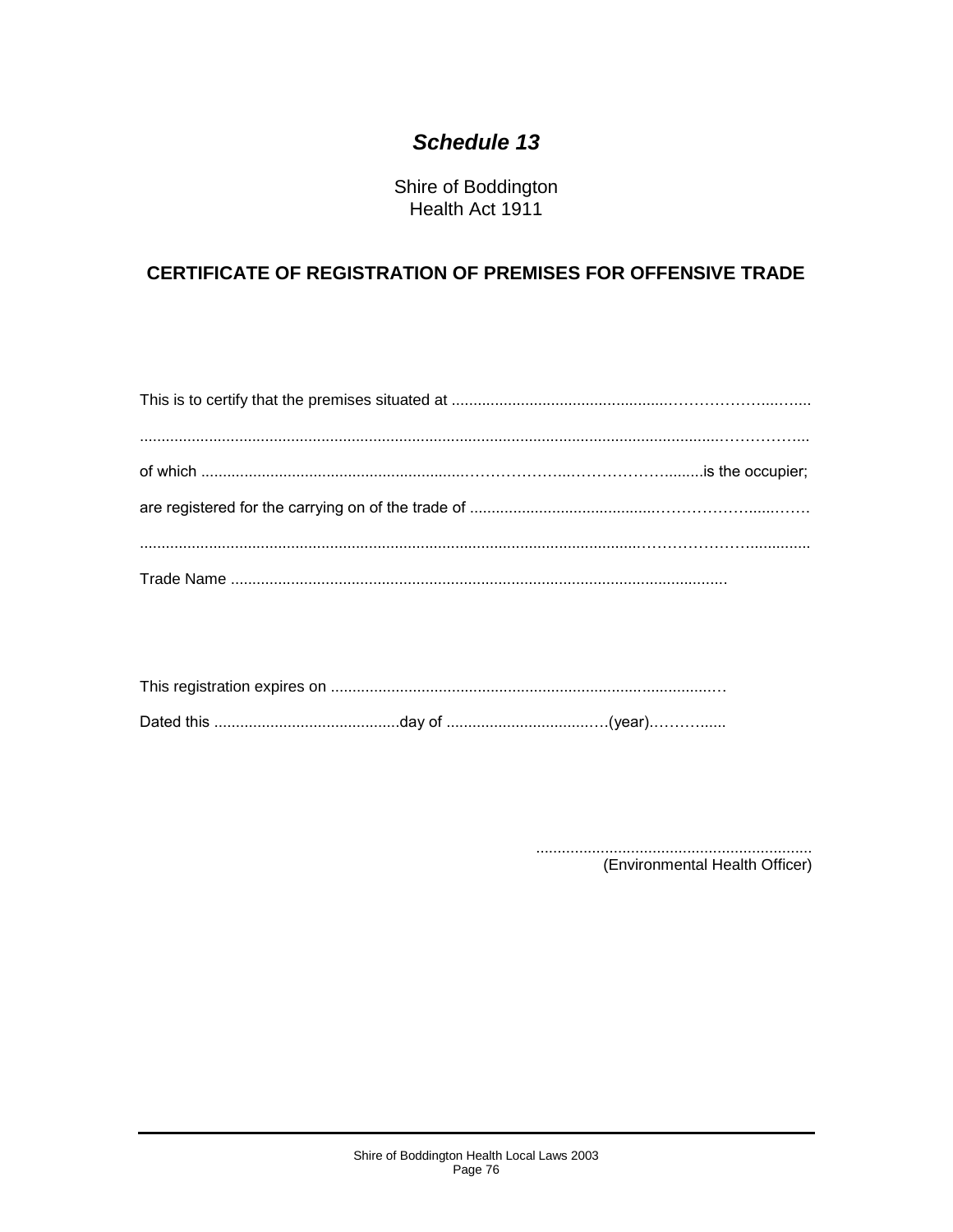# *Schedule 13*

Shire of Boddington
Health Act 1911

## CERTIFICATE OF REGISTRATION OF PREMISES FOR OFFENSIVE TRADE

This is to certify that the premises situated at ......................................................................

..........................................................................................................................................

of which ....................................................................................................is the occupier;

are registered for the carrying on of the trade of ..............................................................

..........................................................................................................................................

Trade Name ...................................................................................................................

This registration expires on ...........................................................................................

Dated this ...........................................day of ......................................(year)...............

...............................................................
(Environmental Health Officer)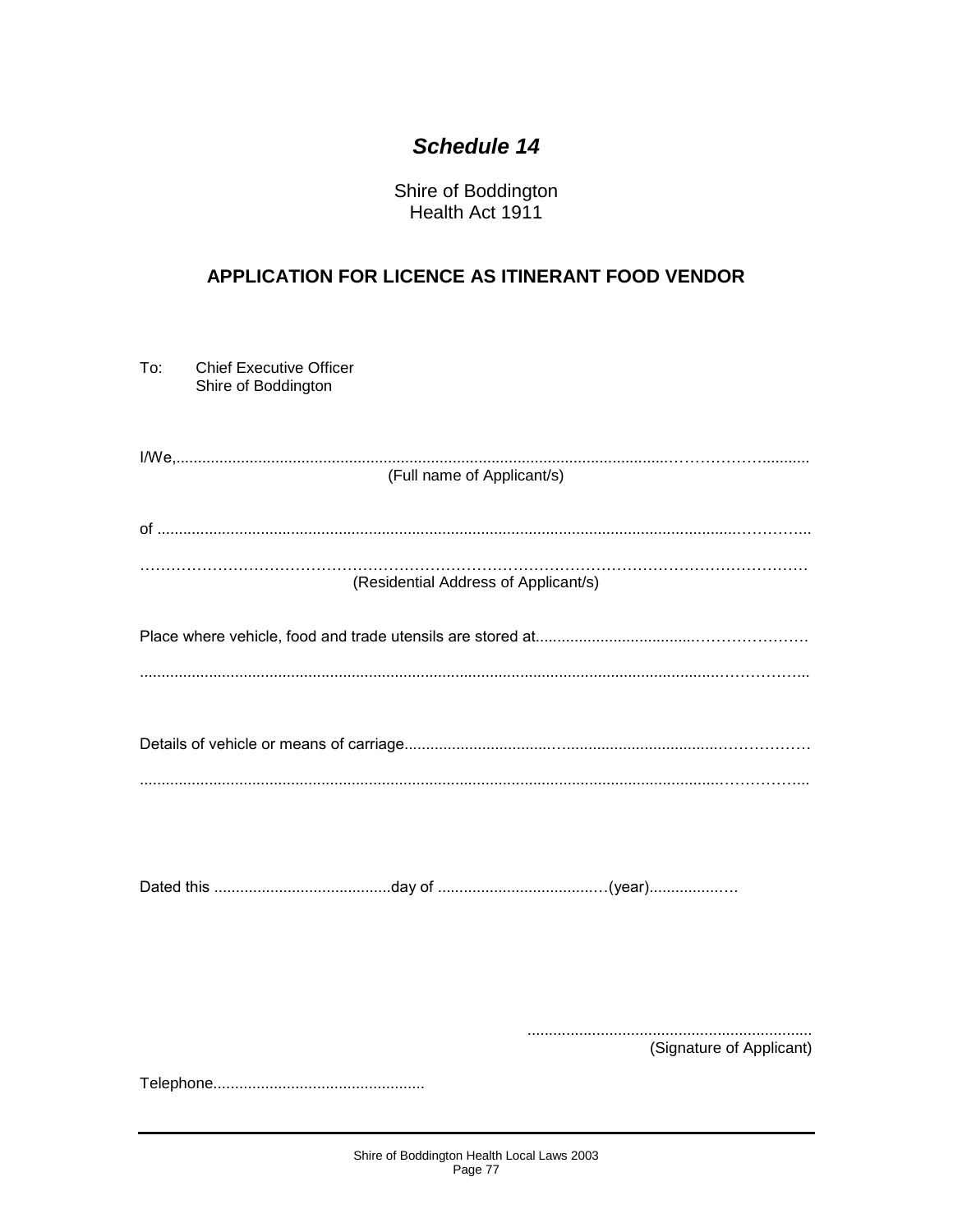## *Schedule 14*

Shire of Boddington
Health Act 1911

## APPLICATION FOR LICENCE AS ITINERANT FOOD VENDOR

To: Chief Executive Officer
Shire of Boddington

I/We,.......................................................................................................................................

(Full name of Applicant/s)

of ..........................................................................................................................................

..............................................................................................................................................

(Residential Address of Applicant/s)

Place where vehicle, food and trade utensils are stored at......................................................

..............................................................................................................................................

Details of vehicle or means of carriage....................................................................................

..............................................................................................................................................

Dated this .........................................day of ......................................(year)...................

.................................................................
(Signature of Applicant)

Telephone.................................................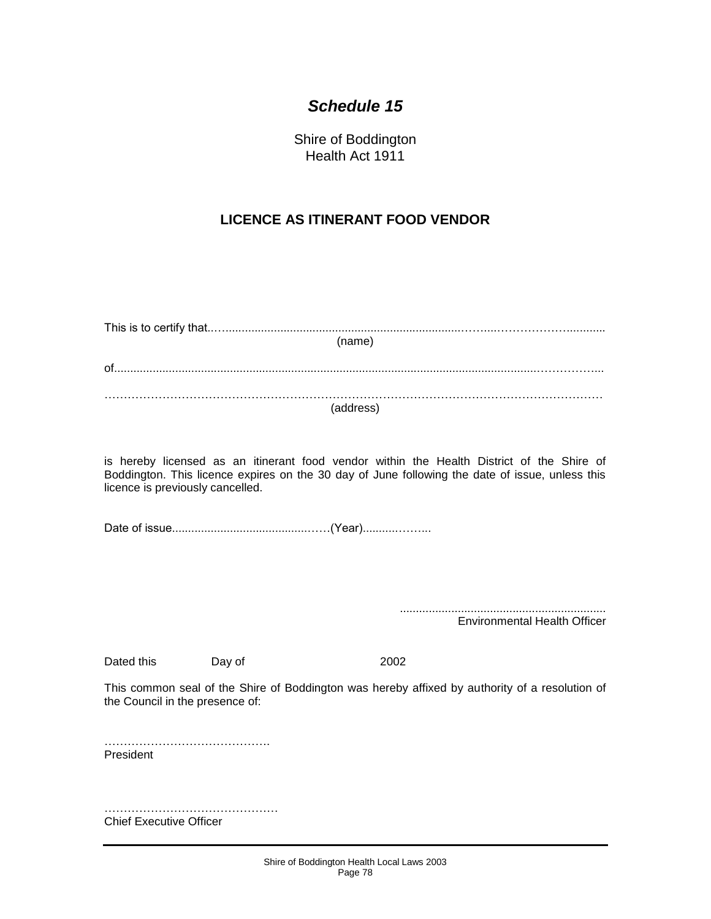# *Schedule 15*

Shire of Boddington
Health Act 1911

## LICENCE AS ITINERANT FOOD VENDOR

This is to certify that..…..........................................................................……...……………….........
(name)

of.......................................................................................................................................……………..

……………………………………………………………………………………………………………
(address)

is hereby licensed as an itinerant food vendor within the Health District of the Shire of Boddington. This licence expires on the 30 day of June following the date of issue, unless this licence is previously cancelled.

Date of issue..............................................……(Year)..........……...

...............................................................
Environmental Health Officer

Dated this Day of 2002

This common seal of the Shire of Boddington was hereby affixed by authority of a resolution of the Council in the presence of:

…………………………………….
President

………………………………………
Chief Executive Officer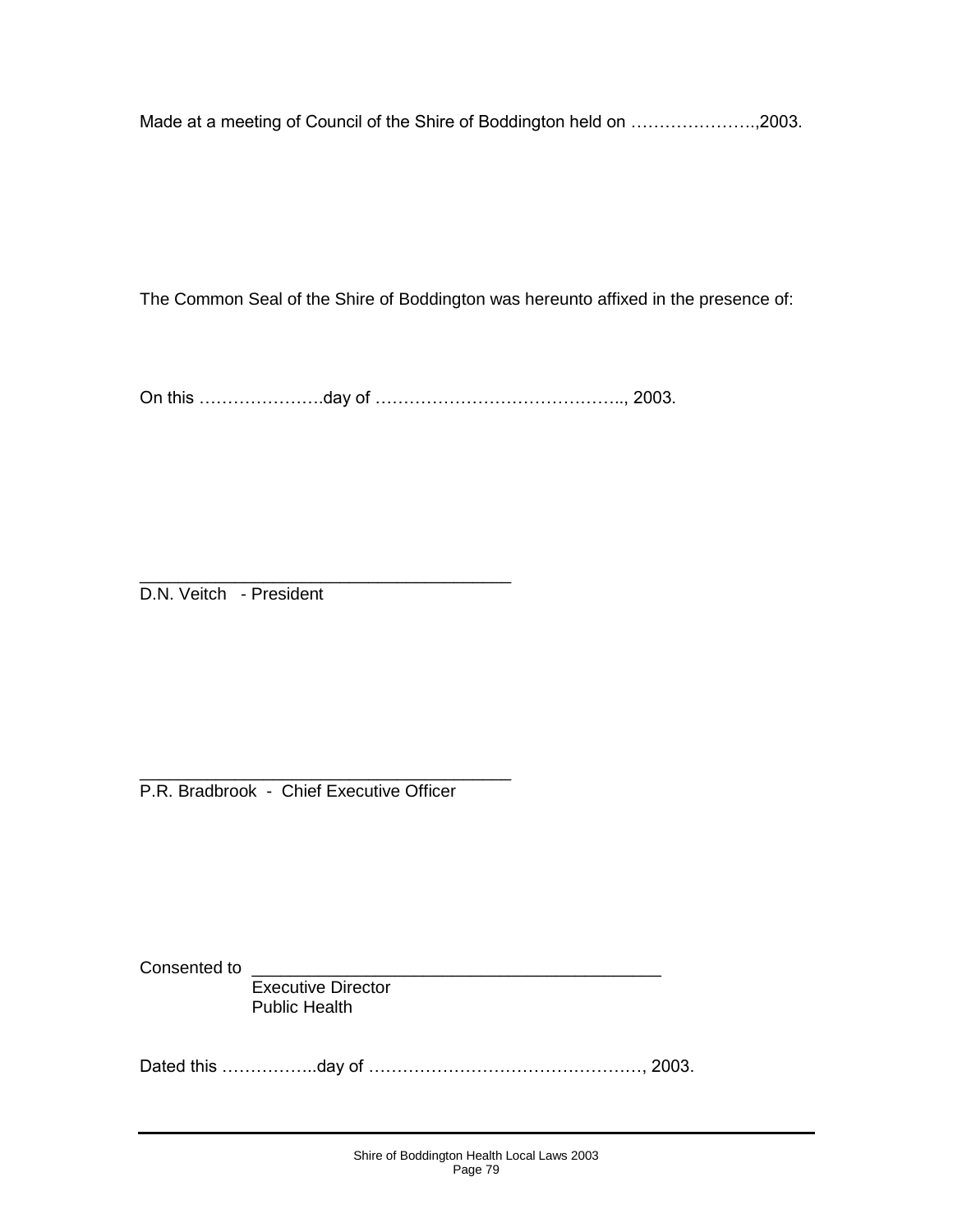Made at a meeting of Council of the Shire of Boddington held on ………………….,2003.

The Common Seal of the Shire of Boddington was hereunto affixed in the presence of:

On this ………………….day of …………………………………….., 2003.

\_\_\_\_\_\_\_\_\_\_\_\_\_\_\_\_\_\_\_\_\_\_\_\_\_\_\_\_\_\_\_\_\_\_\_\_\_\_\_

D.N. Veitch - President

\_\_\_\_\_\_\_\_\_\_\_\_\_\_\_\_\_\_\_\_\_\_\_\_\_\_\_\_\_\_\_\_\_\_\_\_\_\_\_

P.R. Bradbrook - Chief Executive Officer

Consented to \_\_\_\_\_\_\_\_\_\_\_\_\_\_\_\_\_\_\_\_\_\_\_\_\_\_\_\_\_\_\_\_\_\_\_\_\_\_\_\_\_\_\_

Executive Director
Public Health

Dated this ……………..day of …………………………………………, 2003.